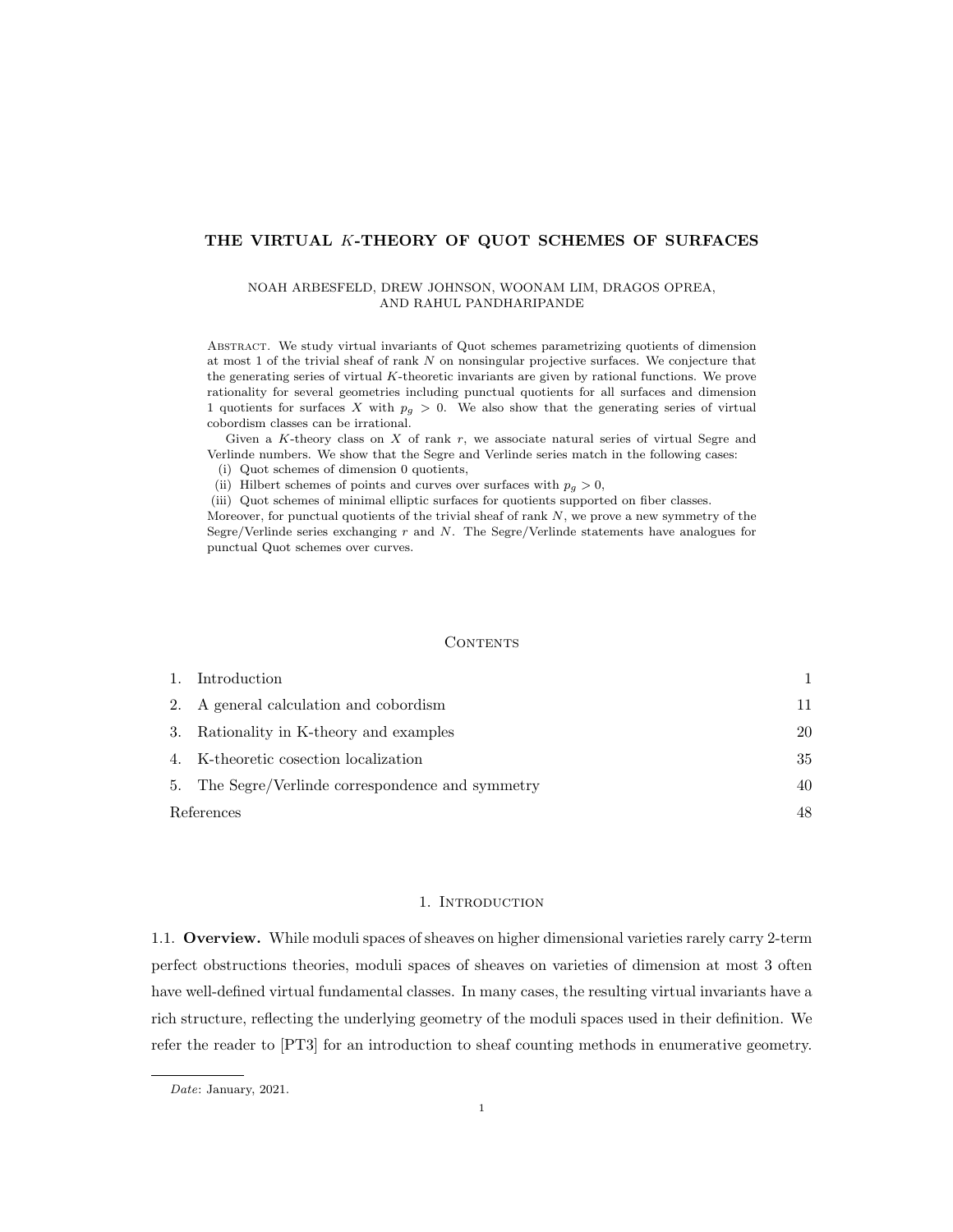# THE VIRTUAL $K$-THEORY OF QUOT SCHEMES OF SURFACES

NOAH ARBESFELD, DREW JOHNSON, WOONAM LIM, DRAGOS OPREA, AND RAHUL PANDHARIPANDE

Abstract. We study virtual invariants of Quot schemes parametrizing quotients of dimension at most 1 of the trivial sheaf of rank $N$ on nonsingular projective surfaces. We conjecture that the generating series of virtual $K$-theoretic invariants are given by rational functions. We prove rationality for several geometries including punctual quotients for all surfaces and dimension 1 quotients for surfaces $X$ with $p_g > 0$. We also show that the generating series of virtual cobordism classes can be irrational.

Given a $K$-theory class on $X$ of rank $r$, we associate natural series of virtual Segre and Verlinde numbers. We show that the Segre and Verlinde series match in the following cases:

(i) Quot schemes of dimension 0 quotients,

(ii) Hilbert schemes of points and curves over surfaces with $p_g > 0$,

(iii) Quot schemes of minimal elliptic surfaces for quotients supported on fiber classes.

Moreover, for punctual quotients of the trivial sheaf of rank $N$, we prove a new symmetry of the Segre/Verlinde series exchanging $r$ and $N$. The Segre/Verlinde statements have analogues for punctual Quot schemes over curves.

## Contents

| | | |
|---|---|---|
| 1. | Introduction | 1 |
| 2. | A general calculation and cobordism | 11 |
| 3. | Rationality in K-theory and examples | 20 |
| 4. | K-theoretic cosection localization | 35 |
| 5. | The Segre/Verlinde correspondence and symmetry | 40 |
| | References | 48 |

## 1. Introduction

1.1. **Overview.** While moduli spaces of sheaves on higher dimensional varieties rarely carry 2-term perfect obstructions theories, moduli spaces of sheaves on varieties of dimension at most 3 often have well-defined virtual fundamental classes. In many cases, the resulting virtual invariants have a rich structure, reflecting the underlying geometry of the moduli spaces used in their definition. We refer the reader to [PT3] for an introduction to sheaf counting methods in enumerative geometry.

*Date*: January, 2021.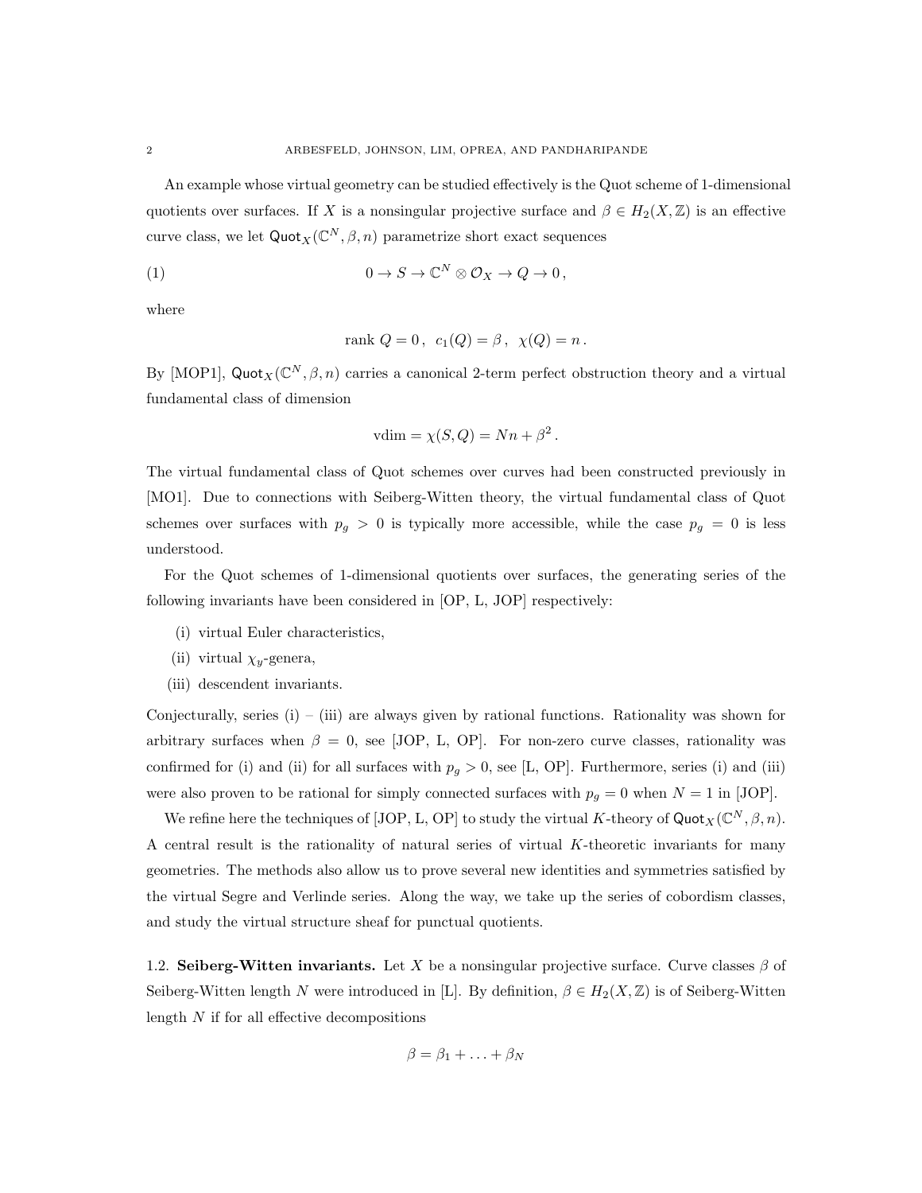An example whose virtual geometry can be studied effectively is the Quot scheme of 1-dimensional quotients over surfaces. If $X$ is a nonsingular projective surface and $\beta \in H_2(X, \mathbb{Z})$ is an effective curve class, we let $\mathsf{Quot}_X(\mathbb{C}^N, \beta, n)$ parametrize short exact sequences

$$0 \to S \to \mathbb{C}^N \otimes \mathcal{O}_X \to Q \to 0\,, \tag{1}$$

where

$$\operatorname{rank} Q = 0\,,\ \ c_1(Q) = \beta\,,\ \ \chi(Q) = n\,.$$

By [MOP1], $\mathsf{Quot}_X(\mathbb{C}^N, \beta, n)$ carries a canonical 2-term perfect obstruction theory and a virtual fundamental class of dimension

$$\mathrm{vdim} = \chi(S, Q) = Nn + \beta^2\,.$$

The virtual fundamental class of Quot schemes over curves had been constructed previously in [MO1]. Due to connections with Seiberg-Witten theory, the virtual fundamental class of Quot schemes over surfaces with $p_g > 0$ is typically more accessible, while the case $p_g = 0$ is less understood.

For the Quot schemes of 1-dimensional quotients over surfaces, the generating series of the following invariants have been considered in [OP, L, JOP] respectively:

(i) virtual Euler characteristics,
(ii) virtual $\chi_y$-genera,
(iii) descendent invariants.

Conjecturally, series (i) – (iii) are always given by rational functions. Rationality was shown for arbitrary surfaces when $\beta = 0$, see [JOP, L, OP]. For non-zero curve classes, rationality was confirmed for (i) and (ii) for all surfaces with $p_g > 0$, see [L, OP]. Furthermore, series (i) and (iii) were also proven to be rational for simply connected surfaces with $p_g = 0$ when $N = 1$ in [JOP].

We refine here the techniques of [JOP, L, OP] to study the virtual $K$-theory of $\mathsf{Quot}_X(\mathbb{C}^N, \beta, n)$. A central result is the rationality of natural series of virtual $K$-theoretic invariants for many geometries. The methods also allow us to prove several new identities and symmetries satisfied by the virtual Segre and Verlinde series. Along the way, we take up the series of cobordism classes, and study the virtual structure sheaf for punctual quotients.

### 1.2. Seiberg-Witten invariants.

Let $X$ be a nonsingular projective surface. Curve classes $\beta$ of Seiberg-Witten length $N$ were introduced in [L]. By definition, $\beta \in H_2(X, \mathbb{Z})$ is of Seiberg-Witten length $N$ if for all effective decompositions

$$\beta = \beta_1 + \ldots + \beta_N$$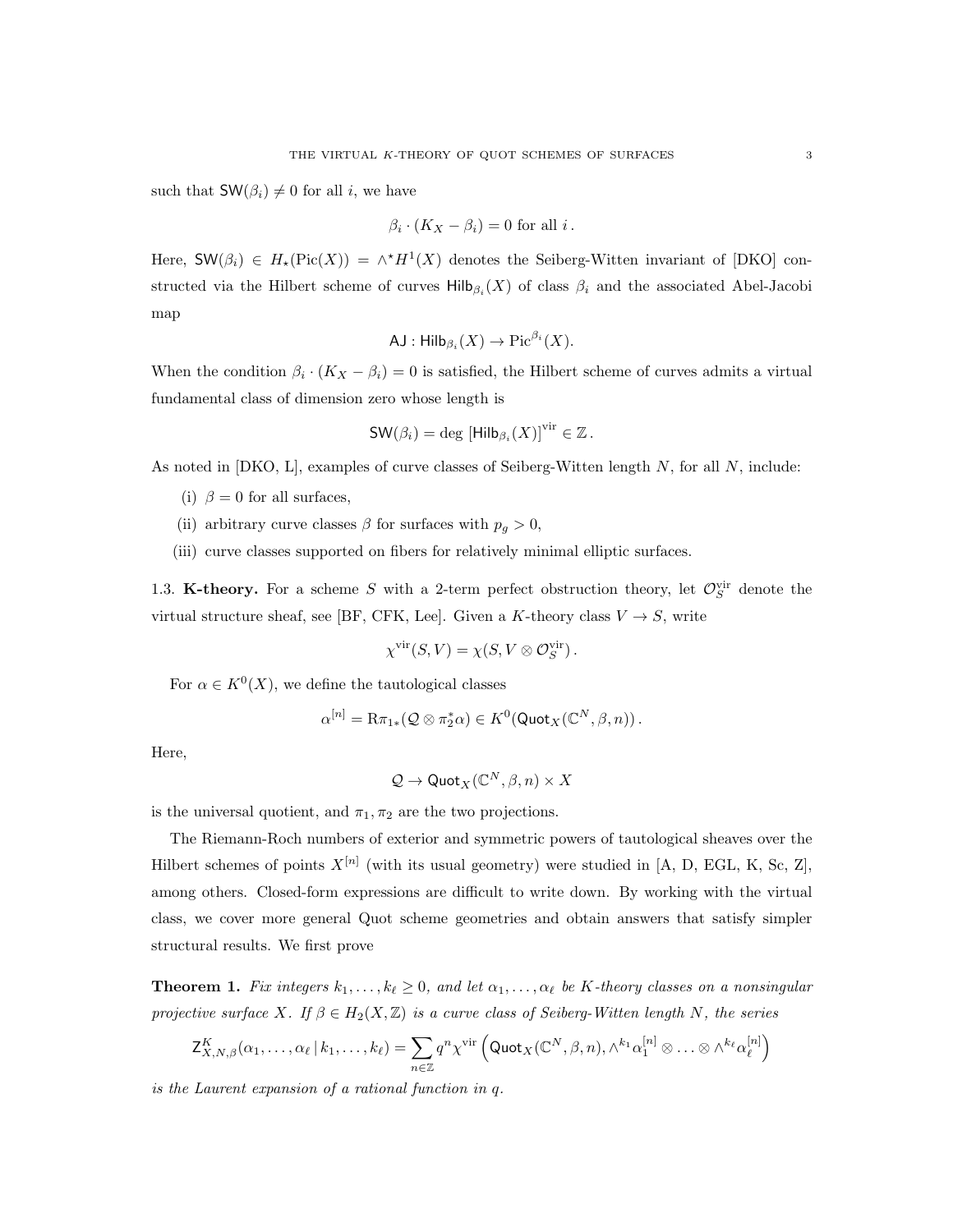such that $\mathsf{SW}(\beta_i) \neq 0$ for all $i$, we have

$$\beta_i \cdot (K_X - \beta_i) = 0 \text{ for all } i\,.$$

Here, $\mathsf{SW}(\beta_i) \in H_\star(\mathrm{Pic}(X)) = \wedge^\star H^1(X)$ denotes the Seiberg-Witten invariant of [DKO] constructed via the Hilbert scheme of curves $\mathsf{Hilb}_{\beta_i}(X)$ of class $\beta_i$ and the associated Abel-Jacobi map

$$\mathsf{AJ} : \mathsf{Hilb}_{\beta_i}(X) \to \mathrm{Pic}^{\beta_i}(X).$$

When the condition $\beta_i \cdot (K_X - \beta_i) = 0$ is satisfied, the Hilbert scheme of curves admits a virtual fundamental class of dimension zero whose length is

$$\mathsf{SW}(\beta_i) = \deg\, [\mathsf{Hilb}_{\beta_i}(X)]^{\mathrm{vir}} \in \mathbb{Z}\,.$$

As noted in [DKO, L], examples of curve classes of Seiberg-Witten length $N$, for all $N$, include:

(i) $\beta = 0$ for all surfaces,

(ii) arbitrary curve classes $\beta$ for surfaces with $p_g > 0$,

(iii) curve classes supported on fibers for relatively minimal elliptic surfaces.

1.3. **K-theory.** For a scheme $S$ with a 2-term perfect obstruction theory, let $\mathcal{O}_S^{\mathrm{vir}}$ denote the virtual structure sheaf, see [BF, CFK, Lee]. Given a $K$-theory class $V \to S$, write

$$\chi^{\mathrm{vir}}(S, V) = \chi(S, V \otimes \mathcal{O}_S^{\mathrm{vir}})\,.$$

For $\alpha \in K^0(X)$, we define the tautological classes

$$\alpha^{[n]} = \mathrm{R}\pi_{1*}(\mathcal{Q} \otimes \pi_2^* \alpha) \in K^0(\mathsf{Quot}_X(\mathbb{C}^N, \beta, n))\,.$$

Here,

$$\mathcal{Q} \to \mathsf{Quot}_X(\mathbb{C}^N, \beta, n) \times X$$

is the universal quotient, and $\pi_1, \pi_2$ are the two projections.

The Riemann-Roch numbers of exterior and symmetric powers of tautological sheaves over the Hilbert schemes of points $X^{[n]}$ (with its usual geometry) were studied in [A, D, EGL, K, Sc, Z], among others. Closed-form expressions are difficult to write down. By working with the virtual class, we cover more general Quot scheme geometries and obtain answers that satisfy simpler structural results. We first prove

**Theorem 1.** *Fix integers $k_1, \ldots, k_\ell \geq 0$, and let $\alpha_1, \ldots, \alpha_\ell$ be $K$-theory classes on a nonsingular projective surface $X$. If $\beta \in H_2(X, \mathbb{Z})$ is a curve class of Seiberg-Witten length $N$, the series*

$$\mathsf{Z}^K_{X,N,\beta}(\alpha_1, \ldots, \alpha_\ell \,|\, k_1, \ldots, k_\ell) = \sum_{n \in \mathbb{Z}} q^n \chi^{\mathrm{vir}}\left(\mathsf{Quot}_X(\mathbb{C}^N, \beta, n), \wedge^{k_1}\alpha_1^{[n]} \otimes \ldots \otimes \wedge^{k_\ell}\alpha_\ell^{[n]}\right)$$

*is the Laurent expansion of a rational function in $q$.*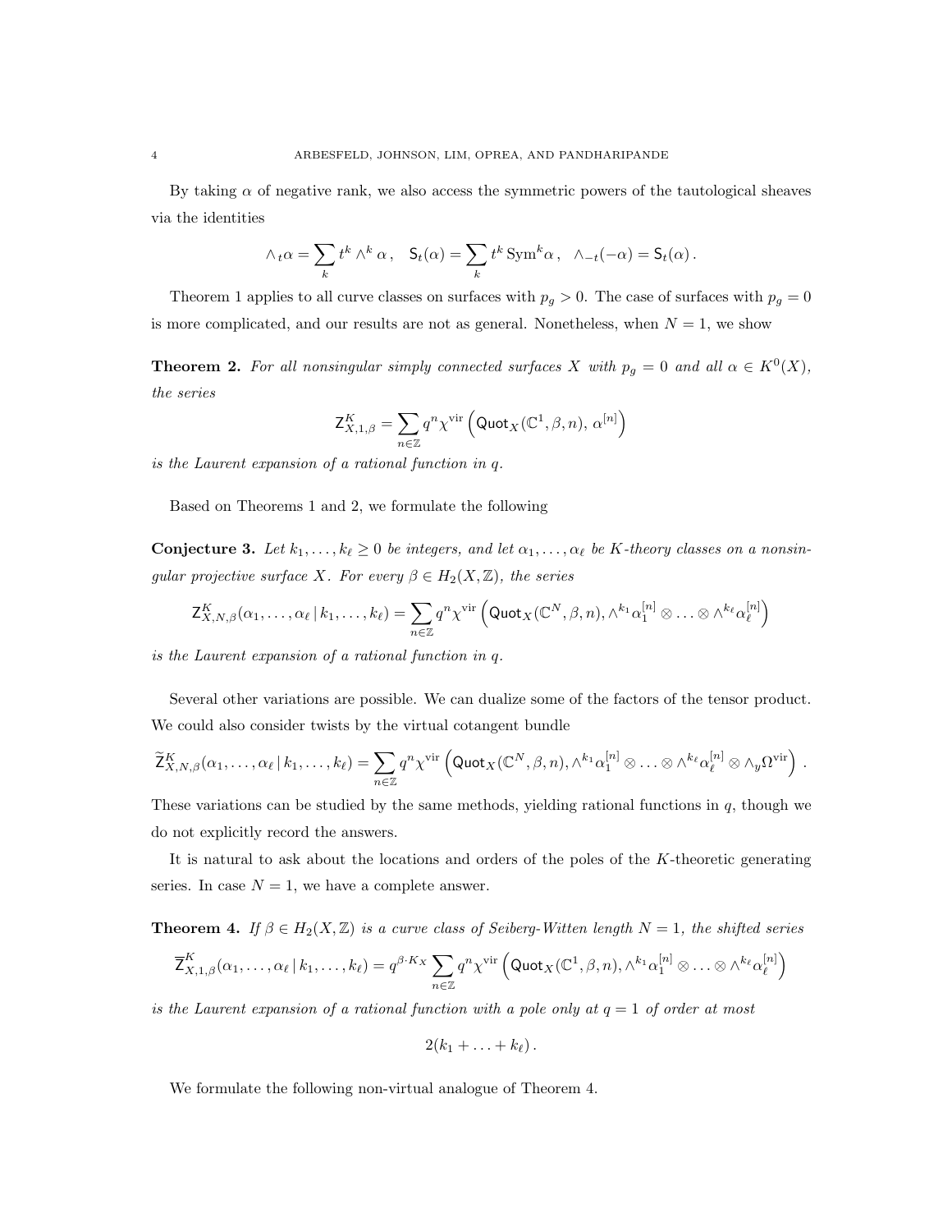By taking $\alpha$ of negative rank, we also access the symmetric powers of the tautological sheaves via the identities

$$\wedge_t \alpha = \sum_k t^k \wedge^k \alpha\,, \quad \mathsf{S}_t(\alpha) = \sum_k t^k \operatorname{Sym}^k \alpha\,, \quad \wedge_{-t}(-\alpha) = \mathsf{S}_t(\alpha)\,.$$

Theorem 1 applies to all curve classes on surfaces with $p_g > 0$. The case of surfaces with $p_g = 0$ is more complicated, and our results are not as general. Nonetheless, when $N = 1$, we show

**Theorem 2.** *For all nonsingular simply connected surfaces $X$ with $p_g = 0$ and all $\alpha \in K^0(X)$, the series*

$$\mathsf{Z}^K_{X,1,\beta} = \sum_{n \in \mathbb{Z}} q^n \chi^{\mathrm{vir}} \left( \mathsf{Quot}_X(\mathbb{C}^1, \beta, n),\, \alpha^{[n]} \right)$$

*is the Laurent expansion of a rational function in $q$.*

Based on Theorems 1 and 2, we formulate the following

**Conjecture 3.** *Let $k_1, \ldots, k_\ell \geq 0$ be integers, and let $\alpha_1, \ldots, \alpha_\ell$ be K-theory classes on a nonsingular projective surface $X$. For every $\beta \in H_2(X, \mathbb{Z})$, the series*

$$\mathsf{Z}^K_{X,N,\beta}(\alpha_1, \ldots, \alpha_\ell \,|\, k_1, \ldots, k_\ell) = \sum_{n \in \mathbb{Z}} q^n \chi^{\mathrm{vir}} \left( \mathsf{Quot}_X(\mathbb{C}^N, \beta, n), \wedge^{k_1} \alpha_1^{[n]} \otimes \ldots \otimes \wedge^{k_\ell} \alpha_\ell^{[n]} \right)$$

*is the Laurent expansion of a rational function in $q$.*

Several other variations are possible. We can dualize some of the factors of the tensor product. We could also consider twists by the virtual cotangent bundle

$$\widetilde{\mathsf{Z}}^K_{X,N,\beta}(\alpha_1, \ldots, \alpha_\ell \,|\, k_1, \ldots, k_\ell) = \sum_{n \in \mathbb{Z}} q^n \chi^{\mathrm{vir}} \left( \mathsf{Quot}_X(\mathbb{C}^N, \beta, n), \wedge^{k_1} \alpha_1^{[n]} \otimes \ldots \otimes \wedge^{k_\ell} \alpha_\ell^{[n]} \otimes \wedge_y \Omega^{\mathrm{vir}} \right)\,.$$

These variations can be studied by the same methods, yielding rational functions in $q$, though we do not explicitly record the answers.

It is natural to ask about the locations and orders of the poles of the $K$-theoretic generating series. In case $N = 1$, we have a complete answer.

**Theorem 4.** *If $\beta \in H_2(X, \mathbb{Z})$ is a curve class of Seiberg-Witten length $N = 1$, the shifted series*

$$\overline{\mathsf{Z}}^K_{X,1,\beta}(\alpha_1, \ldots, \alpha_\ell \,|\, k_1, \ldots, k_\ell) = q^{\beta \cdot K_X} \sum_{n \in \mathbb{Z}} q^n \chi^{\mathrm{vir}} \left( \mathsf{Quot}_X(\mathbb{C}^1, \beta, n), \wedge^{k_1} \alpha_1^{[n]} \otimes \ldots \otimes \wedge^{k_\ell} \alpha_\ell^{[n]} \right)$$

*is the Laurent expansion of a rational function with a pole only at $q = 1$ of order at most*

$$2(k_1 + \ldots + k_\ell)\,.$$

We formulate the following non-virtual analogue of Theorem 4.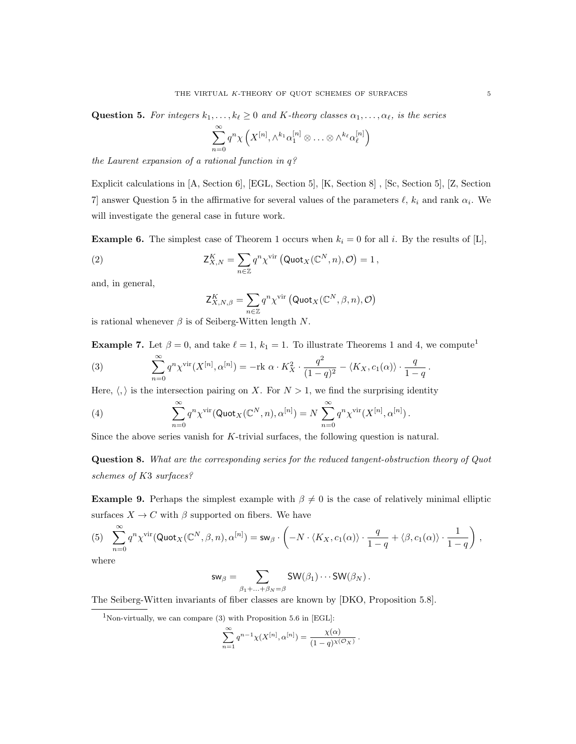**Question 5.** *For integers $k_1, \ldots, k_\ell \geq 0$ and K-theory classes $\alpha_1, \ldots, \alpha_\ell$, is the series*

$$\sum_{n=0}^{\infty} q^n \chi \left( X^{[n]}, \wedge^{k_1} \alpha_1^{[n]} \otimes \ldots \otimes \wedge^{k_\ell} \alpha_\ell^{[n]} \right)$$

*the Laurent expansion of a rational function in $q$?*

Explicit calculations in [A, Section 6], [EGL, Section 5], [K, Section 8] , [Sc, Section 5], [Z, Section 7] answer Question 5 in the affirmative for several values of the parameters $\ell$, $k_i$ and rank $\alpha_i$. We will investigate the general case in future work.

**Example 6.** The simplest case of Theorem 1 occurs when $k_i = 0$ for all $i$. By the results of [L],

$$\mathsf{Z}^K_{X,N} = \sum_{n \in \mathbb{Z}} q^n \chi^{\mathrm{vir}} \left( \mathsf{Quot}_X(\mathbb{C}^N, n), \mathcal{O} \right) = 1 \,, \tag{2}$$

and, in general,

$$\mathsf{Z}^K_{X,N,\beta} = \sum_{n \in \mathbb{Z}} q^n \chi^{\mathrm{vir}} \left( \mathsf{Quot}_X(\mathbb{C}^N, \beta, n), \mathcal{O} \right)$$

is rational whenever $\beta$ is of Seiberg-Witten length $N$.

**Example 7.** Let $\beta = 0$, and take $\ell = 1$, $k_1 = 1$. To illustrate Theorems 1 and 4, we compute[1]

$$\sum_{n=0}^{\infty} q^n \chi^{\mathrm{vir}}(X^{[n]}, \alpha^{[n]}) = -\mathrm{rk}\ \alpha \cdot K_X^2 \cdot \frac{q^2}{(1-q)^2} - \langle K_X, c_1(\alpha) \rangle \cdot \frac{q}{1-q} \,. \tag{3}$$

Here, $\langle , \rangle$ is the intersection pairing on $X$. For $N > 1$, we find the surprising identity

$$\sum_{n=0}^{\infty} q^n \chi^{\mathrm{vir}}(\mathsf{Quot}_X(\mathbb{C}^N, n), \alpha^{[n]}) = N \sum_{n=0}^{\infty} q^n \chi^{\mathrm{vir}}(X^{[n]}, \alpha^{[n]}) \,. \tag{4}$$

Since the above series vanish for $K$-trivial surfaces, the following question is natural.

**Question 8.** *What are the corresponding series for the reduced tangent-obstruction theory of Quot schemes of $K3$ surfaces?*

**Example 9.** Perhaps the simplest example with $\beta \neq 0$ is the case of relatively minimal elliptic surfaces $X \to C$ with $\beta$ supported on fibers. We have

$$\sum_{n=0}^{\infty} q^n \chi^{\mathrm{vir}}(\mathsf{Quot}_X(\mathbb{C}^N, \beta, n), \alpha^{[n]}) = \mathsf{sw}_\beta \cdot \left( -N \cdot \langle K_X, c_1(\alpha) \rangle \cdot \frac{q}{1-q} + \langle \beta, c_1(\alpha) \rangle \cdot \frac{1}{1-q} \right) \,, \tag{5}$$

where

$$\mathsf{sw}_\beta = \sum_{\beta_1 + \ldots + \beta_N = \beta} \mathsf{SW}(\beta_1) \cdots \mathsf{SW}(\beta_N) \,.$$

The Seiberg-Witten invariants of fiber classes are known by [DKO, Proposition 5.8].

---

[1] Non-virtually, we can compare (3) with Proposition 5.6 in [EGL]:

$$\sum_{n=1}^{\infty} q^{n-1} \chi(X^{[n]}, \alpha^{[n]}) = \frac{\chi(\alpha)}{(1-q)^{\chi(\mathcal{O}_X)}} \,.$$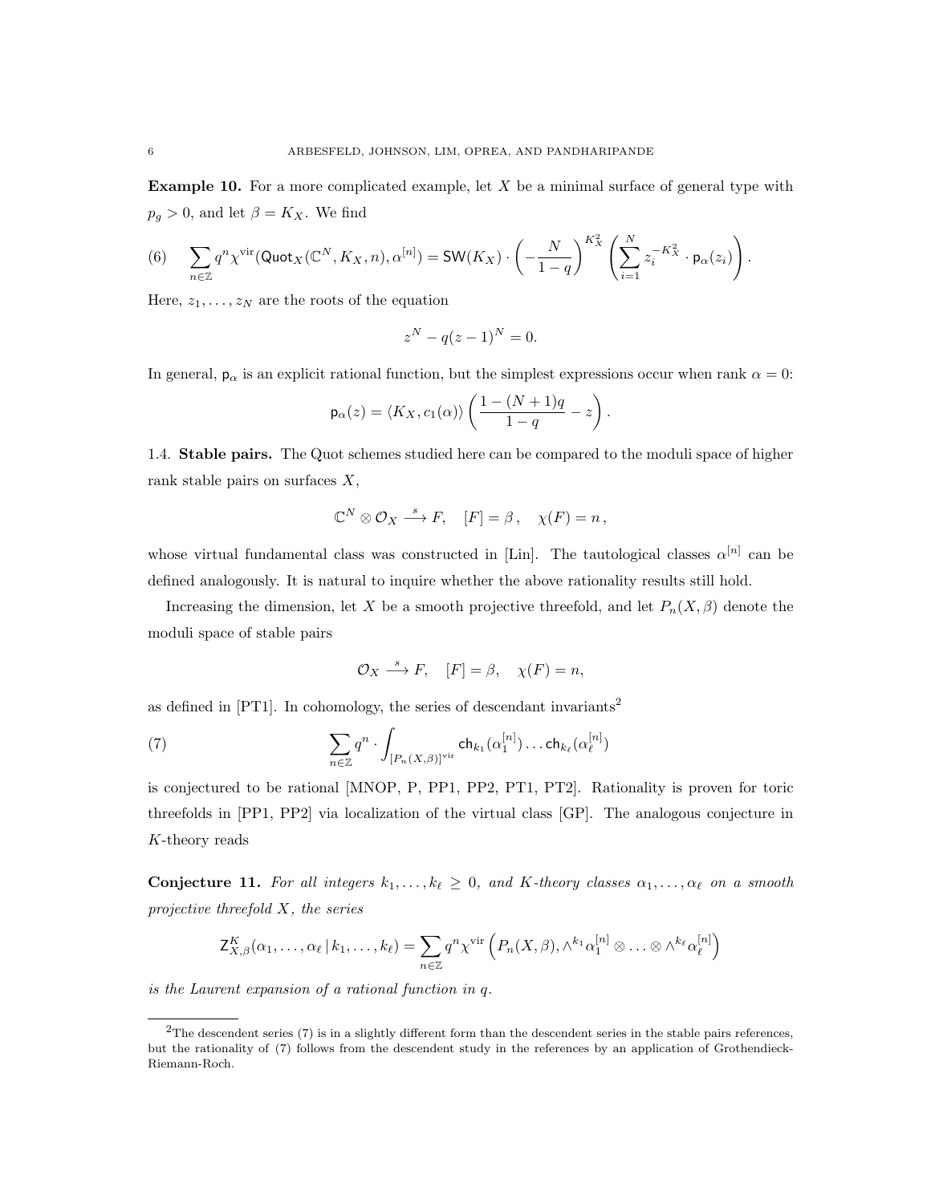**Example 10.** For a more complicated example, let $X$ be a minimal surface of general type with $p_g > 0$, and let $\beta = K_X$. We find

$$\sum_{n\in\mathbb{Z}} q^n \chi^{\mathrm{vir}}(\mathsf{Quot}_X(\mathbb{C}^N, K_X, n), \alpha^{[n]}) = \mathsf{SW}(K_X) \cdot \left(-\frac{N}{1-q}\right)^{K_X^2} \left(\sum_{i=1}^{N} z_i^{-K_X^2} \cdot \mathsf{p}_\alpha(z_i)\right). \tag{6}$$

Here, $z_1, \ldots, z_N$ are the roots of the equation

$$z^N - q(z-1)^N = 0.$$

In general, $\mathsf{p}_\alpha$ is an explicit rational function, but the simplest expressions occur when rank $\alpha = 0$:

$$\mathsf{p}_\alpha(z) = \langle K_X, c_1(\alpha)\rangle \left(\frac{1-(N+1)q}{1-q} - z\right).$$

1.4. **Stable pairs.** The Quot schemes studied here can be compared to the moduli space of higher rank stable pairs on surfaces $X$,

$$\mathbb{C}^N \otimes \mathcal{O}_X \xrightarrow{s} F, \quad [F] = \beta\,, \quad \chi(F) = n\,,$$

whose virtual fundamental class was constructed in [Lin]. The tautological classes $\alpha^{[n]}$ can be defined analogously. It is natural to inquire whether the above rationality results still hold.

Increasing the dimension, let $X$ be a smooth projective threefold, and let $P_n(X, \beta)$ denote the moduli space of stable pairs

$$\mathcal{O}_X \xrightarrow{s} F, \quad [F] = \beta, \quad \chi(F) = n,$$

as defined in [PT1]. In cohomology, the series of descendant invariants[2]

$$\sum_{n\in\mathbb{Z}} q^n \cdot \int_{[P_n(X,\beta)]^{\mathrm{vir}}} \mathsf{ch}_{k_1}(\alpha_1^{[n]}) \ldots \mathsf{ch}_{k_\ell}(\alpha_\ell^{[n]}) \tag{7}$$

is conjectured to be rational [MNOP, P, PP1, PP2, PT1, PT2]. Rationality is proven for toric threefolds in [PP1, PP2] via localization of the virtual class [GP]. The analogous conjecture in $K$-theory reads

**Conjecture 11.** *For all integers $k_1, \ldots, k_\ell \geq 0$, and $K$-theory classes $\alpha_1, \ldots, \alpha_\ell$ on a smooth projective threefold $X$, the series*

$$\mathsf{Z}^K_{X,\beta}(\alpha_1, \ldots, \alpha_\ell \,|\, k_1, \ldots, k_\ell) = \sum_{n\in\mathbb{Z}} q^n \chi^{\mathrm{vir}}\left(P_n(X,\beta), \wedge^{k_1}\alpha_1^{[n]} \otimes \ldots \otimes \wedge^{k_\ell}\alpha_\ell^{[n]}\right)$$

*is the Laurent expansion of a rational function in $q$.*

---

[2] The descendent series (7) is in a slightly different form than the descendent series in the stable pairs references, but the rationality of (7) follows from the descendent study in the references by an application of Grothendieck-Riemann-Roch.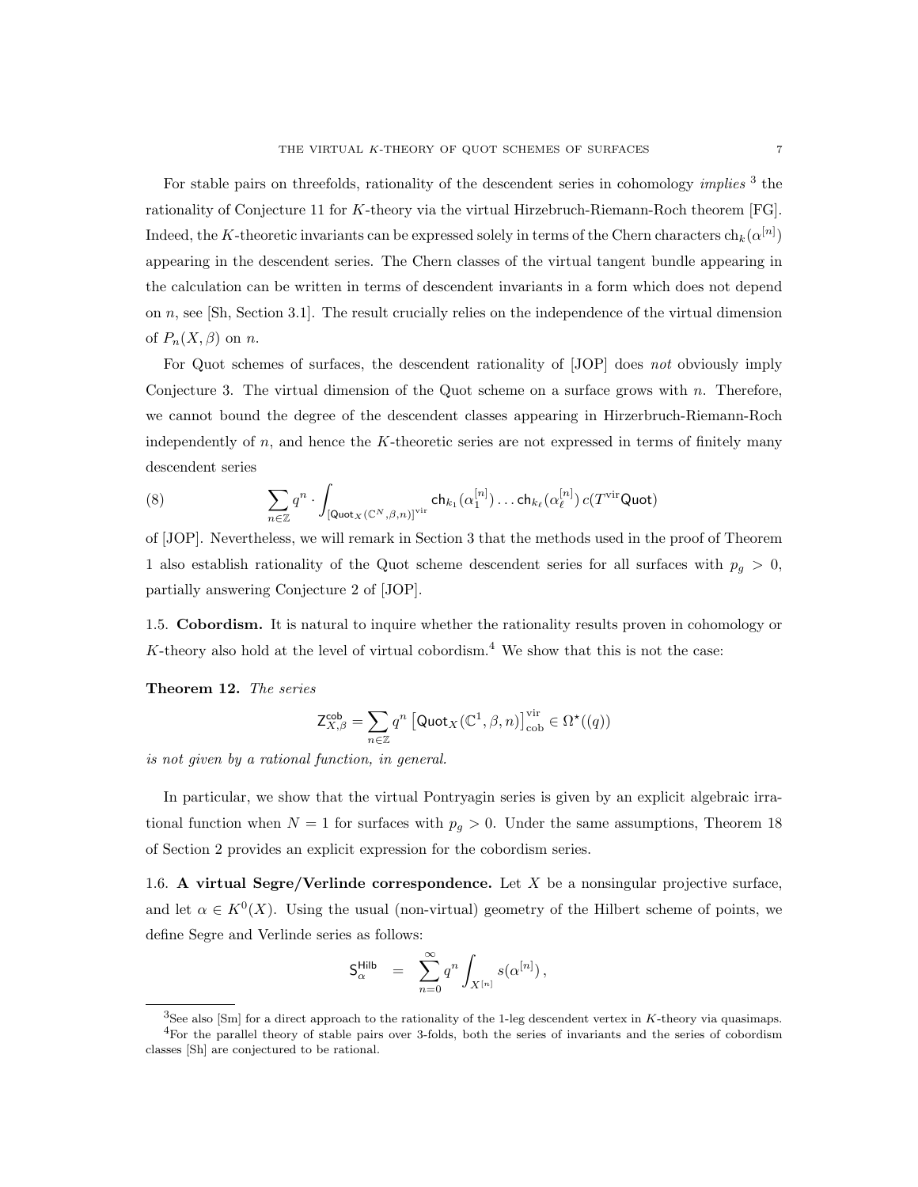For stable pairs on threefolds, rationality of the descendent series in cohomology *implies* [3] the rationality of Conjecture 11 for $K$-theory via the virtual Hirzebruch-Riemann-Roch theorem [FG]. Indeed, the $K$-theoretic invariants can be expressed solely in terms of the Chern characters $\mathrm{ch}_k(\alpha^{[n]})$ appearing in the descendent series. The Chern classes of the virtual tangent bundle appearing in the calculation can be written in terms of descendent invariants in a form which does not depend on $n$, see [Sh, Section 3.1]. The result crucially relies on the independence of the virtual dimension of $P_n(X, \beta)$ on $n$.

For Quot schemes of surfaces, the descendent rationality of [JOP] does *not* obviously imply Conjecture 3. The virtual dimension of the Quot scheme on a surface grows with $n$. Therefore, we cannot bound the degree of the descendent classes appearing in Hirzerbruch-Riemann-Roch independently of $n$, and hence the $K$-theoretic series are not expressed in terms of finitely many descendent series

$$\sum_{n\in\mathbb{Z}} q^n \cdot \int_{[\mathsf{Quot}_X(\mathbb{C}^N,\beta,n)]^{\mathrm{vir}}} \mathsf{ch}_{k_1}(\alpha_1^{[n]}) \ldots \mathsf{ch}_{k_\ell}(\alpha_\ell^{[n]})\, c(T^{\mathrm{vir}}\mathsf{Quot}) \tag{8}$$

of [JOP]. Nevertheless, we will remark in Section 3 that the methods used in the proof of Theorem 1 also establish rationality of the Quot scheme descendent series for all surfaces with $p_g > 0$, partially answering Conjecture 2 of [JOP].

## 1.5. Cobordism.

It is natural to inquire whether the rationality results proven in cohomology or $K$-theory also hold at the level of virtual cobordism.[4] We show that this is not the case:

**Theorem 12.** *The series*

$$\mathsf{Z}^{\mathsf{cob}}_{X,\beta} = \sum_{n\in\mathbb{Z}} q^n \left[\mathsf{Quot}_X(\mathbb{C}^1, \beta, n)\right]^{\mathrm{vir}}_{\mathrm{cob}} \in \Omega^{\star}((q))$$

*is not given by a rational function, in general.*

In particular, we show that the virtual Pontryagin series is given by an explicit algebraic irrational function when $N = 1$ for surfaces with $p_g > 0$. Under the same assumptions, Theorem 18 of Section 2 provides an explicit expression for the cobordism series.

## 1.6. A virtual Segre/Verlinde correspondence.

Let $X$ be a nonsingular projective surface, and let $\alpha \in K^0(X)$. Using the usual (non-virtual) geometry of the Hilbert scheme of points, we define Segre and Verlinde series as follows:

$$\mathsf{S}^{\mathsf{Hilb}}_{\alpha} \quad = \quad \sum_{n=0}^{\infty} q^n \int_{X^{[n]}} s(\alpha^{[n]}) \,,$$

---

[3] See also [Sm] for a direct approach to the rationality of the 1-leg descendent vertex in $K$-theory via quasimaps.

[4] For the parallel theory of stable pairs over 3-folds, both the series of invariants and the series of cobordism classes [Sh] are conjectured to be rational.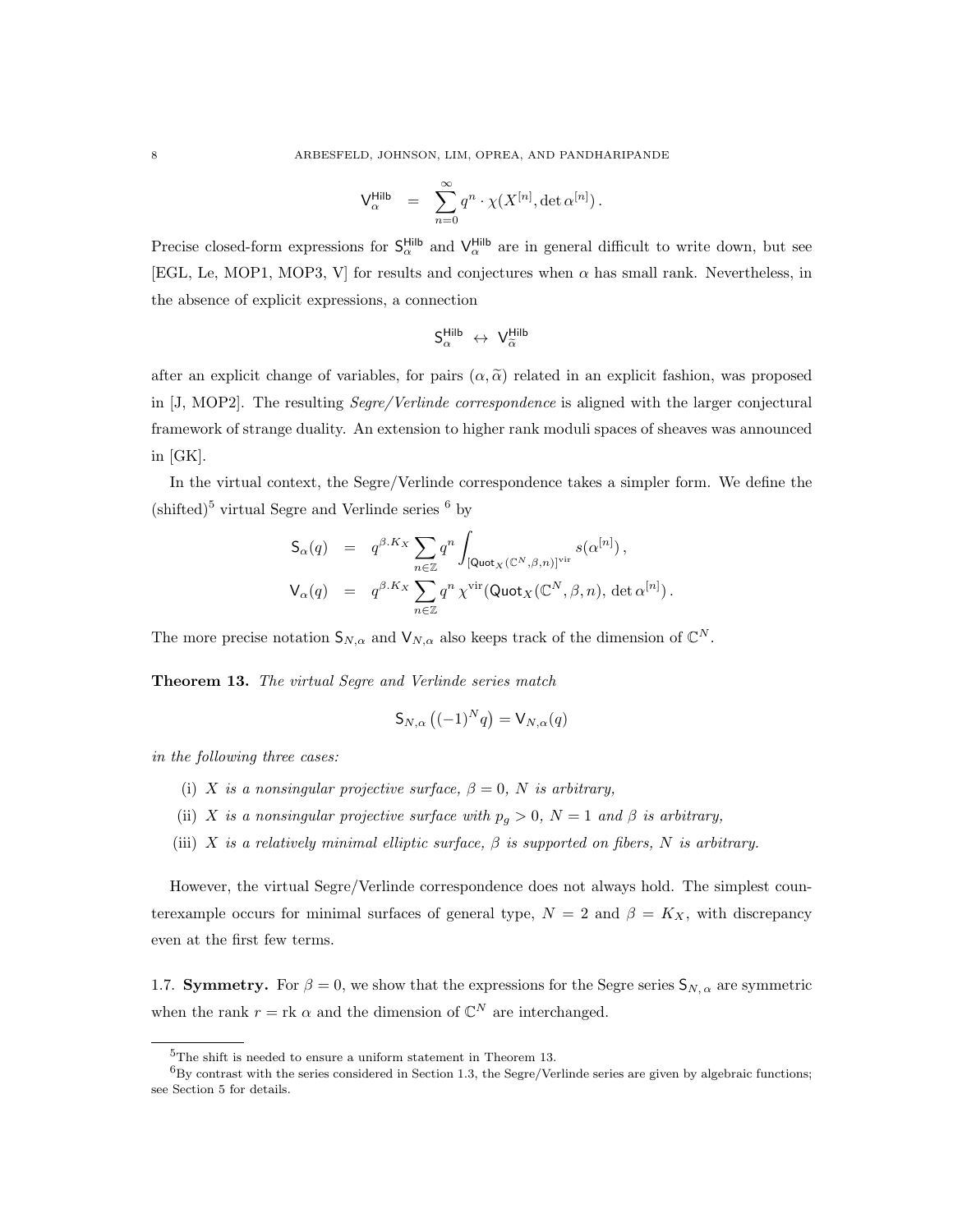$$\mathsf{V}^{\mathsf{Hilb}}_{\alpha} \quad = \quad \sum_{n=0}^{\infty} q^n \cdot \chi(X^{[n]}, \det \alpha^{[n]})\,.$$

Precise closed-form expressions for $\mathsf{S}^{\mathsf{Hilb}}_{\alpha}$ and $\mathsf{V}^{\mathsf{Hilb}}_{\alpha}$ are in general difficult to write down, but see [EGL, Le, MOP1, MOP3, V] for results and conjectures when $\alpha$ has small rank. Nevertheless, in the absence of explicit expressions, a connection

$$\mathsf{S}^{\mathsf{Hilb}}_{\alpha} \;\leftrightarrow\; \mathsf{V}^{\mathsf{Hilb}}_{\widetilde{\alpha}}$$

after an explicit change of variables, for pairs $(\alpha, \widetilde{\alpha})$ related in an explicit fashion, was proposed in [J, MOP2]. The resulting *Segre/Verlinde correspondence* is aligned with the larger conjectural framework of strange duality. An extension to higher rank moduli spaces of sheaves was announced in [GK].

In the virtual context, the Segre/Verlinde correspondence takes a simpler form. We define the (shifted)[5] virtual Segre and Verlinde series [6] by

$$\begin{aligned}
\mathsf{S}_{\alpha}(q) \quad &= \quad q^{\beta.K_X} \sum_{n\in\mathbb{Z}} q^n \int_{[\mathsf{Quot}_X(\mathbb{C}^N,\beta,n)]^{\mathrm{vir}}} s(\alpha^{[n]})\,,\\
\mathsf{V}_{\alpha}(q) \quad &= \quad q^{\beta.K_X} \sum_{n\in\mathbb{Z}} q^n \, \chi^{\mathrm{vir}}(\mathsf{Quot}_X(\mathbb{C}^N,\beta,n),\, \det \alpha^{[n]})\,.
\end{aligned}$$

The more precise notation $\mathsf{S}_{N,\alpha}$ and $\mathsf{V}_{N,\alpha}$ also keeps track of the dimension of $\mathbb{C}^N$.

**Theorem 13.** *The virtual Segre and Verlinde series match*

$$\mathsf{S}_{N,\alpha}\left((-1)^N q\right) = \mathsf{V}_{N,\alpha}(q)$$

*in the following three cases:*

(i) *$X$ is a nonsingular projective surface, $\beta = 0$, $N$ is arbitrary,*

(ii) *$X$ is a nonsingular projective surface with $p_g > 0$, $N = 1$ and $\beta$ is arbitrary,*

(iii) *$X$ is a relatively minimal elliptic surface, $\beta$ is supported on fibers, $N$ is arbitrary.*

However, the virtual Segre/Verlinde correspondence does not always hold. The simplest counterexample occurs for minimal surfaces of general type, $N = 2$ and $\beta = K_X$, with discrepancy even at the first few terms.

**1.7. Symmetry.** For $\beta = 0$, we show that the expressions for the Segre series $\mathsf{S}_{N,\,\alpha}$ are symmetric when the rank $r = \mathrm{rk}\ \alpha$ and the dimension of $\mathbb{C}^N$ are interchanged.

---

[5] The shift is needed to ensure a uniform statement in Theorem 13.

[6] By contrast with the series considered in Section 1.3, the Segre/Verlinde series are given by algebraic functions; see Section 5 for details.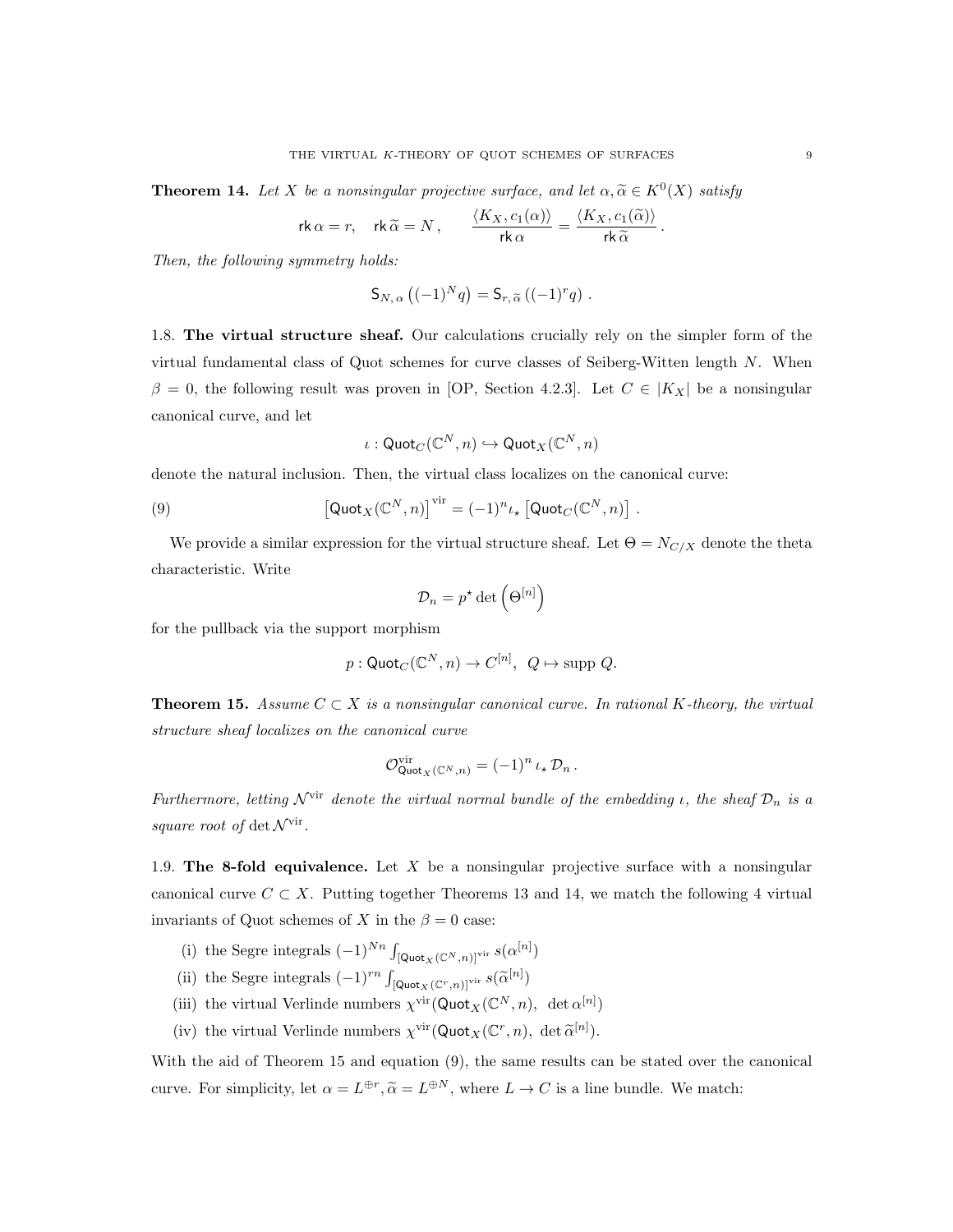**Theorem 14.** *Let $X$ be a nonsingular projective surface, and let $\alpha, \widetilde{\alpha} \in K^0(X)$ satisfy*

$$\mathsf{rk}\,\alpha = r, \quad \mathsf{rk}\,\widetilde{\alpha} = N\,, \qquad \frac{\langle K_X, c_1(\alpha)\rangle}{\mathsf{rk}\,\alpha} = \frac{\langle K_X, c_1(\widetilde{\alpha})\rangle}{\mathsf{rk}\,\widetilde{\alpha}}\,.$$

*Then, the following symmetry holds:*

$$\mathsf{S}_{N,\,\alpha}\left((-1)^N q\right) = \mathsf{S}_{r,\,\widetilde{\alpha}}\left((-1)^r q\right)\,.$$

1.8. **The virtual structure sheaf.** Our calculations crucially rely on the simpler form of the virtual fundamental class of Quot schemes for curve classes of Seiberg-Witten length $N$. When $\beta = 0$, the following result was proven in [OP, Section 4.2.3]. Let $C \in |K_X|$ be a nonsingular canonical curve, and let

$$\iota : \mathsf{Quot}_C(\mathbb{C}^N, n) \hookrightarrow \mathsf{Quot}_X(\mathbb{C}^N, n)$$

denote the natural inclusion. Then, the virtual class localizes on the canonical curve:

$$\left[\mathsf{Quot}_X(\mathbb{C}^N, n)\right]^{\mathrm{vir}} = (-1)^n \iota_\star \left[\mathsf{Quot}_C(\mathbb{C}^N, n)\right]\,. \tag{9}$$

We provide a similar expression for the virtual structure sheaf. Let $\Theta = N_{C/X}$ denote the theta characteristic. Write

$$\mathcal{D}_n = p^\star \det\left(\Theta^{[n]}\right)$$

for the pullback via the support morphism

$$p : \mathsf{Quot}_C(\mathbb{C}^N, n) \to C^{[n]}, \;\; Q \mapsto \mathrm{supp}\; Q.$$

**Theorem 15.** *Assume $C \subset X$ is a nonsingular canonical curve. In rational $K$-theory, the virtual structure sheaf localizes on the canonical curve*

$$\mathcal{O}^{\mathrm{vir}}_{\mathsf{Quot}_X(\mathbb{C}^N, n)} = (-1)^n\, \iota_\star\, \mathcal{D}_n\,.$$

*Furthermore, letting $\mathcal{N}^{\mathrm{vir}}$ denote the virtual normal bundle of the embedding $\iota$, the sheaf $\mathcal{D}_n$ is a square root of $\det \mathcal{N}^{\mathrm{vir}}$.*

1.9. **The 8-fold equivalence.** Let $X$ be a nonsingular projective surface with a nonsingular canonical curve $C \subset X$. Putting together Theorems 13 and 14, we match the following 4 virtual invariants of Quot schemes of $X$ in the $\beta = 0$ case:

(i) the Segre integrals $(-1)^{Nn} \int_{[\mathsf{Quot}_X(\mathbb{C}^N,n)]^{\mathrm{vir}}} s(\alpha^{[n]})$

(ii) the Segre integrals $(-1)^{rn} \int_{[\mathsf{Quot}_X(\mathbb{C}^r,n)]^{\mathrm{vir}}} s(\widetilde{\alpha}^{[n]})$

(iii) the virtual Verlinde numbers $\chi^{\mathrm{vir}}(\mathsf{Quot}_X(\mathbb{C}^N, n),\;\det \alpha^{[n]})$

(iv) the virtual Verlinde numbers $\chi^{\mathrm{vir}}(\mathsf{Quot}_X(\mathbb{C}^r, n),\;\det \widetilde{\alpha}^{[n]})$.

With the aid of Theorem 15 and equation (9), the same results can be stated over the canonical curve. For simplicity, let $\alpha = L^{\oplus r}, \widetilde{\alpha} = L^{\oplus N}$, where $L \to C$ is a line bundle. We match: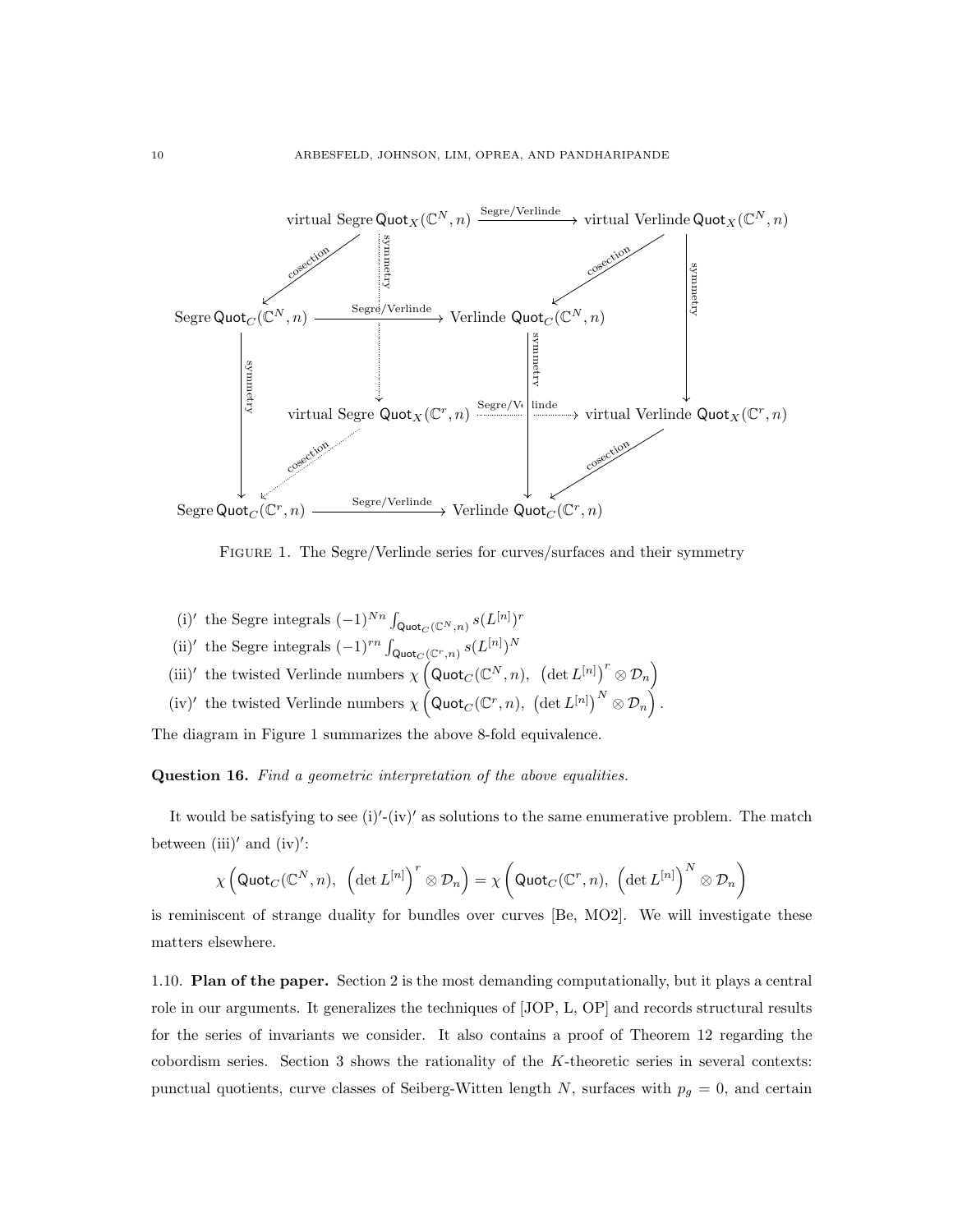virtual Segre $\mathsf{Quot}_X(\mathbb{C}^N, n)$ —Segre/Verlinde→ virtual Verlinde $\mathsf{Quot}_X(\mathbb{C}^N, n)$

Segre $\mathsf{Quot}_C(\mathbb{C}^N, n)$ —Segre/Verlinde→ Verlinde $\mathsf{Quot}_C(\mathbb{C}^N, n)$

virtual Segre $\mathsf{Quot}_X(\mathbb{C}^r, n)$ —Segre/Verlinde→ virtual Verlinde $\mathsf{Quot}_X(\mathbb{C}^r, n)$

Segre $\mathsf{Quot}_C(\mathbb{C}^r, n)$ —Segre/Verlinde→ Verlinde $\mathsf{Quot}_C(\mathbb{C}^r, n)$

(arrows labeled "cosection" and "symmetry")

Figure 1. The Segre/Verlinde series for curves/surfaces and their symmetry

(i)′ the Segre integrals $(-1)^{Nn} \int_{\mathsf{Quot}_C(\mathbb{C}^N,n)} s(L^{[n]})^r$

(ii)′ the Segre integrals $(-1)^{rn} \int_{\mathsf{Quot}_C(\mathbb{C}^r,n)} s(L^{[n]})^N$

(iii)′ the twisted Verlinde numbers $\chi\left(\mathsf{Quot}_C(\mathbb{C}^N, n),\ \left(\det L^{[n]}\right)^r \otimes \mathcal{D}_n\right)$

(iv)′ the twisted Verlinde numbers $\chi\left(\mathsf{Quot}_C(\mathbb{C}^r, n),\ \left(\det L^{[n]}\right)^N \otimes \mathcal{D}_n\right)$.

The diagram in Figure 1 summarizes the above 8-fold equivalence.

**Question 16.** *Find a geometric interpretation of the above equalities.*

It would be satisfying to see (i)′-(iv)′ as solutions to the same enumerative problem. The match between (iii)′ and (iv)′:

$$\chi\left(\mathsf{Quot}_C(\mathbb{C}^N, n),\ \left(\det L^{[n]}\right)^r \otimes \mathcal{D}_n\right) = \chi\left(\mathsf{Quot}_C(\mathbb{C}^r, n),\ \left(\det L^{[n]}\right)^N \otimes \mathcal{D}_n\right)$$

is reminiscent of strange duality for bundles over curves [Be, MO2]. We will investigate these matters elsewhere.

1.10. **Plan of the paper.** Section 2 is the most demanding computationally, but it plays a central role in our arguments. It generalizes the techniques of [JOP, L, OP] and records structural results for the series of invariants we consider. It also contains a proof of Theorem 12 regarding the cobordism series. Section 3 shows the rationality of the $K$-theoretic series in several contexts: punctual quotients, curve classes of Seiberg-Witten length $N$, surfaces with $p_g = 0$, and certain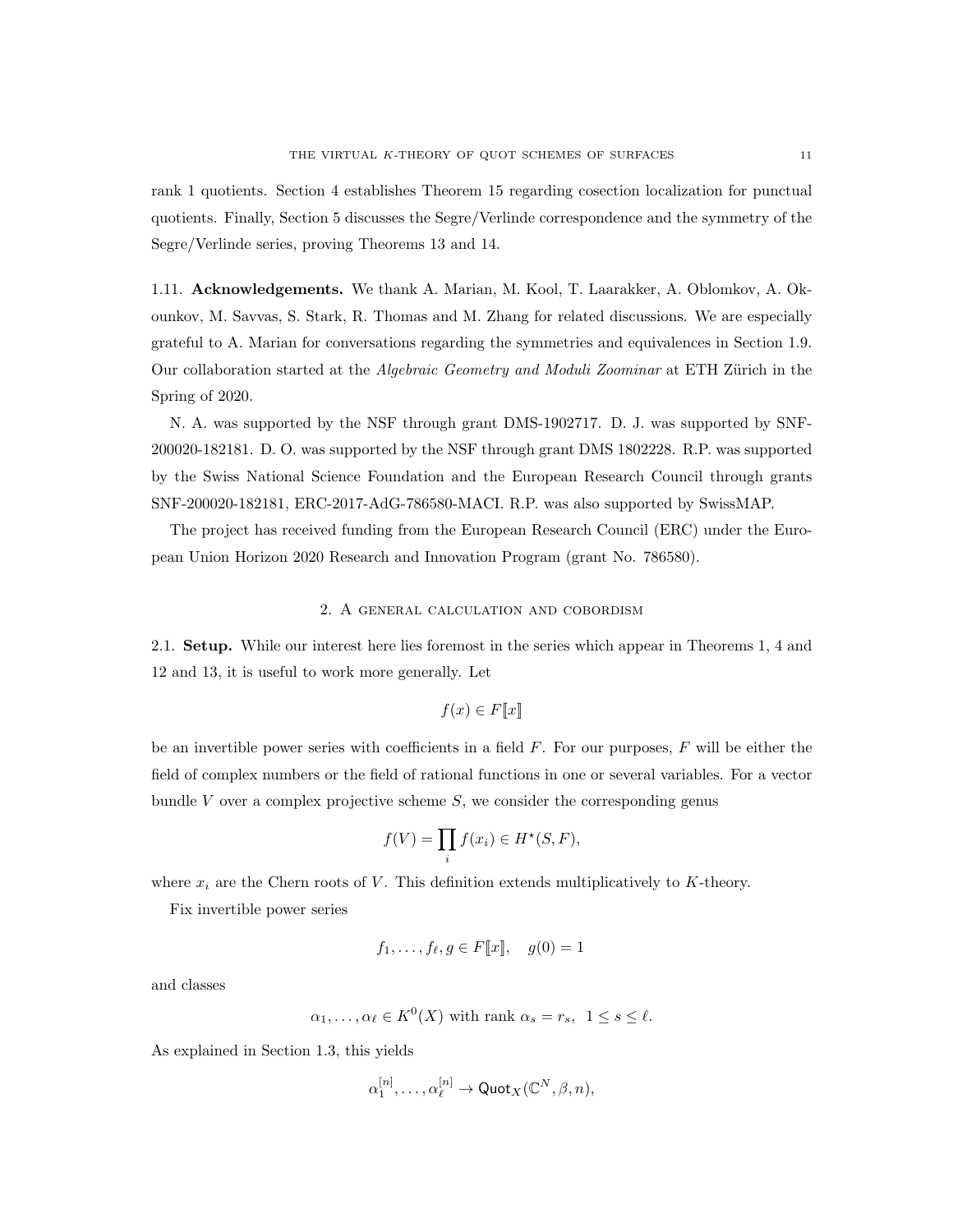rank 1 quotients. Section 4 establishes Theorem 15 regarding cosection localization for punctual quotients. Finally, Section 5 discusses the Segre/Verlinde correspondence and the symmetry of the Segre/Verlinde series, proving Theorems 13 and 14.

1.11. **Acknowledgements.** We thank A. Marian, M. Kool, T. Laarakker, A. Oblomkov, A. Okounkov, M. Savvas, S. Stark, R. Thomas and M. Zhang for related discussions. We are especially grateful to A. Marian for conversations regarding the symmetries and equivalences in Section 1.9. Our collaboration started at the *Algebraic Geometry and Moduli Zoominar* at ETH Zürich in the Spring of 2020.

N. A. was supported by the NSF through grant DMS-1902717. D. J. was supported by SNF-200020-182181. D. O. was supported by the NSF through grant DMS 1802228. R.P. was supported by the Swiss National Science Foundation and the European Research Council through grants SNF-200020-182181, ERC-2017-AdG-786580-MACI. R.P. was also supported by SwissMAP.

The project has received funding from the European Research Council (ERC) under the European Union Horizon 2020 Research and Innovation Program (grant No. 786580).

## 2. A general calculation and cobordism

2.1. **Setup.** While our interest here lies foremost in the series which appear in Theorems 1, 4 and 12 and 13, it is useful to work more generally. Let

$$f(x) \in F[\![x]\!]$$

be an invertible power series with coefficients in a field $F$. For our purposes, $F$ will be either the field of complex numbers or the field of rational functions in one or several variables. For a vector bundle $V$ over a complex projective scheme $S$, we consider the corresponding genus

$$f(V) = \prod_i f(x_i) \in H^\star(S, F),$$

where $x_i$ are the Chern roots of $V$. This definition extends multiplicatively to $K$-theory.

Fix invertible power series

$$f_1, \ldots, f_\ell, g \in F[\![x]\!], \quad g(0) = 1$$

and classes

$$\alpha_1, \ldots, \alpha_\ell \in K^0(X) \text{ with rank } \alpha_s = r_s, \;\; 1 \le s \le \ell.$$

As explained in Section 1.3, this yields

$$\alpha_1^{[n]}, \ldots, \alpha_\ell^{[n]} \to \mathsf{Quot}_X(\mathbb{C}^N, \beta, n),$$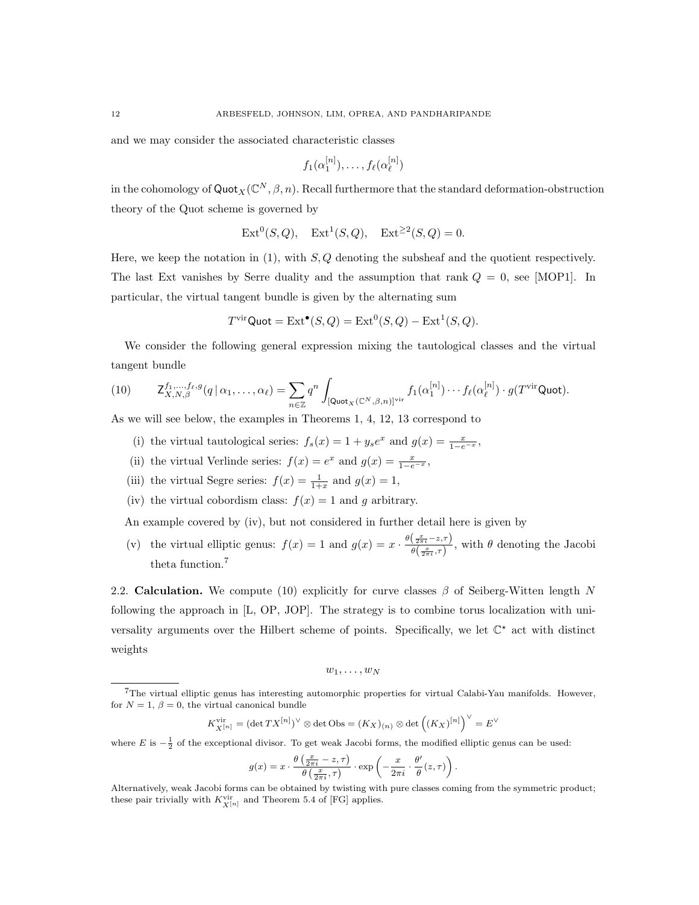and we may consider the associated characteristic classes

$$f_1(\alpha_1^{[n]}), \ldots, f_\ell(\alpha_\ell^{[n]})$$

in the cohomology of $\mathsf{Quot}_X(\mathbb{C}^N, \beta, n)$. Recall furthermore that the standard deformation-obstruction theory of the Quot scheme is governed by

$$\mathrm{Ext}^0(S, Q), \quad \mathrm{Ext}^1(S, Q), \quad \mathrm{Ext}^{\geq 2}(S, Q) = 0.$$

Here, we keep the notation in (1), with $S, Q$ denoting the subsheaf and the quotient respectively. The last Ext vanishes by Serre duality and the assumption that rank $Q = 0$, see [MOP1]. In particular, the virtual tangent bundle is given by the alternating sum

$$T^{\mathrm{vir}}\mathsf{Quot} = \mathrm{Ext}^\bullet(S, Q) = \mathrm{Ext}^0(S, Q) - \mathrm{Ext}^1(S, Q).$$

We consider the following general expression mixing the tautological classes and the virtual tangent bundle

$$\mathsf{Z}_{X,N,\beta}^{f_1,\ldots,f_\ell,g}(q \,|\, \alpha_1, \ldots, \alpha_\ell) = \sum_{n \in \mathbb{Z}} q^n \int_{[\mathsf{Quot}_X(\mathbb{C}^N, \beta, n)]^{\mathrm{vir}}} f_1(\alpha_1^{[n]}) \cdots f_\ell(\alpha_\ell^{[n]}) \cdot g(T^{\mathrm{vir}}\mathsf{Quot}). \tag{10}$$

As we will see below, the examples in Theorems 1, 4, 12, 13 correspond to

- (i) the virtual tautological series: $f_s(x) = 1 + y_s e^x$ and $g(x) = \frac{x}{1-e^{-x}}$,
- (ii) the virtual Verlinde series: $f(x) = e^x$ and $g(x) = \frac{x}{1-e^{-x}}$,
- (iii) the virtual Segre series: $f(x) = \frac{1}{1+x}$ and $g(x) = 1$,
- (iv) the virtual cobordism class: $f(x) = 1$ and $g$ arbitrary.

An example covered by (iv), but not considered in further detail here is given by

- (v) the virtual elliptic genus: $f(x) = 1$ and $g(x) = x \cdot \frac{\theta\left(\frac{x}{2\pi i} - z, \tau\right)}{\theta\left(\frac{x}{2\pi i}, \tau\right)}$, with $\theta$ denoting the Jacobi theta function.[7]

**2.2. Calculation.** We compute (10) explicitly for curve classes $\beta$ of Seiberg-Witten length $N$ following the approach in [L, OP, JOP]. The strategy is to combine torus localization with universality arguments over the Hilbert scheme of points. Specifically, we let $\mathbb{C}^\star$ act with distinct weights

$$w_1, \ldots, w_N$$

---

[7] The virtual elliptic genus has interesting automorphic properties for virtual Calabi-Yau manifolds. However, for $N = 1$, $\beta = 0$, the virtual canonical bundle

$$K_{X^{[n]}}^{\mathrm{vir}} = (\det TX^{[n]})^\vee \otimes \det \mathrm{Obs} = (K_X)_{(n)} \otimes \det \left( (K_X)^{[n]} \right)^\vee = E^\vee$$

where $E$ is $-\frac{1}{2}$ of the exceptional divisor. To get weak Jacobi forms, the modified elliptic genus can be used:

$$g(x) = x \cdot \frac{\theta\left(\frac{x}{2\pi i} - z, \tau\right)}{\theta\left(\frac{x}{2\pi i}, \tau\right)} \cdot \exp\left( -\frac{x}{2\pi i} \cdot \frac{\theta'}{\theta}(z, \tau) \right).$$

Alternatively, weak Jacobi forms can be obtained by twisting with pure classes coming from the symmetric product; these pair trivially with $K_{X^{[n]}}^{\mathrm{vir}}$ and Theorem 5.4 of [FG] applies.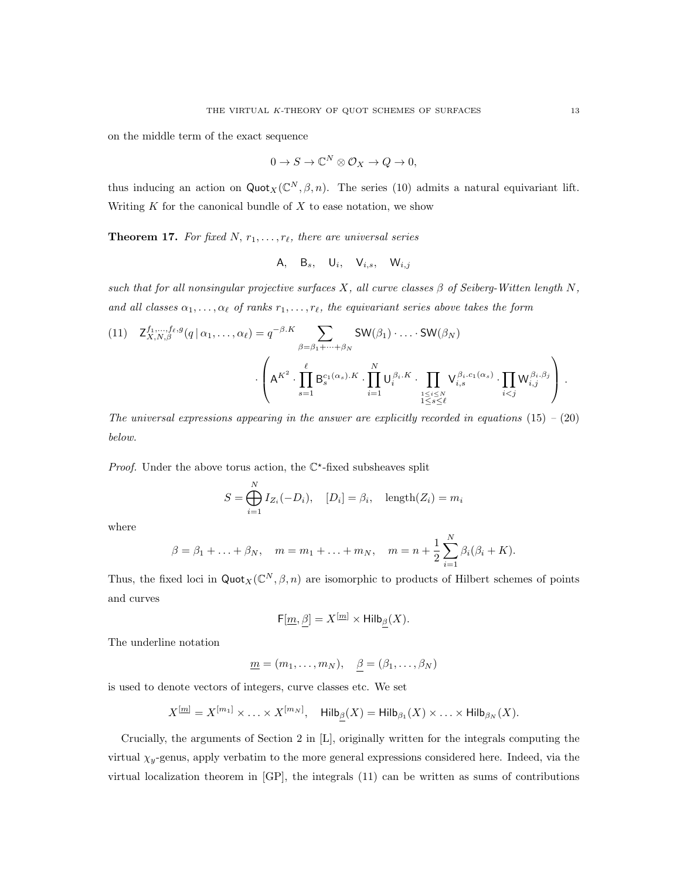on the middle term of the exact sequence

$$0 \to S \to \mathbb{C}^N \otimes \mathcal{O}_X \to Q \to 0,$$

thus inducing an action on $\mathsf{Quot}_X(\mathbb{C}^N, \beta, n)$. The series (10) admits a natural equivariant lift. Writing $K$ for the canonical bundle of $X$ to ease notation, we show

**Theorem 17.** *For fixed $N$, $r_1, \ldots, r_\ell$, there are universal series*

$$\mathsf{A}, \quad \mathsf{B}_s, \quad \mathsf{U}_i, \quad \mathsf{V}_{i,s}, \quad \mathsf{W}_{i,j}$$

*such that for all nonsingular projective surfaces $X$, all curve classes $\beta$ of Seiberg-Witten length $N$, and all classes $\alpha_1, \ldots, \alpha_\ell$ of ranks $r_1, \ldots, r_\ell$, the equivariant series above takes the form*

$$(11) \quad \mathsf{Z}_{X,N,\beta}^{f_1,\ldots,f_\ell,g}(q \,|\, \alpha_1, \ldots, \alpha_\ell) = q^{-\beta.K} \sum_{\beta=\beta_1+\cdots+\beta_N} \mathsf{SW}(\beta_1) \cdot \ldots \cdot \mathsf{SW}(\beta_N)$$
$$\cdot \left( \mathsf{A}^{K^2} \cdot \prod_{s=1}^{\ell} \mathsf{B}_s^{c_1(\alpha_s).K} \cdot \prod_{i=1}^{N} \mathsf{U}_i^{\beta_i.K} \cdot \prod_{\substack{1\le i\le N \\ 1\le s\le \ell}} \mathsf{V}_{i,s}^{\beta_i.c_1(\alpha_s)} \cdot \prod_{i<j} \mathsf{W}_{i,j}^{\beta_i.\beta_j} \right).$$

*The universal expressions appearing in the answer are explicitly recorded in equations (15) – (20) below.*

*Proof.* Under the above torus action, the $\mathbb{C}^\star$-fixed subsheaves split

$$S = \bigoplus_{i=1}^{N} I_{Z_i}(-D_i), \quad [D_i] = \beta_i, \quad \text{length}(Z_i) = m_i$$

where

$$\beta = \beta_1 + \ldots + \beta_N, \quad m = m_1 + \ldots + m_N, \quad m = n + \frac{1}{2}\sum_{i=1}^{N} \beta_i(\beta_i + K).$$

Thus, the fixed loci in $\mathsf{Quot}_X(\mathbb{C}^N, \beta, n)$ are isomorphic to products of Hilbert schemes of points and curves

$$\mathsf{F}[\underline{m}, \underline{\beta}] = X^{[\underline{m}]} \times \mathsf{Hilb}_{\underline{\beta}}(X).$$

The underline notation

$$\underline{m} = (m_1, \ldots, m_N), \quad \underline{\beta} = (\beta_1, \ldots, \beta_N)$$

is used to denote vectors of integers, curve classes etc. We set

$$X^{[\underline{m}]} = X^{[m_1]} \times \ldots \times X^{[m_N]}, \quad \mathsf{Hilb}_{\underline{\beta}}(X) = \mathsf{Hilb}_{\beta_1}(X) \times \ldots \times \mathsf{Hilb}_{\beta_N}(X).$$

Crucially, the arguments of Section 2 in [L], originally written for the integrals computing the virtual $\chi_y$-genus, apply verbatim to the more general expressions considered here. Indeed, via the virtual localization theorem in [GP], the integrals (11) can be written as sums of contributions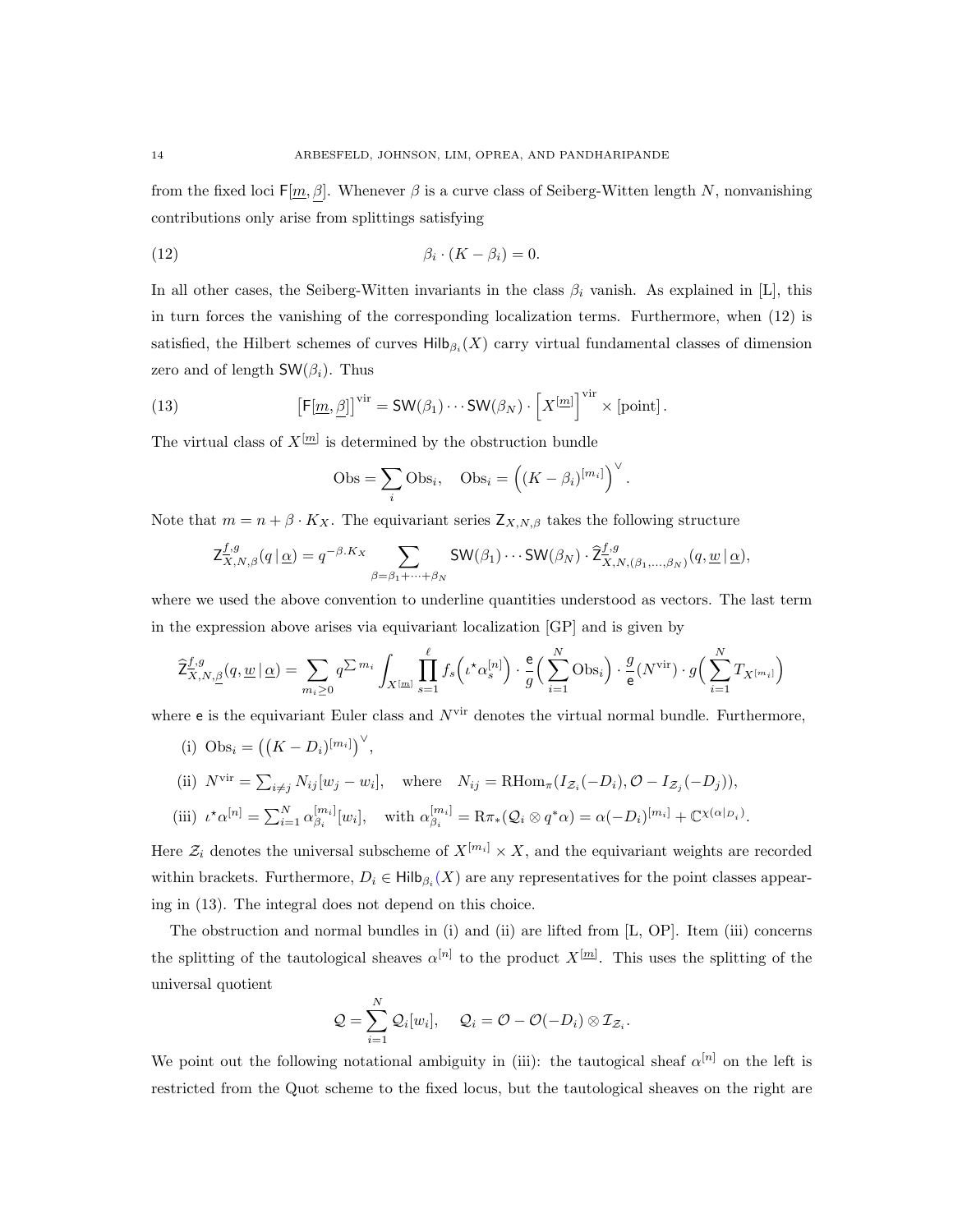from the fixed loci $\mathsf{F}[\underline{m}, \underline{\beta}]$. Whenever $\beta$ is a curve class of Seiberg-Witten length $N$, nonvanishing contributions only arise from splittings satisfying

$$\beta_i \cdot (K - \beta_i) = 0. \tag{12}$$

In all other cases, the Seiberg-Witten invariants in the class $\beta_i$ vanish. As explained in [L], this in turn forces the vanishing of the corresponding localization terms. Furthermore, when (12) is satisfied, the Hilbert schemes of curves $\mathsf{Hilb}_{\beta_i}(X)$ carry virtual fundamental classes of dimension zero and of length $\mathsf{SW}(\beta_i)$. Thus

$$\left[\mathsf{F}[\underline{m}, \underline{\beta}]\right]^{\mathrm{vir}} = \mathsf{SW}(\beta_1) \cdots \mathsf{SW}(\beta_N) \cdot \left[X^{[\underline{m}]}\right]^{\mathrm{vir}} \times [\text{point}]\,. \tag{13}$$

The virtual class of $X^{[\underline{m}]}$ is determined by the obstruction bundle

$$\mathrm{Obs} = \sum_i \mathrm{Obs}_i, \quad \mathrm{Obs}_i = \left((K - \beta_i)^{[m_i]}\right)^{\vee}.$$

Note that $m = n + \beta \cdot K_X$. The equivariant series $\mathsf{Z}_{X,N,\beta}$ takes the following structure

$$\mathsf{Z}^{f,g}_{X,N,\beta}(q \,|\, \underline{\alpha}) = q^{-\beta.K_X} \sum_{\beta = \beta_1 + \cdots + \beta_N} \mathsf{SW}(\beta_1) \cdots \mathsf{SW}(\beta_N) \cdot \widehat{\mathsf{Z}}^{f,g}_{X,N,(\beta_1,\ldots,\beta_N)}(q, \underline{w} \,|\, \underline{\alpha}),$$

where we used the above convention to underline quantities understood as vectors. The last term in the expression above arises via equivariant localization [GP] and is given by

$$\widehat{\mathsf{Z}}^{f,g}_{X,N,\underline{\beta}}(q, \underline{w} \,|\, \underline{\alpha}) = \sum_{m_i \geq 0} q^{\sum m_i} \int_{X^{[\underline{m}]}} \prod_{s=1}^{\ell} f_s\Big(\iota^\star \alpha_s^{[n]}\Big) \cdot \frac{\mathsf{e}}{g}\Big(\sum_{i=1}^N \mathrm{Obs}_i\Big) \cdot \frac{g}{\mathsf{e}}(N^{\mathrm{vir}}) \cdot g\Big(\sum_{i=1}^N T_{X^{[m_i]}}\Big)$$

where $\mathsf{e}$ is the equivariant Euler class and $N^{\mathrm{vir}}$ denotes the virtual normal bundle. Furthermore,

(i) $\mathrm{Obs}_i = \left((K - D_i)^{[m_i]}\right)^{\vee}$,

(ii) $N^{\mathrm{vir}} = \sum_{i \neq j} N_{ij}[w_j - w_i]$, where $N_{ij} = \mathrm{RHom}_\pi(I_{\mathcal{Z}_i}(-D_i), \mathcal{O} - I_{\mathcal{Z}_j}(-D_j))$,

(iii) $\iota^\star \alpha^{[n]} = \sum_{i=1}^N \alpha_{\beta_i}^{[m_i]}[w_i]$, with $\alpha_{\beta_i}^{[m_i]} = \mathrm{R}\pi_*(\mathcal{Q}_i \otimes q^* \alpha) = \alpha(-D_i)^{[m_i]} + \mathbb{C}^{\chi(\alpha|_{D_i})}$.

Here $\mathcal{Z}_i$ denotes the universal subscheme of $X^{[m_i]} \times X$, and the equivariant weights are recorded within brackets. Furthermore, $D_i \in \mathsf{Hilb}_{\beta_i}(X)$ are any representatives for the point classes appearing in (13). The integral does not depend on this choice.

The obstruction and normal bundles in (i) and (ii) are lifted from [L, OP]. Item (iii) concerns the splitting of the tautological sheaves $\alpha^{[n]}$ to the product $X^{[\underline{m}]}$. This uses the splitting of the universal quotient

$$\mathcal{Q} = \sum_{i=1}^N \mathcal{Q}_i[w_i], \quad \mathcal{Q}_i = \mathcal{O} - \mathcal{O}(-D_i) \otimes \mathcal{I}_{\mathcal{Z}_i}.$$

We point out the following notational ambiguity in (iii): the tautogical sheaf $\alpha^{[n]}$ on the left is restricted from the Quot scheme to the fixed locus, but the tautological sheaves on the right are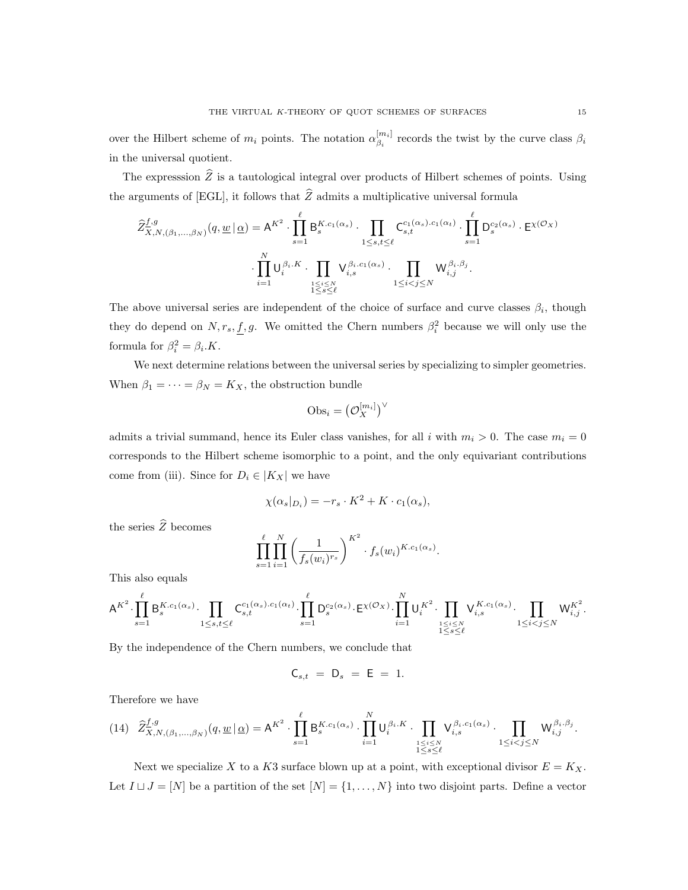over the Hilbert scheme of $m_i$ points. The notation $\alpha_{\beta_i}^{[m_i]}$ records the twist by the curve class $\beta_i$ in the universal quotient.

The expresssion $\widehat{Z}$ is a tautological integral over products of Hilbert schemes of points. Using the arguments of [EGL], it follows that $\widehat{Z}$ admits a multiplicative universal formula

$$\widehat{Z}^{\underline{f},g}_{X,N,(\beta_1,\ldots,\beta_N)}(q,\underline{w}\,|\,\underline{\alpha}) = \mathsf{A}^{K^2}\cdot\prod_{s=1}^{\ell}\mathsf{B}_s^{K.c_1(\alpha_s)}\cdot\prod_{1\le s,t\le \ell}\mathsf{C}_{s,t}^{c_1(\alpha_s).c_1(\alpha_t)}\cdot\prod_{s=1}^{\ell}\mathsf{D}_s^{c_2(\alpha_s)}\cdot\mathsf{E}^{\chi(\mathcal{O}_X)}$$

$$\cdot\prod_{i=1}^{N}\mathsf{U}_i^{\beta_i.K}\cdot\prod_{\substack{1\le i\le N\\1\le s\le \ell}}\mathsf{V}_{i,s}^{\beta_i.c_1(\alpha_s)}\cdot\prod_{1\le i<j\le N}\mathsf{W}_{i,j}^{\beta_i.\beta_j}.$$

The above universal series are independent of the choice of surface and curve classes $\beta_i$, though they do depend on $N, r_s, \underline{f}, g$. We omitted the Chern numbers $\beta_i^2$ because we will only use the formula for $\beta_i^2=\beta_i.K$.

We next determine relations between the universal series by specializing to simpler geometries. When $\beta_1=\cdots=\beta_N=K_X$, the obstruction bundle

$$\mathrm{Obs}_i=\left(\mathcal{O}_X^{[m_i]}\right)^{\vee}$$

admits a trivial summand, hence its Euler class vanishes, for all $i$ with $m_i>0$. The case $m_i=0$ corresponds to the Hilbert scheme isomorphic to a point, and the only equivariant contributions come from (iii). Since for $D_i\in|K_X|$ we have

$$\chi(\alpha_s|_{D_i})=-r_s\cdot K^2+K\cdot c_1(\alpha_s),$$

the series $\widehat{Z}$ becomes

$$\prod_{s=1}^{\ell}\prod_{i=1}^{N}\left(\frac{1}{f_s(w_i)^{r_s}}\right)^{K^2}\cdot f_s(w_i)^{K.c_1(\alpha_s)}.$$

This also equals

$$\mathsf{A}^{K^2}\cdot\prod_{s=1}^{\ell}\mathsf{B}_s^{K.c_1(\alpha_s)}\cdot\prod_{1\le s,t\le \ell}\mathsf{C}_{s,t}^{c_1(\alpha_s).c_1(\alpha_t)}\cdot\prod_{s=1}^{\ell}\mathsf{D}_s^{c_2(\alpha_s)}\cdot\mathsf{E}^{\chi(\mathcal{O}_X)}\cdot\prod_{i=1}^{N}\mathsf{U}_i^{K^2}\cdot\prod_{\substack{1\le i\le N\\1\le s\le \ell}}\mathsf{V}_{i,s}^{K.c_1(\alpha_s)}\cdot\prod_{1\le i<j\le N}\mathsf{W}_{i,j}^{K^2}.$$

By the independence of the Chern numbers, we conclude that

$$\mathsf{C}_{s,t} \;=\; \mathsf{D}_s \;=\; \mathsf{E} \;=\; 1.$$

Therefore we have

$$\widehat{Z}^{\underline{f},g}_{X,N,(\beta_1,\ldots,\beta_N)}(q,\underline{w}\,|\,\underline{\alpha}) = \mathsf{A}^{K^2}\cdot\prod_{s=1}^{\ell}\mathsf{B}_s^{K.c_1(\alpha_s)}\cdot\prod_{i=1}^{N}\mathsf{U}_i^{\beta_i.K}\cdot\prod_{\substack{1\le i\le N\\1\le s\le \ell}}\mathsf{V}_{i,s}^{\beta_i.c_1(\alpha_s)}\cdot\prod_{1\le i<j\le N}\mathsf{W}_{i,j}^{\beta_i.\beta_j}. \tag{14}$$

Next we specialize $X$ to a $K3$ surface blown up at a point, with exceptional divisor $E=K_X$. Let $I\sqcup J=[N]$ be a partition of the set $[N]=\{1,\ldots,N\}$ into two disjoint parts. Define a vector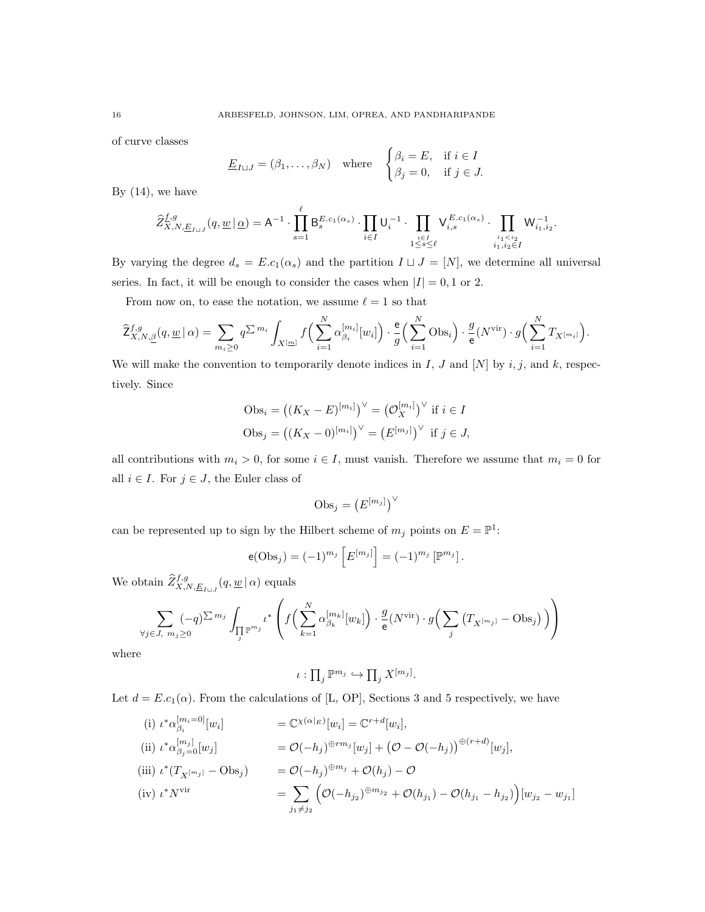of curve classes

$$\underline{E}_{I\sqcup J} = (\beta_1, \ldots, \beta_N) \quad \text{where} \quad \begin{cases} \beta_i = E, & \text{if } i \in I \\ \beta_j = 0, & \text{if } j \in J. \end{cases}$$

By (14), we have

$$\widehat{Z}^{f,g}_{X,N,\underline{E}_{I\sqcup J}}(q, \underline{w}\,|\,\underline{\alpha}) = \mathsf{A}^{-1} \cdot \prod_{s=1}^{\ell} \mathsf{B}_s^{E.c_1(\alpha_s)} \cdot \prod_{i\in I} \mathsf{U}_i^{-1} \cdot \prod_{\substack{i \in I\\ 1\leq s\leq \ell}} \mathsf{V}_{i,s}^{E.c_1(\alpha_s)} \cdot \prod_{\substack{i_1<i_2\\ i_1,i_2\in I}} \mathsf{W}_{i_1,i_2}^{-1}.$$

By varying the degree $d_s = E.c_1(\alpha_s)$ and the partition $I \sqcup J = [N]$, we determine all universal series. In fact, it will be enough to consider the cases when $|I| = 0, 1$ or $2$.

From now on, to ease the notation, we assume $\ell = 1$ so that

$$\widehat{\mathsf{Z}}^{f,g}_{X,N,\underline{\beta}}(q, \underline{w}\,|\,\alpha) = \sum_{m_i\geq 0} q^{\sum m_i} \int_{X^{[\underline{m}]}} f\Big(\sum_{i=1}^N \alpha_{\beta_i}^{[m_i]}[w_i]\Big) \cdot \frac{\mathsf{e}}{g}\Big(\sum_{i=1}^N \mathrm{Obs}_i\Big) \cdot \frac{g}{\mathsf{e}}(N^{\mathrm{vir}}) \cdot g\Big(\sum_{i=1}^N T_{X^{[m_i]}}\Big).$$

We will make the convention to temporarily denote indices in $I$, $J$ and $[N]$ by $i, j$, and $k$, respectively. Since

$$\mathrm{Obs}_i = \big((K_X - E)^{[m_i]}\big)^\vee = \big(\mathcal{O}_X^{[m_i]}\big)^\vee \text{ if } i \in I$$
$$\mathrm{Obs}_j = \big((K_X - 0)^{[m_j]}\big)^\vee = \big(E^{[m_j]}\big)^\vee \text{ if } j \in J,$$

all contributions with $m_i > 0$, for some $i \in I$, must vanish. Therefore we assume that $m_i = 0$ for all $i \in I$. For $j \in J$, the Euler class of

$$\mathrm{Obs}_j = \big(E^{[m_j]}\big)^\vee$$

can be represented up to sign by the Hilbert scheme of $m_j$ points on $E = \mathbb{P}^1$:

$$\mathsf{e}(\mathrm{Obs}_j) = (-1)^{m_j}\left[E^{[m_j]}\right] = (-1)^{m_j}\left[\mathbb{P}^{m_j}\right].$$

We obtain $\widehat{Z}^{f,g}_{X,N,\underline{E}_{I\sqcup J}}(q, \underline{w}\,|\,\alpha)$ equals

$$\sum_{\forall j\in J,\ m_j\geq 0} (-q)^{\sum m_j} \int_{\prod_j \mathbb{P}^{m_j}} \iota^* \left( f\Big(\sum_{k=1}^N \alpha_{\beta_k}^{[m_k]}[w_k]\Big) \cdot \frac{g}{\mathsf{e}}(N^{\mathrm{vir}}) \cdot g\Big(\sum_j \big(T_{X^{[m_j]}} - \mathrm{Obs}_j\big)\Big)\right)$$

where

$$\iota : \textstyle\prod_j \mathbb{P}^{m_j} \hookrightarrow \prod_j X^{[m_j]}.$$

Let $d = E.c_1(\alpha)$. From the calculations of [L, OP], Sections 3 and 5 respectively, we have

$$\begin{aligned}
&\text{(i) } \iota^*\alpha_{\beta_i}^{[m_i=0]}[w_i] && = \mathbb{C}^{\chi(\alpha|_E)}[w_i] = \mathbb{C}^{r+d}[w_i],\\
&\text{(ii) } \iota^*\alpha_{\beta_j=0}^{[m_j]}[w_j] && = \mathcal{O}(-h_j)^{\oplus rm_j}[w_j] + \big(\mathcal{O} - \mathcal{O}(-h_j)\big)^{\oplus(r+d)}[w_j],\\
&\text{(iii) } \iota^*(T_{X^{[m_j]}} - \mathrm{Obs}_j) && = \mathcal{O}(-h_j)^{\oplus m_j} + \mathcal{O}(h_j) - \mathcal{O}\\
&\text{(iv) } \iota^* N^{\mathrm{vir}} && = \sum_{j_1\neq j_2} \Big(\mathcal{O}(-h_{j_2})^{\oplus m_{j_2}} + \mathcal{O}(h_{j_1}) - \mathcal{O}(h_{j_1} - h_{j_2})\Big)[w_{j_2} - w_{j_1}]
\end{aligned}$$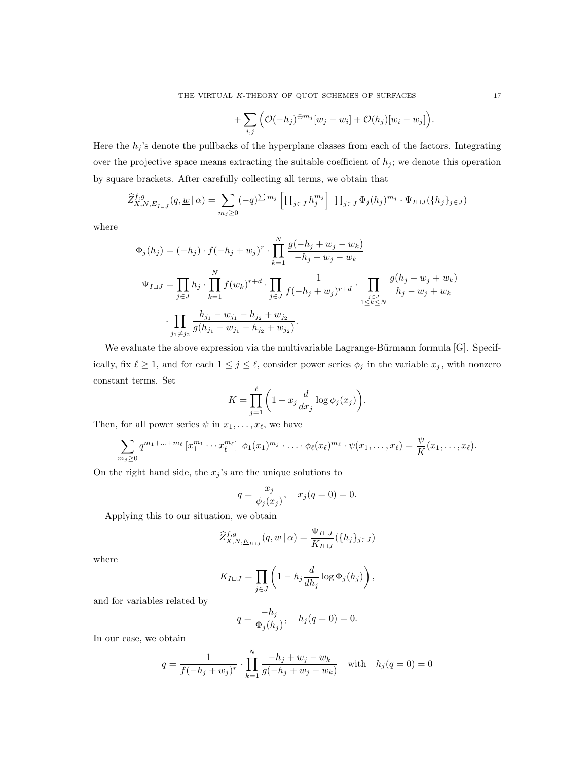$$+ \sum_{i,j} \Big( \mathcal{O}(-h_j)^{\oplus m_j}[w_j - w_i] + \mathcal{O}(h_j)[w_i - w_j] \Big).$$

Here the $h_j$'s denote the pullbacks of the hyperplane classes from each of the factors. Integrating over the projective space means extracting the suitable coefficient of $h_j$; we denote this operation by square brackets. After carefully collecting all terms, we obtain that

$$\widehat{Z}^{f,g}_{X,N,\underline{E}_{I\sqcup J}}(q, \underline{w} \,|\, \alpha) = \sum_{m_j \geq 0} (-q)^{\sum m_j} \left[ \prod_{j \in J} h_j^{m_j} \right] \; \prod_{j \in J} \Phi_j(h_j)^{m_j} \cdot \Psi_{I \sqcup J}(\{h_j\}_{j \in J})$$

where

$$\Phi_j(h_j) = (-h_j) \cdot f(-h_j + w_j)^r \cdot \prod_{k=1}^{N} \frac{g(-h_j + w_j - w_k)}{-h_j + w_j - w_k}$$

$$\Psi_{I \sqcup J} = \prod_{j \in J} h_j \cdot \prod_{k=1}^{N} f(w_k)^{r+d} \cdot \prod_{j \in J} \frac{1}{f(-h_j + w_j)^{r+d}} \cdot \prod_{\substack{j \in J \\ 1 \leq k \leq N}} \frac{g(h_j - w_j + w_k)}{h_j - w_j + w_k}$$

$$\cdot \prod_{j_1 \neq j_2} \frac{h_{j_1} - w_{j_1} - h_{j_2} + w_{j_2}}{g(h_{j_1} - w_{j_1} - h_{j_2} + w_{j_2})}.$$

We evaluate the above expression via the multivariable Lagrange-Bürmann formula [G]. Specifically, fix $\ell \geq 1$, and for each $1 \leq j \leq \ell$, consider power series $\phi_j$ in the variable $x_j$, with nonzero constant terms. Set

$$K = \prod_{j=1}^{\ell} \left( 1 - x_j \frac{d}{dx_j} \log \phi_j(x_j) \right).$$

Then, for all power series $\psi$ in $x_1, \ldots, x_\ell$, we have

$$\sum_{m_j \geq 0} q^{m_1 + \ldots + m_\ell} \left[ x_1^{m_1} \cdots x_\ell^{m_\ell} \right] \; \phi_1(x_1)^{m_j} \cdot \ldots \cdot \phi_\ell(x_\ell)^{m_\ell} \cdot \psi(x_1, \ldots, x_\ell) = \frac{\psi}{K}(x_1, \ldots, x_\ell).$$

On the right hand side, the $x_j$'s are the unique solutions to

$$q = \frac{x_j}{\phi_j(x_j)}, \quad x_j(q = 0) = 0.$$

Applying this to our situation, we obtain

$$\widehat{Z}^{f,g}_{X,N,\underline{E}_{I\sqcup J}}(q, \underline{w} \,|\, \alpha) = \frac{\Psi_{I \sqcup J}}{K_{I \sqcup J}}(\{h_j\}_{j \in J})$$

where

$$K_{I \sqcup J} = \prod_{j \in J} \left( 1 - h_j \frac{d}{dh_j} \log \Phi_j(h_j) \right),$$

and for variables related by

$$q = \frac{-h_j}{\Phi_j(h_j)}, \quad h_j(q = 0) = 0.$$

In our case, we obtain

$$q = \frac{1}{f(-h_j + w_j)^r} \cdot \prod_{k=1}^{N} \frac{-h_j + w_j - w_k}{g(-h_j + w_j - w_k)} \quad \text{with} \quad h_j(q = 0) = 0$$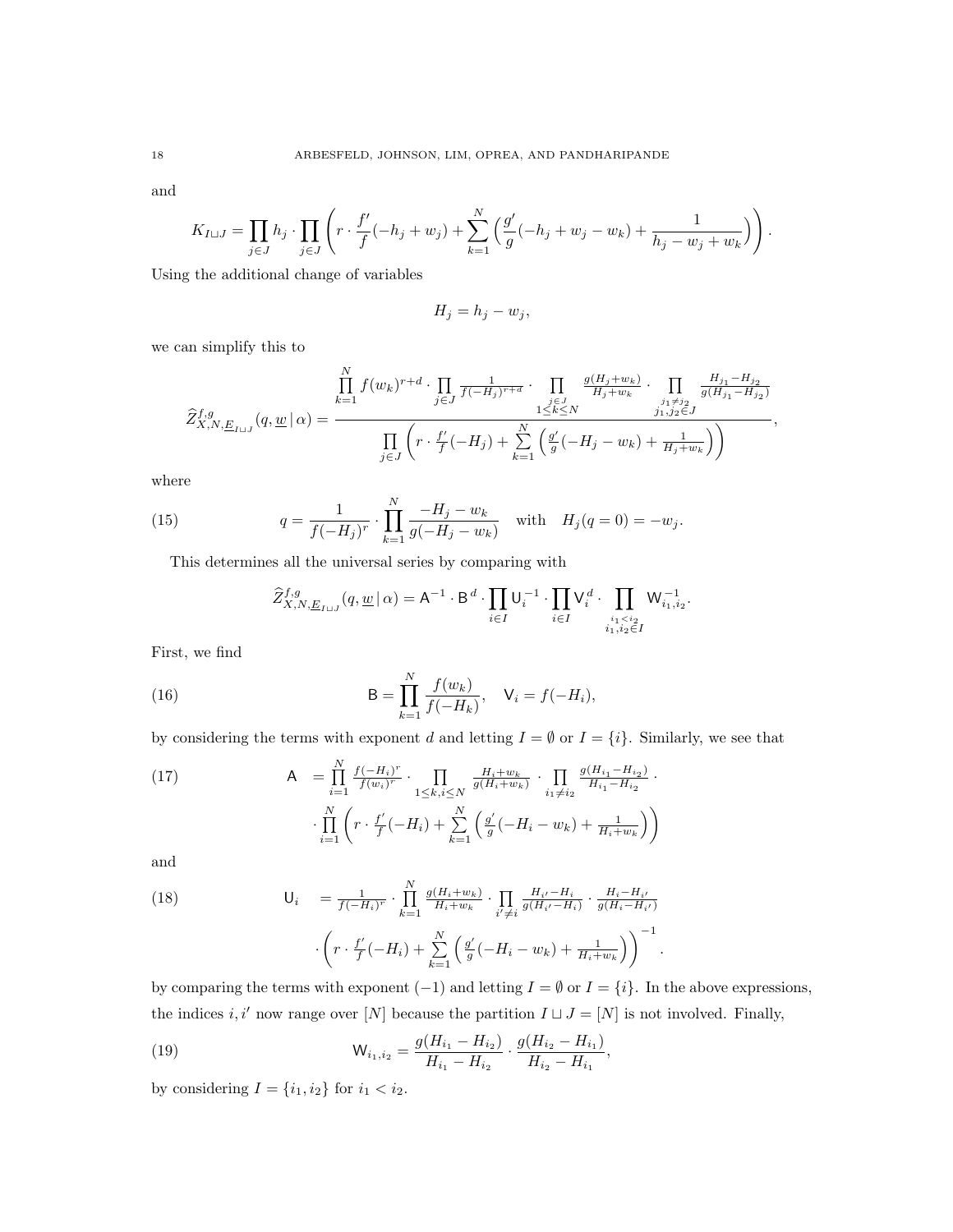and

$$K_{I\sqcup J} = \prod_{j\in J} h_j \cdot \prod_{j\in J} \left( r \cdot \frac{f'}{f}(-h_j + w_j) + \sum_{k=1}^{N} \left( \frac{g'}{g}(-h_j + w_j - w_k) + \frac{1}{h_j - w_j + w_k} \right) \right).$$

Using the additional change of variables

$$H_j = h_j - w_j,$$

we can simplify this to

$$\widehat{Z}^{f,g}_{X,N,\underline{E}_{I\sqcup J}}(q, \underline{w} \,|\, \alpha) = \frac{\prod\limits_{k=1}^{N} f(w_k)^{r+d} \cdot \prod\limits_{j\in J} \frac{1}{f(-H_j)^{r+d}} \cdot \prod\limits_{\substack{j\in J \\ 1\le k\le N}} \frac{g(H_j + w_k)}{H_j + w_k} \cdot \prod\limits_{\substack{j_1 \neq j_2 \\ j_1, j_2 \in J}} \frac{H_{j_1} - H_{j_2}}{g(H_{j_1} - H_{j_2})}}{\prod\limits_{j\in J} \left( r \cdot \frac{f'}{f}(-H_j) + \sum\limits_{k=1}^{N} \left( \frac{g'}{g}(-H_j - w_k) + \frac{1}{H_j + w_k} \right) \right)},$$

where

$$q = \frac{1}{f(-H_j)^r} \cdot \prod_{k=1}^{N} \frac{-H_j - w_k}{g(-H_j - w_k)} \quad \text{with} \quad H_j(q=0) = -w_j. \tag{15}$$

This determines all the universal series by comparing with

$$\widehat{Z}^{f,g}_{X,N,\underline{E}_{I\sqcup J}}(q, \underline{w} \,|\, \alpha) = \mathsf{A}^{-1} \cdot \mathsf{B}^{d} \cdot \prod_{i\in I} \mathsf{U}_i^{-1} \cdot \prod_{i\in I} \mathsf{V}_i^{d} \cdot \prod_{\substack{i_1 < i_2 \\ i_1, i_2 \in I}} \mathsf{W}_{i_1,i_2}^{-1}.$$

First, we find

$$\mathsf{B} = \prod_{k=1}^{N} \frac{f(w_k)}{f(-H_k)}, \quad \mathsf{V}_i = f(-H_i), \tag{16}$$

by considering the terms with exponent $d$ and letting $I = \emptyset$ or $I = \{i\}$. Similarly, we see that

$$\begin{aligned} \mathsf{A} \;&= \prod_{i=1}^{N} \frac{f(-H_i)^r}{f(w_i)^r} \cdot \prod_{1\le k,i\le N} \frac{H_i + w_k}{g(H_i + w_k)} \cdot \prod_{i_1 \neq i_2} \frac{g(H_{i_1} - H_{i_2})}{H_{i_1} - H_{i_2}} \cdot \\ &\cdot \prod_{i=1}^{N} \left( r \cdot \frac{f'}{f}(-H_i) + \sum_{k=1}^{N} \left( \frac{g'}{g}(-H_i - w_k) + \frac{1}{H_i + w_k} \right) \right) \end{aligned} \tag{17}$$

and

$$\begin{aligned} \mathsf{U}_i \;&= \frac{1}{f(-H_i)^r} \cdot \prod_{k=1}^{N} \frac{g(H_i + w_k)}{H_i + w_k} \cdot \prod_{i' \neq i} \frac{H_{i'} - H_i}{g(H_{i'} - H_i)} \cdot \frac{H_i - H_{i'}}{g(H_i - H_{i'})} \\ &\cdot \left( r \cdot \frac{f'}{f}(-H_i) + \sum_{k=1}^{N} \left( \frac{g'}{g}(-H_i - w_k) + \frac{1}{H_i + w_k} \right) \right)^{-1}. \end{aligned} \tag{18}$$

by comparing the terms with exponent $(-1)$ and letting $I = \emptyset$ or $I = \{i\}$. In the above expressions, the indices $i, i'$ now range over $[N]$ because the partition $I \sqcup J = [N]$ is not involved. Finally,

$$\mathsf{W}_{i_1,i_2} = \frac{g(H_{i_1} - H_{i_2})}{H_{i_1} - H_{i_2}} \cdot \frac{g(H_{i_2} - H_{i_1})}{H_{i_2} - H_{i_1}}, \tag{19}$$

by considering $I = \{i_1, i_2\}$ for $i_1 < i_2$.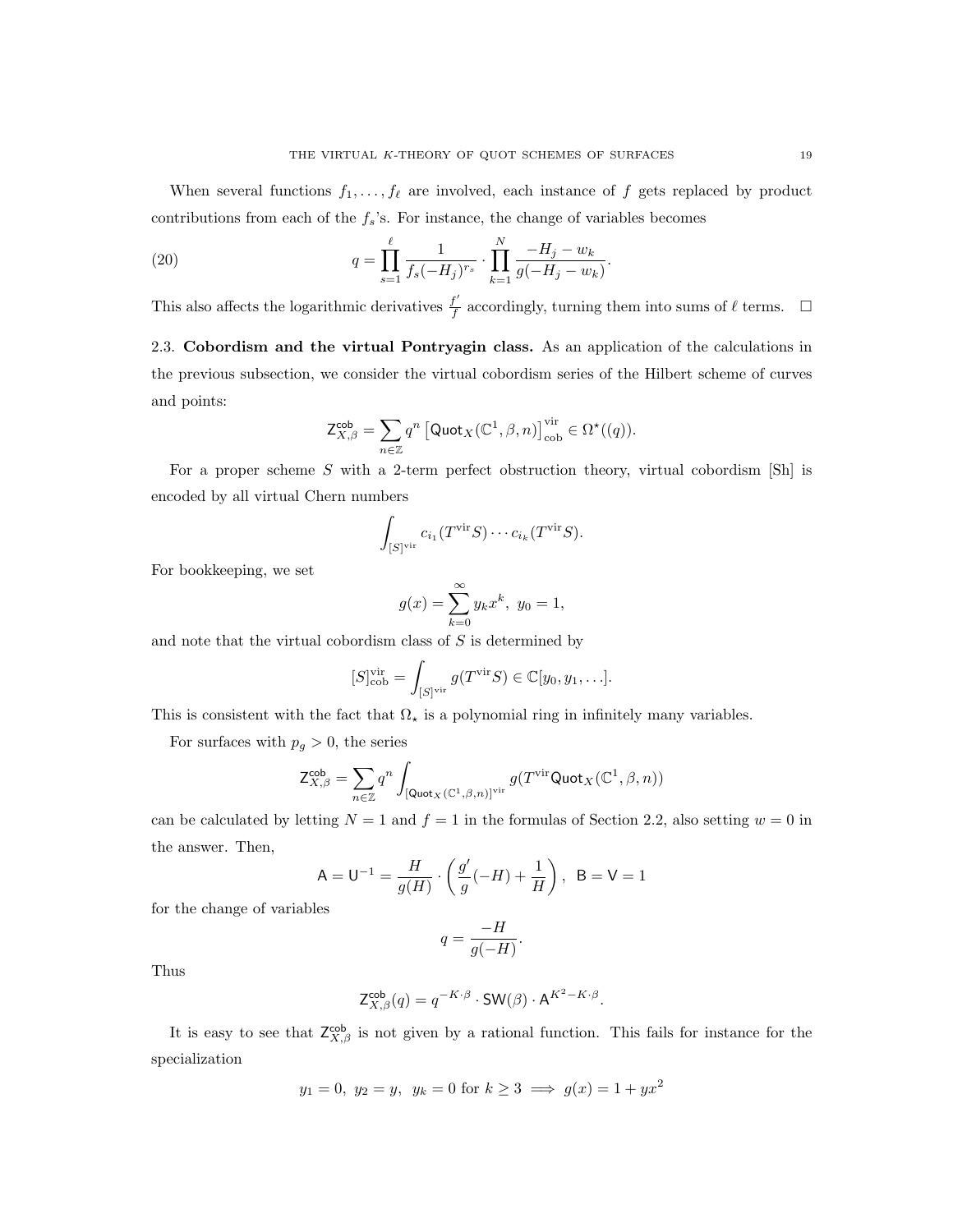When several functions $f_1, \ldots, f_\ell$ are involved, each instance of $f$ gets replaced by product contributions from each of the $f_s$'s. For instance, the change of variables becomes

$$q = \prod_{s=1}^{\ell} \frac{1}{f_s(-H_j)^{r_s}} \cdot \prod_{k=1}^{N} \frac{-H_j - w_k}{g(-H_j - w_k)}. \tag{20}$$

This also affects the logarithmic derivatives $\frac{f'}{f}$ accordingly, turning them into sums of $\ell$ terms. $\square$

### 2.3. Cobordism and the virtual Pontryagin class.

As an application of the calculations in the previous subsection, we consider the virtual cobordism series of the Hilbert scheme of curves and points:

$$\mathsf{Z}^{\mathsf{cob}}_{X,\beta} = \sum_{n \in \mathbb{Z}} q^n \left[\mathsf{Quot}_X(\mathbb{C}^1, \beta, n)\right]^{\mathrm{vir}}_{\mathrm{cob}} \in \Omega^\star((q)).$$

For a proper scheme $S$ with a 2-term perfect obstruction theory, virtual cobordism [Sh] is encoded by all virtual Chern numbers

$$\int_{[S]^{\mathrm{vir}}} c_{i_1}(T^{\mathrm{vir}}S) \cdots c_{i_k}(T^{\mathrm{vir}}S).$$

For bookkeeping, we set

$$g(x) = \sum_{k=0}^{\infty} y_k x^k, \ \ y_0 = 1,$$

and note that the virtual cobordism class of $S$ is determined by

$$[S]^{\mathrm{vir}}_{\mathrm{cob}} = \int_{[S]^{\mathrm{vir}}} g(T^{\mathrm{vir}}S) \in \mathbb{C}[y_0, y_1, \ldots].$$

This is consistent with the fact that $\Omega_\star$ is a polynomial ring in infinitely many variables.

For surfaces with $p_g > 0$, the series

$$\mathsf{Z}^{\mathsf{cob}}_{X,\beta} = \sum_{n \in \mathbb{Z}} q^n \int_{[\mathsf{Quot}_X(\mathbb{C}^1,\beta,n)]^{\mathrm{vir}}} g(T^{\mathrm{vir}}\mathsf{Quot}_X(\mathbb{C}^1, \beta, n))$$

can be calculated by letting $N = 1$ and $f = 1$ in the formulas of Section 2.2, also setting $w = 0$ in the answer. Then,

$$\mathsf{A} = \mathsf{U}^{-1} = \frac{H}{g(H)} \cdot \left(\frac{g'}{g}(-H) + \frac{1}{H}\right), \ \ \mathsf{B} = \mathsf{V} = 1$$

for the change of variables

$$q = \frac{-H}{g(-H)}.$$

Thus

$$\mathsf{Z}^{\mathsf{cob}}_{X,\beta}(q) = q^{-K\cdot\beta} \cdot \mathsf{SW}(\beta) \cdot \mathsf{A}^{K^2 - K\cdot\beta}.$$

It is easy to see that $\mathsf{Z}^{\mathsf{cob}}_{X,\beta}$ is not given by a rational function. This fails for instance for the specialization

$$y_1 = 0, \ y_2 = y, \ y_k = 0 \text{ for } k \geq 3 \implies g(x) = 1 + yx^2$$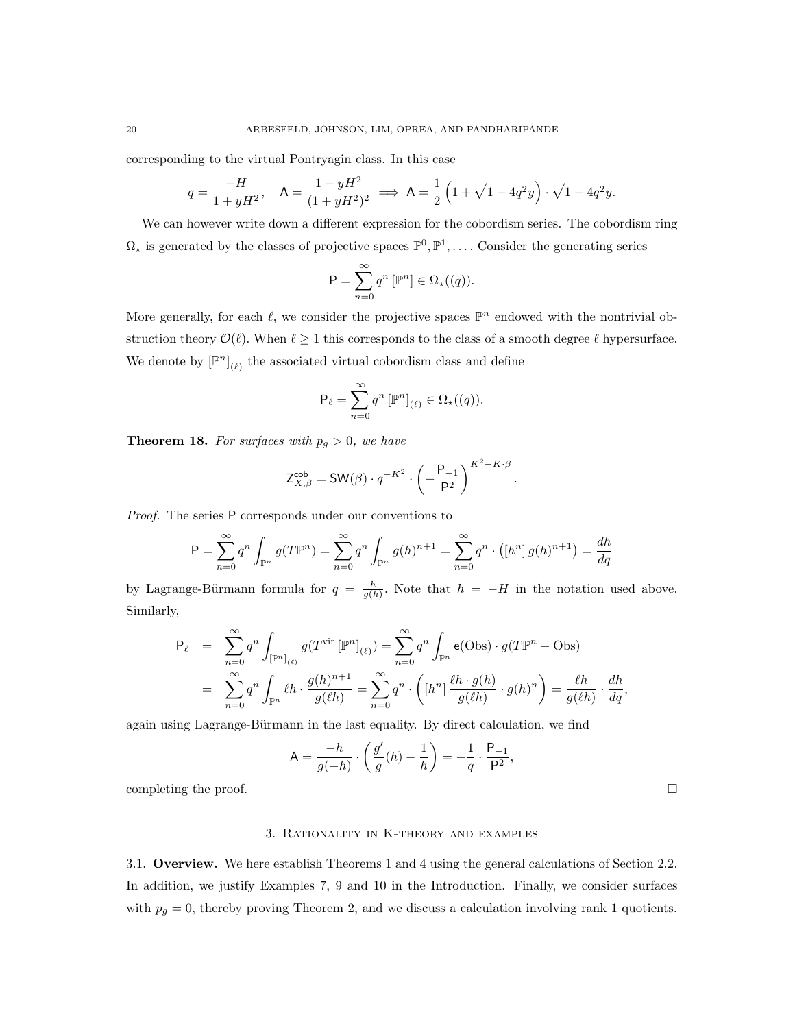corresponding to the virtual Pontryagin class. In this case

$$q = \frac{-H}{1+yH^2}, \quad \mathsf{A} = \frac{1-yH^2}{(1+yH^2)^2} \implies \mathsf{A} = \frac{1}{2}\left(1+\sqrt{1-4q^2y}\right)\cdot\sqrt{1-4q^2y}.$$

We can however write down a different expression for the cobordism series. The cobordism ring $\Omega_\star$ is generated by the classes of projective spaces $\mathbb{P}^0, \mathbb{P}^1, \ldots$. Consider the generating series

$$\mathsf{P} = \sum_{n=0}^{\infty} q^n \, [\mathbb{P}^n] \in \Omega_\star((q)).$$

More generally, for each $\ell$, we consider the projective spaces $\mathbb{P}^n$ endowed with the nontrivial obstruction theory $\mathcal{O}(\ell)$. When $\ell \geq 1$ this corresponds to the class of a smooth degree $\ell$ hypersurface. We denote by $[\mathbb{P}^n]_{(\ell)}$ the associated virtual cobordism class and define

$$\mathsf{P}_\ell = \sum_{n=0}^{\infty} q^n \, [\mathbb{P}^n]_{(\ell)} \in \Omega_\star((q)).$$

**Theorem 18.** *For surfaces with $p_g > 0$, we have*

$$\mathsf{Z}^{\mathsf{cob}}_{X,\beta} = \mathsf{SW}(\beta)\cdot q^{-K^2}\cdot\left(-\frac{\mathsf{P}_{-1}}{\mathsf{P}^2}\right)^{K^2-K\cdot\beta}.$$

*Proof.* The series $\mathsf{P}$ corresponds under our conventions to

$$\mathsf{P} = \sum_{n=0}^{\infty} q^n \int_{\mathbb{P}^n} g(T\mathbb{P}^n) = \sum_{n=0}^{\infty} q^n \int_{\mathbb{P}^n} g(h)^{n+1} = \sum_{n=0}^{\infty} q^n \cdot \left([h^n]\, g(h)^{n+1}\right) = \frac{dh}{dq}$$

by Lagrange-Bürmann formula for $q = \frac{h}{g(h)}$. Note that $h = -H$ in the notation used above. Similarly,

$$\begin{aligned}
\mathsf{P}_\ell &= \sum_{n=0}^{\infty} q^n \int_{[\mathbb{P}^n]_{(\ell)}} g(T^{\mathrm{vir}}\,[\mathbb{P}^n]_{(\ell)}) = \sum_{n=0}^{\infty} q^n \int_{\mathbb{P}^n} \mathsf{e}(\mathrm{Obs})\cdot g(T\mathbb{P}^n - \mathrm{Obs}) \\
&= \sum_{n=0}^{\infty} q^n \int_{\mathbb{P}^n} \ell h \cdot \frac{g(h)^{n+1}}{g(\ell h)} = \sum_{n=0}^{\infty} q^n \cdot \left([h^n]\, \frac{\ell h \cdot g(h)}{g(\ell h)}\cdot g(h)^n\right) = \frac{\ell h}{g(\ell h)}\cdot\frac{dh}{dq},
\end{aligned}$$

again using Lagrange-Bürmann in the last equality. By direct calculation, we find

$$\mathsf{A} = \frac{-h}{g(-h)}\cdot\left(\frac{g'}{g}(h) - \frac{1}{h}\right) = -\frac{1}{q}\cdot\frac{\mathsf{P}_{-1}}{\mathsf{P}^2},$$

completing the proof. $\square$

## 3. Rationality in K-theory and examples

**3.1. Overview.** We here establish Theorems 1 and 4 using the general calculations of Section 2.2. In addition, we justify Examples 7, 9 and 10 in the Introduction. Finally, we consider surfaces with $p_g = 0$, thereby proving Theorem 2, and we discuss a calculation involving rank 1 quotients.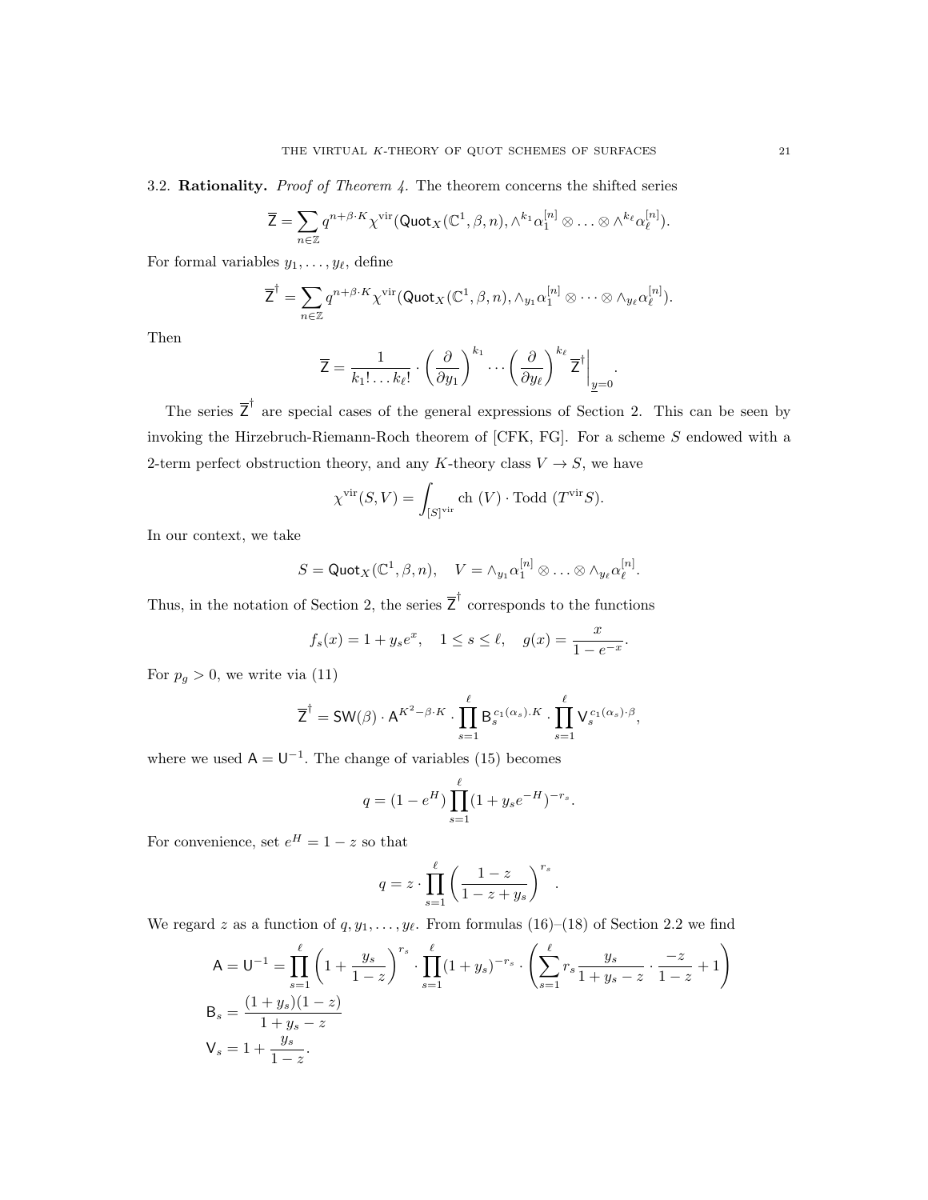3.2. **Rationality.** *Proof of Theorem 4.* The theorem concerns the shifted series

$$\overline{\mathsf{Z}} = \sum_{n\in\mathbb{Z}} q^{n+\beta\cdot K} \chi^{\mathrm{vir}}(\mathsf{Quot}_X(\mathbb{C}^1, \beta, n), \wedge^{k_1}\alpha_1^{[n]} \otimes \ldots \otimes \wedge^{k_\ell}\alpha_\ell^{[n]}).$$

For formal variables $y_1, \ldots, y_\ell$, define

$$\overline{\mathsf{Z}}^{\dagger} = \sum_{n\in\mathbb{Z}} q^{n+\beta\cdot K} \chi^{\mathrm{vir}}(\mathsf{Quot}_X(\mathbb{C}^1, \beta, n), \wedge_{y_1}\alpha_1^{[n]} \otimes \cdots \otimes \wedge_{y_\ell}\alpha_\ell^{[n]}).$$

Then

$$\overline{\mathsf{Z}} = \frac{1}{k_1! \ldots k_\ell!} \cdot \left(\frac{\partial}{\partial y_1}\right)^{k_1} \cdots \left(\frac{\partial}{\partial y_\ell}\right)^{k_\ell} \overline{\mathsf{Z}}^{\dagger}\Big|_{\underline{y}=0}.$$

The series $\overline{\mathsf{Z}}^{\dagger}$ are special cases of the general expressions of Section 2. This can be seen by invoking the Hirzebruch-Riemann-Roch theorem of [CFK, FG]. For a scheme $S$ endowed with a 2-term perfect obstruction theory, and any $K$-theory class $V \to S$, we have

$$\chi^{\mathrm{vir}}(S, V) = \int_{[S]^{\mathrm{vir}}} \mathrm{ch}\,(V) \cdot \mathrm{Todd}\,(T^{\mathrm{vir}}S).$$

In our context, we take

$$S = \mathsf{Quot}_X(\mathbb{C}^1, \beta, n), \quad V = \wedge_{y_1}\alpha_1^{[n]} \otimes \ldots \otimes \wedge_{y_\ell}\alpha_\ell^{[n]}.$$

Thus, in the notation of Section 2, the series $\overline{\mathsf{Z}}^{\dagger}$ corresponds to the functions

$$f_s(x) = 1 + y_s e^x, \quad 1 \le s \le \ell, \quad g(x) = \frac{x}{1 - e^{-x}}.$$

For $p_g > 0$, we write via (11)

$$\overline{\mathsf{Z}}^{\dagger} = \mathsf{SW}(\beta) \cdot \mathsf{A}^{K^2 - \beta\cdot K} \cdot \prod_{s=1}^{\ell} \mathsf{B}_s^{c_1(\alpha_s).K} \cdot \prod_{s=1}^{\ell} \mathsf{V}_s^{c_1(\alpha_s)\cdot\beta},$$

where we used $\mathsf{A} = \mathsf{U}^{-1}$. The change of variables (15) becomes

$$q = (1 - e^H) \prod_{s=1}^{\ell} (1 + y_s e^{-H})^{-r_s}.$$

For convenience, set $e^H = 1 - z$ so that

$$q = z \cdot \prod_{s=1}^{\ell} \left(\frac{1-z}{1-z+y_s}\right)^{r_s}.$$

We regard $z$ as a function of $q, y_1, \ldots, y_\ell$. From formulas (16)–(18) of Section 2.2 we find

$$\mathsf{A} = \mathsf{U}^{-1} = \prod_{s=1}^{\ell} \left(1 + \frac{y_s}{1-z}\right)^{r_s} \cdot \prod_{s=1}^{\ell} (1 + y_s)^{-r_s} \cdot \left(\sum_{s=1}^{\ell} r_s \frac{y_s}{1 + y_s - z} \cdot \frac{-z}{1-z} + 1\right)$$

$$\mathsf{B}_s = \frac{(1+y_s)(1-z)}{1 + y_s - z}$$

$$\mathsf{V}_s = 1 + \frac{y_s}{1-z}.$$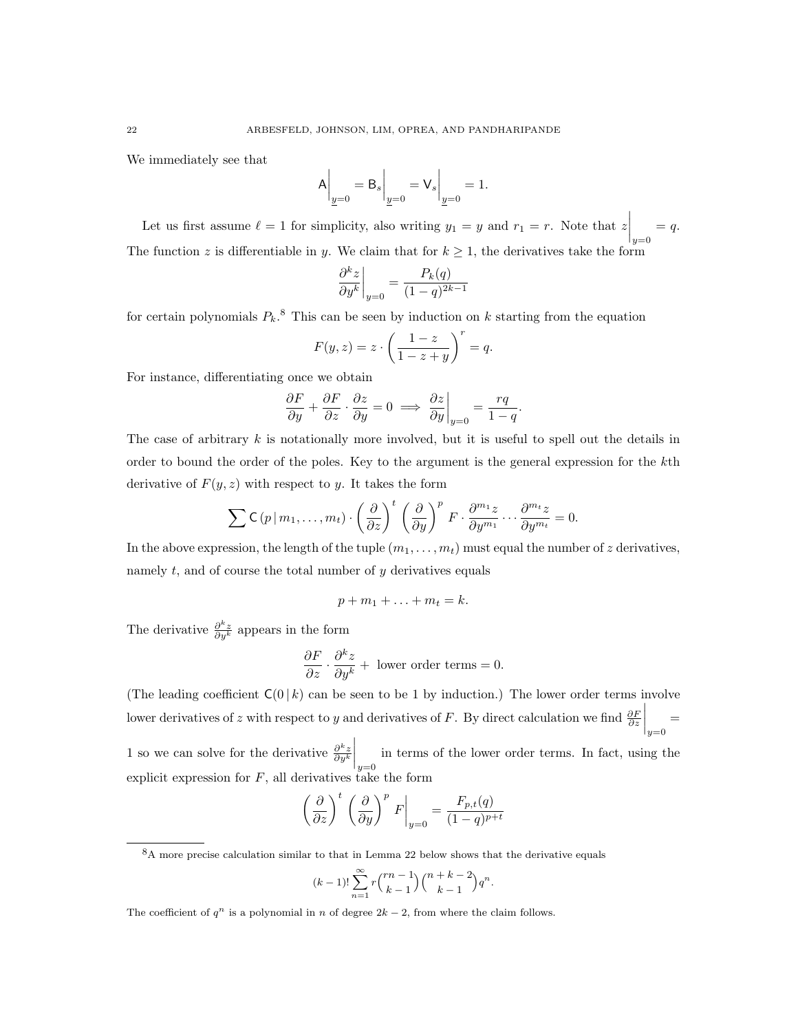We immediately see that

$$\mathsf{A}\Big|_{\underline{y}=0} = \mathsf{B}_s\Big|_{\underline{y}=0} = \mathsf{V}_s\Big|_{\underline{y}=0} = 1.$$

Let us first assume $\ell = 1$ for simplicity, also writing $y_1 = y$ and $r_1 = r$. Note that $z\Big|_{y=0} = q$. The function $z$ is differentiable in $y$. We claim that for $k \geq 1$, the derivatives take the form

$$\frac{\partial^k z}{\partial y^k}\Big|_{y=0} = \frac{P_k(q)}{(1-q)^{2k-1}}$$

for certain polynomials $P_k$.[8] This can be seen by induction on $k$ starting from the equation

$$F(y,z) = z \cdot \left(\frac{1-z}{1-z+y}\right)^r = q.$$

For instance, differentiating once we obtain

$$\frac{\partial F}{\partial y} + \frac{\partial F}{\partial z} \cdot \frac{\partial z}{\partial y} = 0 \implies \frac{\partial z}{\partial y}\Big|_{y=0} = \frac{rq}{1-q}.$$

The case of arbitrary $k$ is notationally more involved, but it is useful to spell out the details in order to bound the order of the poles. Key to the argument is the general expression for the $k$th derivative of $F(y,z)$ with respect to $y$. It takes the form

$$\sum \mathsf{C}\left(p \,|\, m_1, \ldots, m_t\right) \cdot \left(\frac{\partial}{\partial z}\right)^t \left(\frac{\partial}{\partial y}\right)^p F \cdot \frac{\partial^{m_1} z}{\partial y^{m_1}} \cdots \frac{\partial^{m_t} z}{\partial y^{m_t}} = 0.$$

In the above expression, the length of the tuple $(m_1, \ldots, m_t)$ must equal the number of $z$ derivatives, namely $t$, and of course the total number of $y$ derivatives equals

$$p + m_1 + \ldots + m_t = k.$$

The derivative $\frac{\partial^k z}{\partial y^k}$ appears in the form

$$\frac{\partial F}{\partial z} \cdot \frac{\partial^k z}{\partial y^k} + \text{ lower order terms} = 0.$$

(The leading coefficient $\mathsf{C}(0 \,|\, k)$ can be seen to be 1 by induction.) The lower order terms involve lower derivatives of $z$ with respect to $y$ and derivatives of $F$. By direct calculation we find $\frac{\partial F}{\partial z}\Big|_{y=0} = 1$ so we can solve for the derivative $\frac{\partial^k z}{\partial y^k}\Big|_{y=0}$ in terms of the lower order terms. In fact, using the explicit expression for $F$, all derivatives take the form

$$\left(\frac{\partial}{\partial z}\right)^t \left(\frac{\partial}{\partial y}\right)^p F\Big|_{y=0} = \frac{F_{p,t}(q)}{(1-q)^{p+t}}$$

---

[8] A more precise calculation similar to that in Lemma 22 below shows that the derivative equals

$$(k-1)! \sum_{n=1}^{\infty} r\binom{rn-1}{k-1}\binom{n+k-2}{k-1} q^n.$$

The coefficient of $q^n$ is a polynomial in $n$ of degree $2k-2$, from where the claim follows.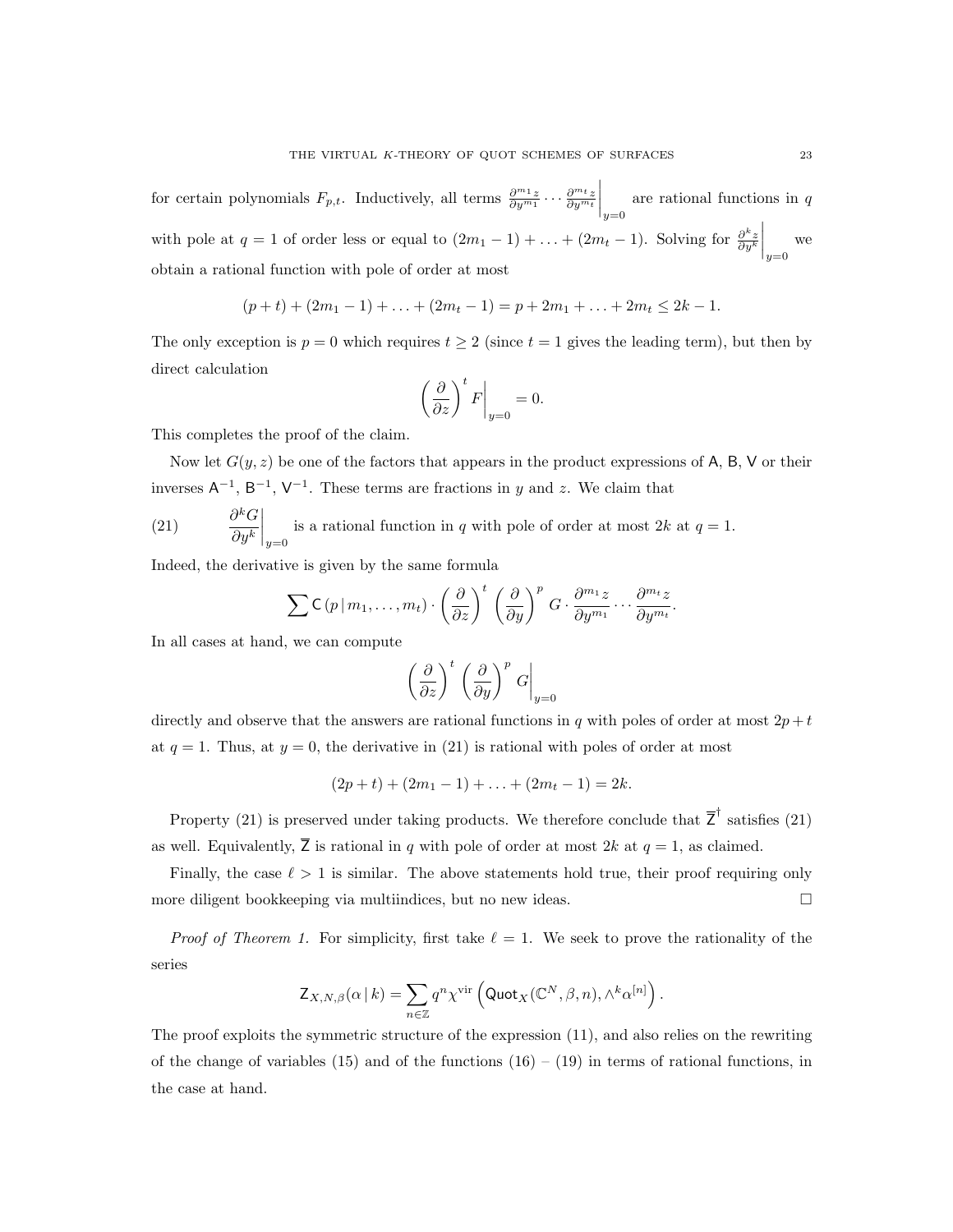for certain polynomials $F_{p,t}$. Inductively, all terms $\left.\frac{\partial^{m_1} z}{\partial y^{m_1}} \cdots \frac{\partial^{m_t} z}{\partial y^{m_t}}\right|_{y=0}$ are rational functions in $q$ with pole at $q=1$ of order less or equal to $(2m_1 - 1) + \ldots + (2m_t - 1)$. Solving for $\left.\frac{\partial^k z}{\partial y^k}\right|_{y=0}$ we obtain a rational function with pole of order at most

$$(p+t) + (2m_1 - 1) + \ldots + (2m_t - 1) = p + 2m_1 + \ldots + 2m_t \leq 2k - 1.$$

The only exception is $p = 0$ which requires $t \geq 2$ (since $t = 1$ gives the leading term), but then by direct calculation

$$\left(\frac{\partial}{\partial z}\right)^t F\bigg|_{y=0} = 0.$$

This completes the proof of the claim.

Now let $G(y,z)$ be one of the factors that appears in the product expressions of $\mathsf{A}$, $\mathsf{B}$, $\mathsf{V}$ or their inverses $\mathsf{A}^{-1}$, $\mathsf{B}^{-1}$, $\mathsf{V}^{-1}$. These terms are fractions in $y$ and $z$. We claim that

$$\frac{\partial^k G}{\partial y^k}\bigg|_{y=0} \text{ is a rational function in } q \text{ with pole of order at most } 2k \text{ at } q=1. \tag{21}$$

Indeed, the derivative is given by the same formula

$$\sum \mathsf{C}\left(p \,|\, m_1, \ldots, m_t\right) \cdot \left(\frac{\partial}{\partial z}\right)^t \left(\frac{\partial}{\partial y}\right)^p G \cdot \frac{\partial^{m_1} z}{\partial y^{m_1}} \cdots \frac{\partial^{m_t} z}{\partial y^{m_t}}.$$

In all cases at hand, we can compute

$$\left(\frac{\partial}{\partial z}\right)^t \left(\frac{\partial}{\partial y}\right)^p G\bigg|_{y=0}$$

directly and observe that the answers are rational functions in $q$ with poles of order at most $2p + t$ at $q = 1$. Thus, at $y = 0$, the derivative in (21) is rational with poles of order at most

$$(2p + t) + (2m_1 - 1) + \ldots + (2m_t - 1) = 2k.$$

Property (21) is preserved under taking products. We therefore conclude that $\overline{\mathsf{Z}}^{\dagger}$ satisfies (21) as well. Equivalently, $\overline{\mathsf{Z}}$ is rational in $q$ with pole of order at most $2k$ at $q = 1$, as claimed.

Finally, the case $\ell > 1$ is similar. The above statements hold true, their proof requiring only more diligent bookkeeping via multiindices, but no new ideas. $\square$

*Proof of Theorem 1.* For simplicity, first take $\ell = 1$. We seek to prove the rationality of the series

$$\mathsf{Z}_{X,N,\beta}(\alpha \,|\, k) = \sum_{n \in \mathbb{Z}} q^n \chi^{\text{vir}} \left(\mathsf{Quot}_X(\mathbb{C}^N, \beta, n), \wedge^k \alpha^{[n]}\right).$$

The proof exploits the symmetric structure of the expression (11), and also relies on the rewriting of the change of variables (15) and of the functions (16) – (19) in terms of rational functions, in the case at hand.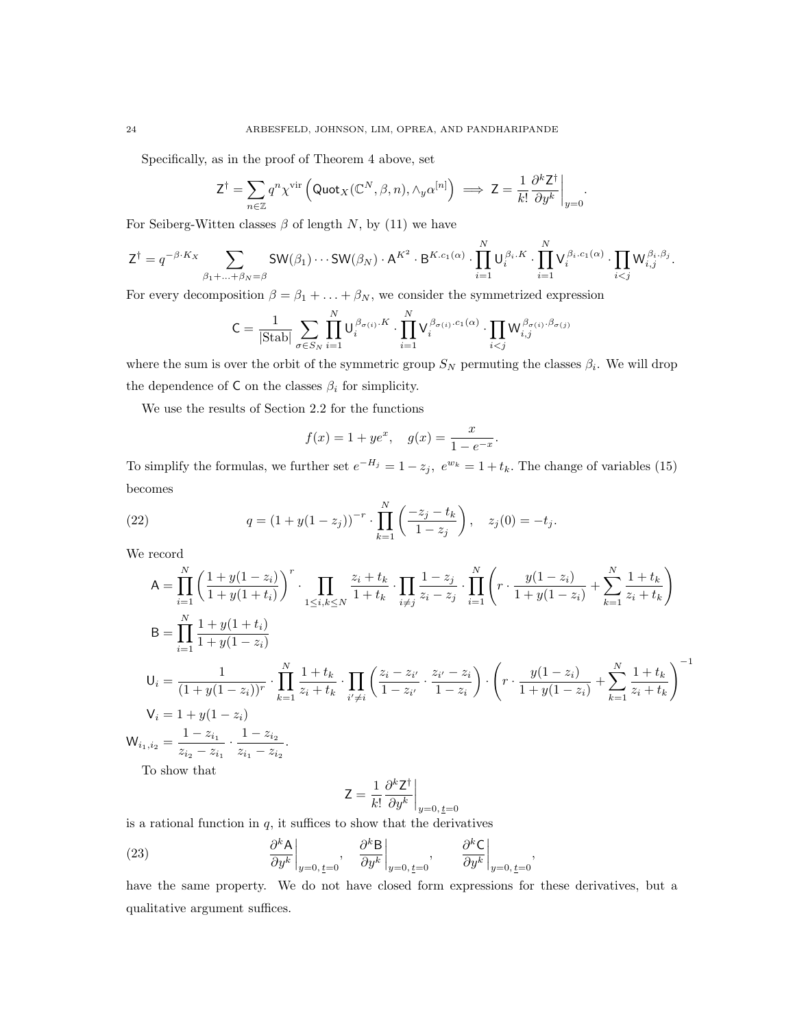Specifically, as in the proof of Theorem 4 above, set

$$\mathsf{Z}^\dagger = \sum_{n\in\mathbb{Z}} q^n \chi^{\mathrm{vir}}\left(\mathsf{Quot}_X(\mathbb{C}^N,\beta,n), \wedge_y \alpha^{[n]}\right) \implies \mathsf{Z} = \frac{1}{k!}\frac{\partial^k \mathsf{Z}^\dagger}{\partial y^k}\bigg|_{y=0}.$$

For Seiberg-Witten classes $\beta$ of length $N$, by (11) we have

$$\mathsf{Z}^\dagger = q^{-\beta\cdot K_X} \sum_{\beta_1+\ldots+\beta_N=\beta} \mathsf{SW}(\beta_1)\cdots\mathsf{SW}(\beta_N)\cdot \mathsf{A}^{K^2}\cdot \mathsf{B}^{K.c_1(\alpha)}\cdot \prod_{i=1}^N \mathsf{U}_i^{\beta_i.K}\cdot \prod_{i=1}^N \mathsf{V}_i^{\beta_i.c_1(\alpha)}\cdot \prod_{i<j}\mathsf{W}_{i,j}^{\beta_i.\beta_j}.$$

For every decomposition $\beta=\beta_1+\ldots+\beta_N$, we consider the symmetrized expression

$$\mathsf{C} = \frac{1}{|\mathrm{Stab}|}\sum_{\sigma\in S_N}\prod_{i=1}^N \mathsf{U}_i^{\beta_{\sigma(i)}.K}\cdot\prod_{i=1}^N \mathsf{V}_i^{\beta_{\sigma(i)}.c_1(\alpha)}\cdot\prod_{i<j}\mathsf{W}_{i,j}^{\beta_{\sigma(i)}.\beta_{\sigma(j)}}$$

where the sum is over the orbit of the symmetric group $S_N$ permuting the classes $\beta_i$. We will drop the dependence of $\mathsf{C}$ on the classes $\beta_i$ for simplicity.

We use the results of Section 2.2 for the functions

$$f(x) = 1+ye^x, \quad g(x) = \frac{x}{1-e^{-x}}.$$

To simplify the formulas, we further set $e^{-H_j} = 1-z_j$, $e^{w_k} = 1+t_k$. The change of variables (15) becomes

$$q = (1+y(1-z_j))^{-r}\cdot\prod_{k=1}^N\left(\frac{-z_j-t_k}{1-z_j}\right), \quad z_j(0) = -t_j. \tag{22}$$

We record

$$\mathsf{A} = \prod_{i=1}^N\left(\frac{1+y(1-z_i)}{1+y(1+t_i)}\right)^r\cdot\prod_{1\le i,k\le N}\frac{z_i+t_k}{1+t_k}\cdot\prod_{i\neq j}\frac{1-z_j}{z_i-z_j}\cdot\prod_{i=1}^N\left(r\cdot\frac{y(1-z_i)}{1+y(1-z_i)}+\sum_{k=1}^N\frac{1+t_k}{z_i+t_k}\right)$$

$$\mathsf{B} = \prod_{i=1}^N\frac{1+y(1+t_i)}{1+y(1-z_i)}$$

$$\mathsf{U}_i = \frac{1}{(1+y(1-z_i))^r}\cdot\prod_{k=1}^N\frac{1+t_k}{z_i+t_k}\cdot\prod_{i'\neq i}\left(\frac{z_i-z_{i'}}{1-z_{i'}}\cdot\frac{z_{i'}-z_i}{1-z_i}\right)\cdot\left(r\cdot\frac{y(1-z_i)}{1+y(1-z_i)}+\sum_{k=1}^N\frac{1+t_k}{z_i+t_k}\right)^{-1}$$

$$\mathsf{V}_i = 1+y(1-z_i)$$

$$\mathsf{W}_{i_1,i_2} = \frac{1-z_{i_1}}{z_{i_2}-z_{i_1}}\cdot\frac{1-z_{i_2}}{z_{i_1}-z_{i_2}}.$$

To show that

$$\mathsf{Z} = \frac{1}{k!}\frac{\partial^k\mathsf{Z}^\dagger}{\partial y^k}\bigg|_{y=0,\,\underline{t}=0}$$

is a rational function in $q$, it suffices to show that the derivatives

$$\frac{\partial^k\mathsf{A}}{\partial y^k}\bigg|_{y=0,\,\underline{t}=0}, \quad \frac{\partial^k\mathsf{B}}{\partial y^k}\bigg|_{y=0,\,\underline{t}=0}, \quad \frac{\partial^k\mathsf{C}}{\partial y^k}\bigg|_{y=0,\,\underline{t}=0}, \tag{23}$$

have the same property. We do not have closed form expressions for these derivatives, but a qualitative argument suffices.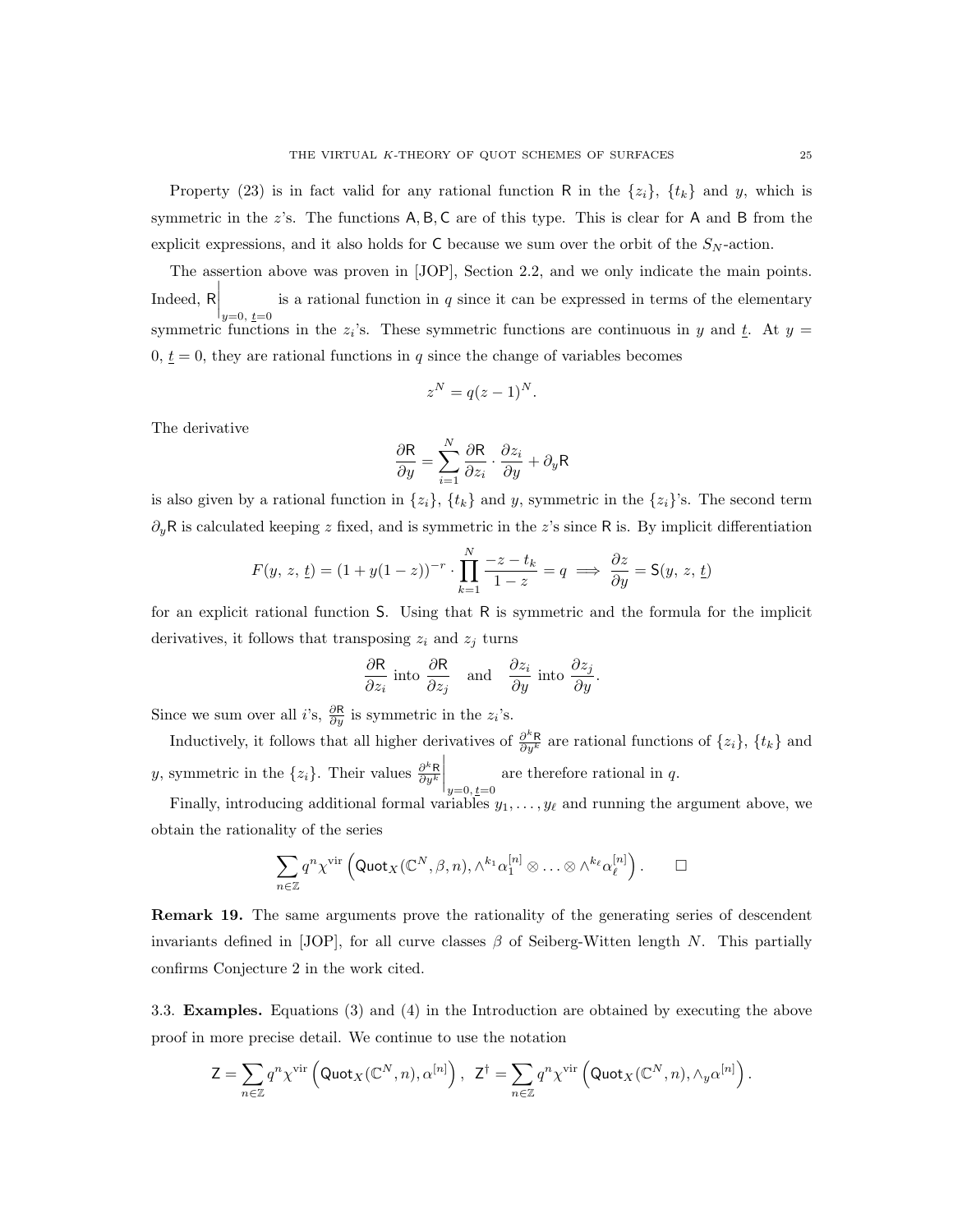Property (23) is in fact valid for any rational function $\mathsf{R}$ in the $\{z_i\}$, $\{t_k\}$ and $y$, which is symmetric in the $z$'s. The functions $\mathsf{A}, \mathsf{B}, \mathsf{C}$ are of this type. This is clear for $\mathsf{A}$ and $\mathsf{B}$ from the explicit expressions, and it also holds for $\mathsf{C}$ because we sum over the orbit of the $S_N$-action.

The assertion above was proven in [JOP], Section 2.2, and we only indicate the main points. Indeed, $\mathsf{R}\Big|_{y=0,\ \underline{t}=0}$ is a rational function in $q$ since it can be expressed in terms of the elementary symmetric functions in the $z_i$'s. These symmetric functions are continuous in $y$ and $\underline{t}$. At $y = 0$, $\underline{t} = 0$, they are rational functions in $q$ since the change of variables becomes

$$z^N = q(z-1)^N.$$

The derivative

$$\frac{\partial \mathsf{R}}{\partial y} = \sum_{i=1}^{N} \frac{\partial \mathsf{R}}{\partial z_i} \cdot \frac{\partial z_i}{\partial y} + \partial_y \mathsf{R}$$

is also given by a rational function in $\{z_i\}$, $\{t_k\}$ and $y$, symmetric in the $\{z_i\}$'s. The second term $\partial_y \mathsf{R}$ is calculated keeping $z$ fixed, and is symmetric in the $z$'s since $\mathsf{R}$ is. By implicit differentiation

$$F(y,\, z,\, \underline{t}) = (1 + y(1-z))^{-r} \cdot \prod_{k=1}^{N} \frac{-z - t_k}{1-z} = q \implies \frac{\partial z}{\partial y} = \mathsf{S}(y,\, z,\, \underline{t})$$

for an explicit rational function $\mathsf{S}$. Using that $\mathsf{R}$ is symmetric and the formula for the implicit derivatives, it follows that transposing $z_i$ and $z_j$ turns

$$\frac{\partial \mathsf{R}}{\partial z_i} \text{ into } \frac{\partial \mathsf{R}}{\partial z_j} \quad \text{and} \quad \frac{\partial z_i}{\partial y} \text{ into } \frac{\partial z_j}{\partial y}.$$

Since we sum over all $i$'s, $\frac{\partial \mathsf{R}}{\partial y}$ is symmetric in the $z_i$'s.

Inductively, it follows that all higher derivatives of $\frac{\partial^k \mathsf{R}}{\partial y^k}$ are rational functions of $\{z_i\}$, $\{t_k\}$ and $y$, symmetric in the $\{z_i\}$. Their values $\frac{\partial^k \mathsf{R}}{\partial y^k}\Big|_{y=0,\,\underline{t}=0}$ are therefore rational in $q$.

Finally, introducing additional formal variables $y_1, \ldots, y_\ell$ and running the argument above, we obtain the rationality of the series

$$\sum_{n \in \mathbb{Z}} q^n \chi^{\mathrm{vir}} \left( \mathsf{Quot}_X(\mathbb{C}^N, \beta, n), \wedge^{k_1} \alpha_1^{[n]} \otimes \ldots \otimes \wedge^{k_\ell} \alpha_\ell^{[n]} \right). \qquad \square$$

**Remark 19.** The same arguments prove the rationality of the generating series of descendent invariants defined in [JOP], for all curve classes $\beta$ of Seiberg-Witten length $N$. This partially confirms Conjecture 2 in the work cited.

3.3. **Examples.** Equations (3) and (4) in the Introduction are obtained by executing the above proof in more precise detail. We continue to use the notation

$$\mathsf{Z} = \sum_{n \in \mathbb{Z}} q^n \chi^{\mathrm{vir}} \left( \mathsf{Quot}_X(\mathbb{C}^N, n), \alpha^{[n]} \right), \ \ \mathsf{Z}^{\dagger} = \sum_{n \in \mathbb{Z}} q^n \chi^{\mathrm{vir}} \left( \mathsf{Quot}_X(\mathbb{C}^N, n), \wedge_y \alpha^{[n]} \right).$$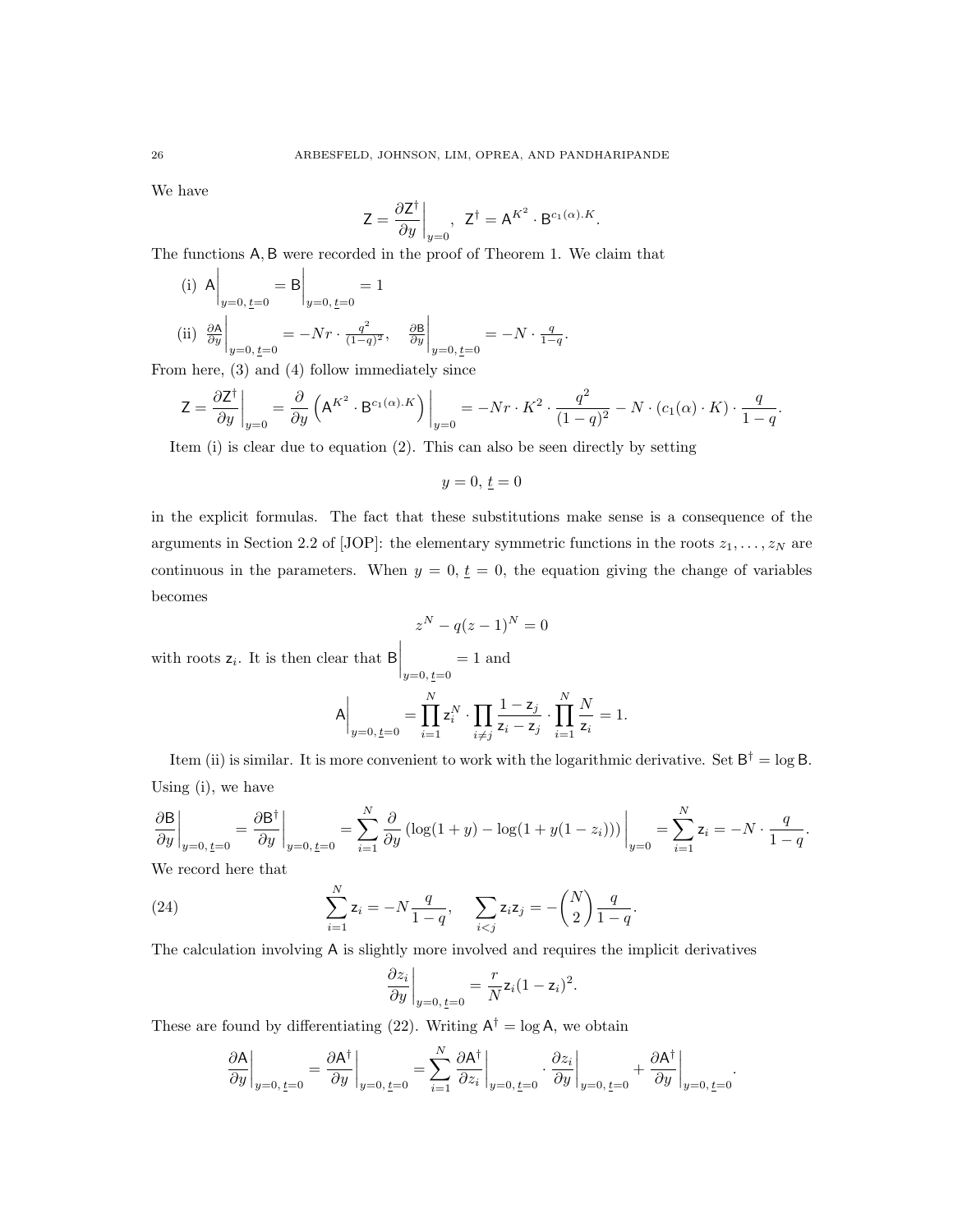We have

$$\mathsf{Z} = \frac{\partial \mathsf{Z}^\dagger}{\partial y}\bigg|_{y=0}, \quad \mathsf{Z}^\dagger = \mathsf{A}^{K^2} \cdot \mathsf{B}^{c_1(\alpha).K}.$$

The functions $\mathsf{A}, \mathsf{B}$ were recorded in the proof of Theorem 1. We claim that

(i) $\mathsf{A}\Big|_{y=0,\, \underline{t}=0} = \mathsf{B}\Big|_{y=0,\, \underline{t}=0} = 1$

(ii) $\frac{\partial \mathsf{A}}{\partial y}\Big|_{y=0,\, \underline{t}=0} = -Nr \cdot \frac{q^2}{(1-q)^2}, \quad \frac{\partial \mathsf{B}}{\partial y}\Big|_{y=0,\, \underline{t}=0} = -N \cdot \frac{q}{1-q}.$

From here, (3) and (4) follow immediately since

$$\mathsf{Z} = \frac{\partial \mathsf{Z}^\dagger}{\partial y}\bigg|_{y=0} = \frac{\partial}{\partial y}\left(\mathsf{A}^{K^2} \cdot \mathsf{B}^{c_1(\alpha).K}\right)\bigg|_{y=0} = -Nr \cdot K^2 \cdot \frac{q^2}{(1-q)^2} - N \cdot (c_1(\alpha) \cdot K) \cdot \frac{q}{1-q}.$$

Item (i) is clear due to equation (2). This can also be seen directly by setting

$$y = 0,\ \underline{t} = 0$$

in the explicit formulas. The fact that these substitutions make sense is a consequence of the arguments in Section 2.2 of [JOP]: the elementary symmetric functions in the roots $z_1, \ldots, z_N$ are continuous in the parameters. When $y = 0$, $\underline{t} = 0$, the equation giving the change of variables becomes

$$z^N - q(z-1)^N = 0$$

with roots $\mathsf{z}_i$. It is then clear that $\mathsf{B}\Big|_{y=0,\, \underline{t}=0} = 1$ and

$$\mathsf{A}\bigg|_{y=0,\, \underline{t}=0} = \prod_{i=1}^N \mathsf{z}_i^N \cdot \prod_{i \neq j} \frac{1 - \mathsf{z}_j}{\mathsf{z}_i - \mathsf{z}_j} \cdot \prod_{i=1}^N \frac{N}{\mathsf{z}_i} = 1.$$

Item (ii) is similar. It is more convenient to work with the logarithmic derivative. Set $\mathsf{B}^\dagger = \log \mathsf{B}$. Using (i), we have

$$\frac{\partial \mathsf{B}}{\partial y}\bigg|_{y=0,\, \underline{t}=0} = \frac{\partial \mathsf{B}^\dagger}{\partial y}\bigg|_{y=0,\, \underline{t}=0} = \sum_{i=1}^N \frac{\partial}{\partial y}\left(\log(1+y) - \log(1 + y(1 - z_i))\right)\bigg|_{y=0} = \sum_{i=1}^N \mathsf{z}_i = -N \cdot \frac{q}{1-q}.$$

We record here that

$$\sum_{i=1}^N \mathsf{z}_i = -N\frac{q}{1-q}, \quad \sum_{i<j} \mathsf{z}_i \mathsf{z}_j = -\binom{N}{2}\frac{q}{1-q}. \tag{24}$$

The calculation involving $\mathsf{A}$ is slightly more involved and requires the implicit derivatives

$$\frac{\partial z_i}{\partial y}\bigg|_{y=0,\, \underline{t}=0} = \frac{r}{N}\mathsf{z}_i(1 - \mathsf{z}_i)^2.$$

These are found by differentiating (22). Writing $\mathsf{A}^\dagger = \log \mathsf{A}$, we obtain

$$\frac{\partial \mathsf{A}}{\partial y}\bigg|_{y=0,\, \underline{t}=0} = \frac{\partial \mathsf{A}^\dagger}{\partial y}\bigg|_{y=0,\, \underline{t}=0} = \sum_{i=1}^N \frac{\partial \mathsf{A}^\dagger}{\partial z_i}\bigg|_{y=0,\, \underline{t}=0} \cdot \frac{\partial z_i}{\partial y}\bigg|_{y=0,\, \underline{t}=0} + \frac{\partial \mathsf{A}^\dagger}{\partial y}\bigg|_{y=0,\, \underline{t}=0}.$$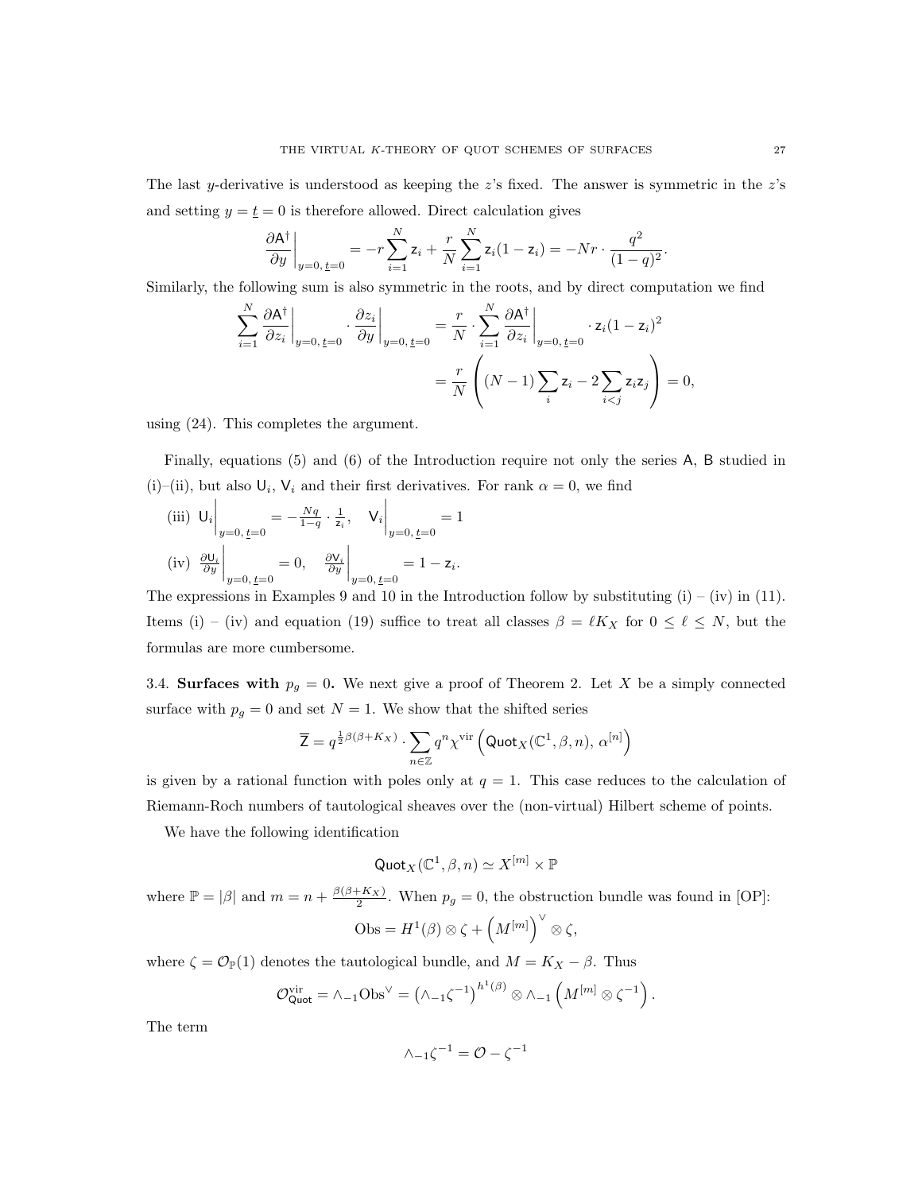The last $y$-derivative is understood as keeping the $z$'s fixed. The answer is symmetric in the $z$'s and setting $y = \underline{t} = 0$ is therefore allowed. Direct calculation gives

$$\left.\frac{\partial \mathsf{A}^\dagger}{\partial y}\right|_{y=0,\,\underline{t}=0} = -r\sum_{i=1}^N \mathsf{z}_i + \frac{r}{N}\sum_{i=1}^N \mathsf{z}_i(1-\mathsf{z}_i) = -Nr\cdot\frac{q^2}{(1-q)^2}.$$

Similarly, the following sum is also symmetric in the roots, and by direct computation we find

$$\begin{aligned}\sum_{i=1}^N \left.\frac{\partial \mathsf{A}^\dagger}{\partial z_i}\right|_{y=0,\,\underline{t}=0}\cdot\left.\frac{\partial z_i}{\partial y}\right|_{y=0,\,\underline{t}=0} &= \frac{r}{N}\cdot\sum_{i=1}^N \left.\frac{\partial \mathsf{A}^\dagger}{\partial z_i}\right|_{y=0,\,\underline{t}=0}\cdot \mathsf{z}_i(1-\mathsf{z}_i)^2\\ &= \frac{r}{N}\left((N-1)\sum_i \mathsf{z}_i - 2\sum_{i<j}\mathsf{z}_i\mathsf{z}_j\right) = 0,\end{aligned}$$

using (24). This completes the argument.

Finally, equations (5) and (6) of the Introduction require not only the series $\mathsf{A}$, $\mathsf{B}$ studied in (i)–(ii), but also $\mathsf{U}_i$, $\mathsf{V}_i$ and their first derivatives. For rank $\alpha = 0$, we find

(iii) $\left.\mathsf{U}_i\right|_{y=0,\,\underline{t}=0} = -\frac{Nq}{1-q}\cdot\frac{1}{\mathsf{z}_i}, \quad \left.\mathsf{V}_i\right|_{y=0,\,\underline{t}=0} = 1$

(iv) $\left.\frac{\partial \mathsf{U}_i}{\partial y}\right|_{y=0,\,\underline{t}=0} = 0, \quad \left.\frac{\partial \mathsf{V}_i}{\partial y}\right|_{y=0,\,\underline{t}=0} = 1 - \mathsf{z}_i.$

The expressions in Examples 9 and 10 in the Introduction follow by substituting (i) – (iv) in (11). Items (i) – (iv) and equation (19) suffice to treat all classes $\beta = \ell K_X$ for $0 \le \ell \le N$, but the formulas are more cumbersome.

**3.4. Surfaces with $p_g = 0$.** We next give a proof of Theorem 2. Let $X$ be a simply connected surface with $p_g = 0$ and set $N = 1$. We show that the shifted series

$$\overline{\mathsf{Z}} = q^{\frac{1}{2}\beta(\beta+K_X)}\cdot\sum_{n\in\mathbb{Z}} q^n \chi^{\mathrm{vir}}\left(\mathsf{Quot}_X(\mathbb{C}^1,\beta,n),\,\alpha^{[n]}\right)$$

is given by a rational function with poles only at $q = 1$. This case reduces to the calculation of Riemann-Roch numbers of tautological sheaves over the (non-virtual) Hilbert scheme of points.

We have the following identification

$$\mathsf{Quot}_X(\mathbb{C}^1,\beta,n) \simeq X^{[m]}\times\mathbb{P}$$

where $\mathbb{P} = |\beta|$ and $m = n + \frac{\beta(\beta+K_X)}{2}$. When $p_g = 0$, the obstruction bundle was found in [OP]:

$$\mathrm{Obs} = H^1(\beta)\otimes\zeta + \left(M^{[m]}\right)^\vee\otimes\zeta,$$

where $\zeta = \mathcal{O}_{\mathbb{P}}(1)$ denotes the tautological bundle, and $M = K_X - \beta$. Thus

$$\mathcal{O}^{\mathrm{vir}}_{\mathsf{Quot}} = \wedge_{-1}\mathrm{Obs}^\vee = \left(\wedge_{-1}\zeta^{-1}\right)^{h^1(\beta)}\otimes\wedge_{-1}\left(M^{[m]}\otimes\zeta^{-1}\right).$$

The term

$$\wedge_{-1}\zeta^{-1} = \mathcal{O} - \zeta^{-1}$$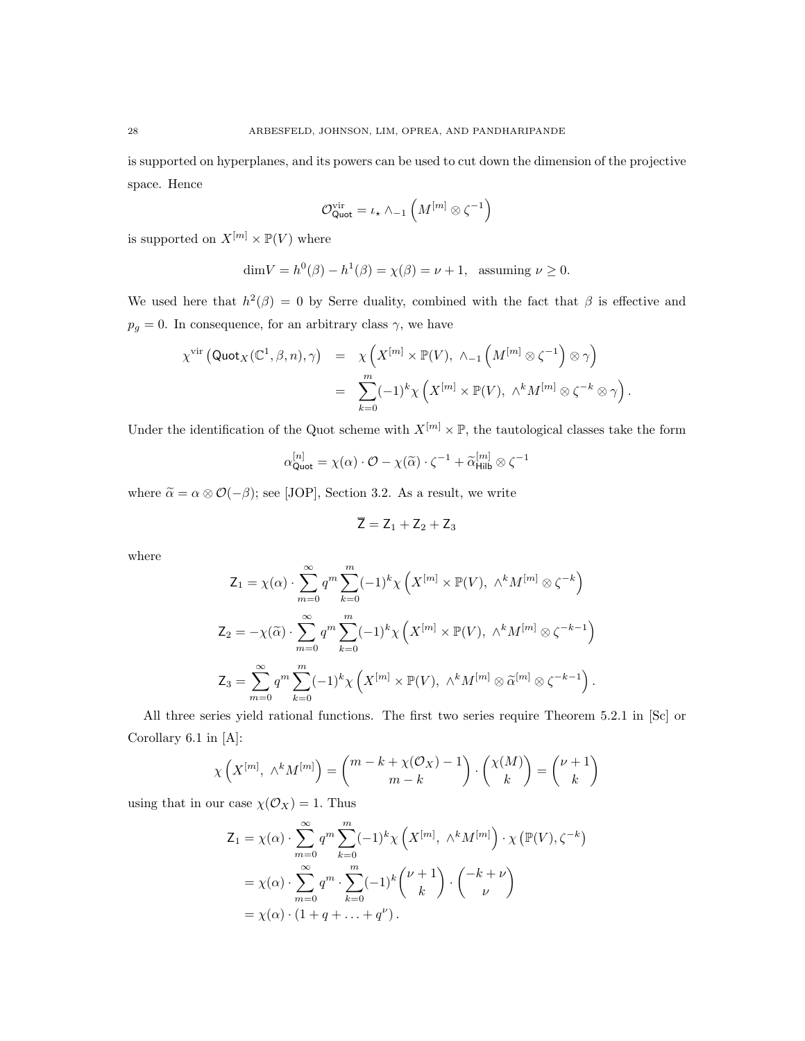is supported on hyperplanes, and its powers can be used to cut down the dimension of the projective space. Hence

$$\mathcal{O}^{\mathrm{vir}}_{\mathsf{Quot}} = \iota_\star \wedge_{-1} \left( M^{[m]} \otimes \zeta^{-1} \right)$$

is supported on $X^{[m]} \times \mathbb{P}(V)$ where

$$\dim V = h^0(\beta) - h^1(\beta) = \chi(\beta) = \nu + 1, \quad \text{assuming } \nu \geq 0.$$

We used here that $h^2(\beta) = 0$ by Serre duality, combined with the fact that $\beta$ is effective and $p_g = 0$. In consequence, for an arbitrary class $\gamma$, we have

$$\begin{aligned}
\chi^{\mathrm{vir}}\left(\mathsf{Quot}_X(\mathbb{C}^1, \beta, n), \gamma\right) &= \chi\left( X^{[m]} \times \mathbb{P}(V), \ \wedge_{-1}\left( M^{[m]} \otimes \zeta^{-1}\right) \otimes \gamma \right) \\
&= \sum_{k=0}^{m} (-1)^k \chi\left( X^{[m]} \times \mathbb{P}(V), \ \wedge^k M^{[m]} \otimes \zeta^{-k} \otimes \gamma \right).
\end{aligned}$$

Under the identification of the Quot scheme with $X^{[m]} \times \mathbb{P}$, the tautological classes take the form

$$\alpha^{[n]}_{\mathsf{Quot}} = \chi(\alpha) \cdot \mathcal{O} - \chi(\widetilde{\alpha}) \cdot \zeta^{-1} + \widetilde{\alpha}^{[m]}_{\mathsf{Hilb}} \otimes \zeta^{-1}$$

where $\widetilde{\alpha} = \alpha \otimes \mathcal{O}(-\beta)$; see [JOP], Section 3.2. As a result, we write

$$\overline{\mathsf{Z}} = \mathsf{Z}_1 + \mathsf{Z}_2 + \mathsf{Z}_3$$

where

$$\mathsf{Z}_1 = \chi(\alpha) \cdot \sum_{m=0}^{\infty} q^m \sum_{k=0}^{m} (-1)^k \chi\left( X^{[m]} \times \mathbb{P}(V), \ \wedge^k M^{[m]} \otimes \zeta^{-k} \right)$$

$$\mathsf{Z}_2 = -\chi(\widetilde{\alpha}) \cdot \sum_{m=0}^{\infty} q^m \sum_{k=0}^{m} (-1)^k \chi\left( X^{[m]} \times \mathbb{P}(V), \ \wedge^k M^{[m]} \otimes \zeta^{-k-1} \right)$$

$$\mathsf{Z}_3 = \sum_{m=0}^{\infty} q^m \sum_{k=0}^{m} (-1)^k \chi\left( X^{[m]} \times \mathbb{P}(V), \ \wedge^k M^{[m]} \otimes \widetilde{\alpha}^{[m]} \otimes \zeta^{-k-1} \right).$$

All three series yield rational functions. The first two series require Theorem 5.2.1 in [Sc] or Corollary 6.1 in [A]:

$$\chi\left( X^{[m]}, \ \wedge^k M^{[m]} \right) = \binom{m - k + \chi(\mathcal{O}_X) - 1}{m - k} \cdot \binom{\chi(M)}{k} = \binom{\nu + 1}{k}$$

using that in our case $\chi(\mathcal{O}_X) = 1$. Thus

$$\begin{aligned}
\mathsf{Z}_1 &= \chi(\alpha) \cdot \sum_{m=0}^{\infty} q^m \sum_{k=0}^{m} (-1)^k \chi\left( X^{[m]}, \ \wedge^k M^{[m]} \right) \cdot \chi\left( \mathbb{P}(V), \zeta^{-k} \right) \\
&= \chi(\alpha) \cdot \sum_{m=0}^{\infty} q^m \cdot \sum_{k=0}^{m} (-1)^k \binom{\nu+1}{k} \cdot \binom{-k+\nu}{\nu} \\
&= \chi(\alpha) \cdot \left( 1 + q + \ldots + q^{\nu} \right).
\end{aligned}$$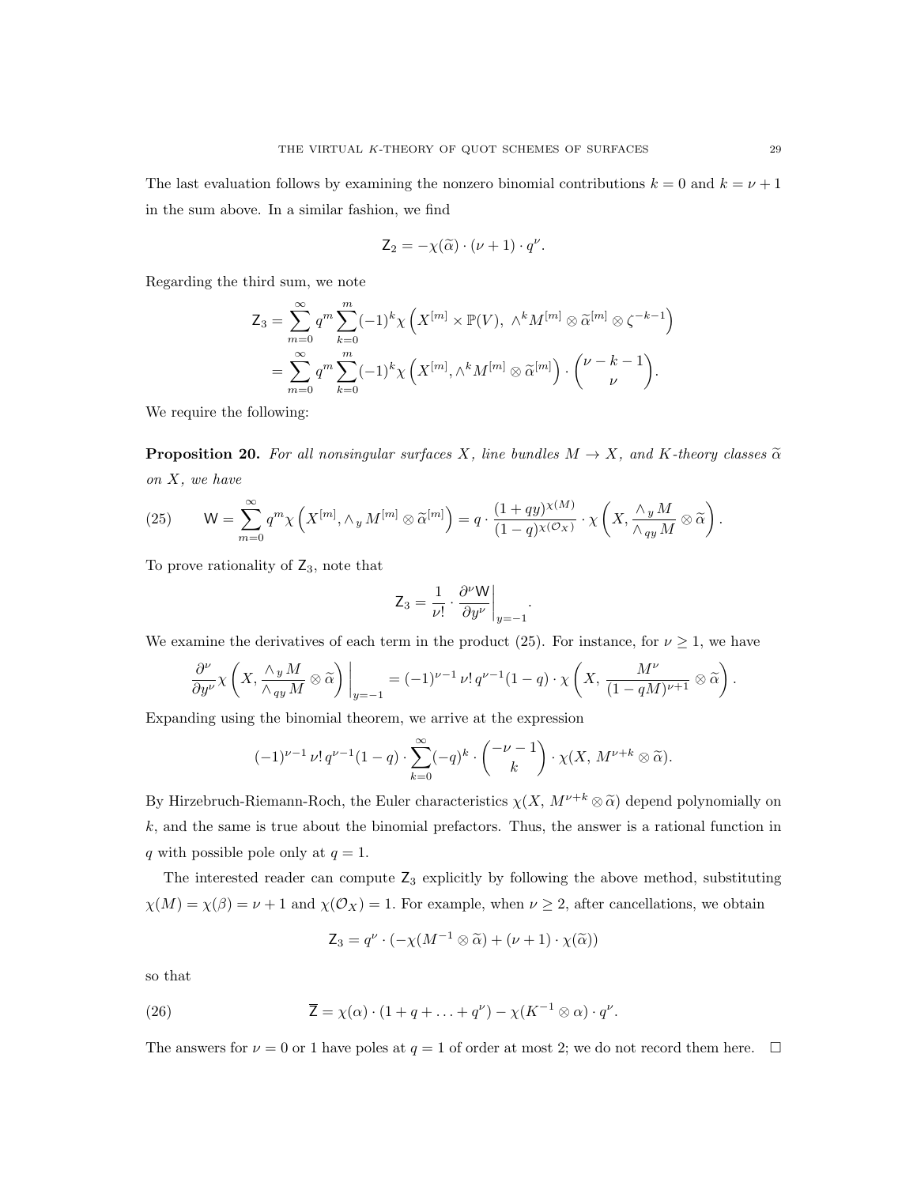The last evaluation follows by examining the nonzero binomial contributions $k = 0$ and $k = \nu + 1$ in the sum above. In a similar fashion, we find

$$\mathsf{Z}_2 = -\chi(\widetilde{\alpha}) \cdot (\nu + 1) \cdot q^\nu.$$

Regarding the third sum, we note

$$\begin{aligned}
\mathsf{Z}_3 &= \sum_{m=0}^{\infty} q^m \sum_{k=0}^{m} (-1)^k \chi\left(X^{[m]} \times \mathbb{P}(V),\ \wedge^k M^{[m]} \otimes \widetilde{\alpha}^{[m]} \otimes \zeta^{-k-1}\right) \\
&= \sum_{m=0}^{\infty} q^m \sum_{k=0}^{m} (-1)^k \chi\left(X^{[m]}, \wedge^k M^{[m]} \otimes \widetilde{\alpha}^{[m]}\right) \cdot \binom{\nu - k - 1}{\nu}.
\end{aligned}$$

We require the following:

**Proposition 20.** *For all nonsingular surfaces $X$, line bundles $M \to X$, and $K$-theory classes $\widetilde{\alpha}$ on $X$, we have*

$$\mathsf{W} = \sum_{m=0}^{\infty} q^m \chi\left(X^{[m]}, \wedge_y M^{[m]} \otimes \widetilde{\alpha}^{[m]}\right) = q \cdot \frac{(1+qy)^{\chi(M)}}{(1-q)^{\chi(\mathcal{O}_X)}} \cdot \chi\left(X, \frac{\wedge_y M}{\wedge_{qy} M} \otimes \widetilde{\alpha}\right). \tag{25}$$

To prove rationality of $\mathsf{Z}_3$, note that

$$\mathsf{Z}_3 = \frac{1}{\nu!} \cdot \frac{\partial^\nu \mathsf{W}}{\partial y^\nu}\bigg|_{y=-1}.$$

We examine the derivatives of each term in the product (25). For instance, for $\nu \geq 1$, we have

$$\frac{\partial^\nu}{\partial y^\nu} \chi\left(X, \frac{\wedge_y M}{\wedge_{qy} M} \otimes \widetilde{\alpha}\right)\bigg|_{y=-1} = (-1)^{\nu-1}\, \nu!\, q^{\nu-1}(1-q) \cdot \chi\left(X,\ \frac{M^\nu}{(1-qM)^{\nu+1}} \otimes \widetilde{\alpha}\right).$$

Expanding using the binomial theorem, we arrive at the expression

$$(-1)^{\nu-1}\, \nu!\, q^{\nu-1}(1-q) \cdot \sum_{k=0}^{\infty} (-q)^k \cdot \binom{-\nu-1}{k} \cdot \chi(X,\ M^{\nu+k} \otimes \widetilde{\alpha}).$$

By Hirzebruch-Riemann-Roch, the Euler characteristics $\chi(X,\ M^{\nu+k} \otimes \widetilde{\alpha})$ depend polynomially on $k$, and the same is true about the binomial prefactors. Thus, the answer is a rational function in $q$ with possible pole only at $q = 1$.

The interested reader can compute $\mathsf{Z}_3$ explicitly by following the above method, substituting $\chi(M) = \chi(\beta) = \nu + 1$ and $\chi(\mathcal{O}_X) = 1$. For example, when $\nu \geq 2$, after cancellations, we obtain

$$\mathsf{Z}_3 = q^\nu \cdot (-\chi(M^{-1} \otimes \widetilde{\alpha}) + (\nu + 1) \cdot \chi(\widetilde{\alpha}))$$

so that

$$\overline{\mathsf{Z}} = \chi(\alpha) \cdot (1 + q + \ldots + q^\nu) - \chi(K^{-1} \otimes \alpha) \cdot q^\nu. \tag{26}$$

The answers for $\nu = 0$ or $1$ have poles at $q = 1$ of order at most 2; we do not record them here. $\square$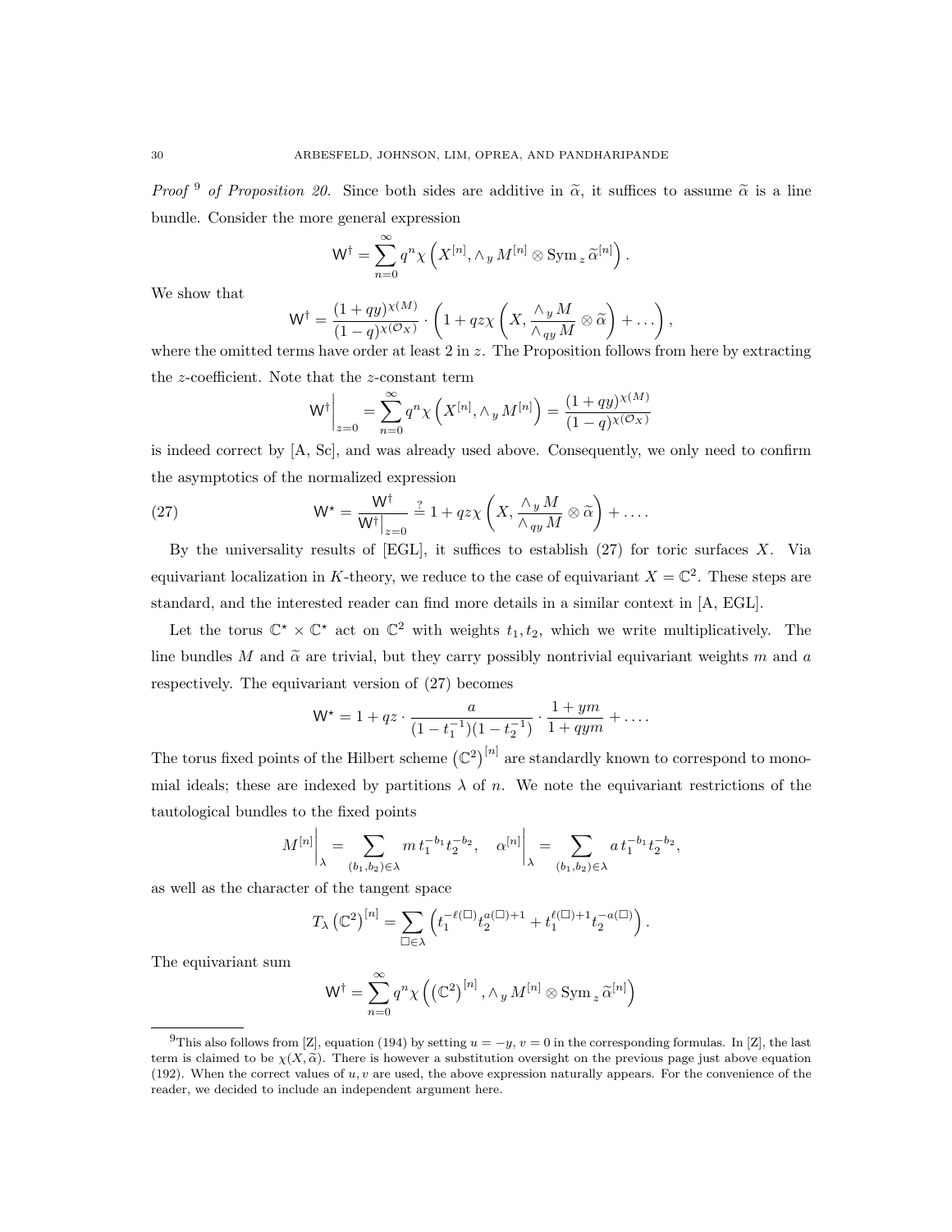*Proof* [9] *of Proposition 20.* Since both sides are additive in $\widetilde{\alpha}$, it suffices to assume $\widetilde{\alpha}$ is a line bundle. Consider the more general expression

$$\mathsf{W}^{\dagger} = \sum_{n=0}^{\infty} q^n \chi\left(X^{[n]}, \wedge_y M^{[n]} \otimes \mathrm{Sym}_z \, \widetilde{\alpha}^{[n]}\right).$$

We show that

$$\mathsf{W}^{\dagger} = \frac{(1+qy)^{\chi(M)}}{(1-q)^{\chi(\mathcal{O}_X)}} \cdot \left(1 + qz\chi\left(X, \frac{\wedge_y M}{\wedge_{qy} M} \otimes \widetilde{\alpha}\right) + \dots\right),$$

where the omitted terms have order at least 2 in $z$. The Proposition follows from here by extracting the $z$-coefficient. Note that the $z$-constant term

$$\mathsf{W}^{\dagger}\Big|_{z=0} = \sum_{n=0}^{\infty} q^n \chi\left(X^{[n]}, \wedge_y M^{[n]}\right) = \frac{(1+qy)^{\chi(M)}}{(1-q)^{\chi(\mathcal{O}_X)}}$$

is indeed correct by [A, Sc], and was already used above. Consequently, we only need to confirm the asymptotics of the normalized expression

$$\mathsf{W}^{\star} = \frac{\mathsf{W}^{\dagger}}{\mathsf{W}^{\dagger}\big|_{z=0}} \overset{?}{=} 1 + qz\chi\left(X, \frac{\wedge_y M}{\wedge_{qy} M} \otimes \widetilde{\alpha}\right) + \dots. \tag{27}$$

By the universality results of [EGL], it suffices to establish (27) for toric surfaces $X$. Via equivariant localization in $K$-theory, we reduce to the case of equivariant $X = \mathbb{C}^2$. These steps are standard, and the interested reader can find more details in a similar context in [A, EGL].

Let the torus $\mathbb{C}^\star \times \mathbb{C}^\star$ act on $\mathbb{C}^2$ with weights $t_1, t_2$, which we write multiplicatively. The line bundles $M$ and $\widetilde{\alpha}$ are trivial, but they carry possibly nontrivial equivariant weights $m$ and $a$ respectively. The equivariant version of (27) becomes

$$\mathsf{W}^{\star} = 1 + qz \cdot \frac{a}{(1-t_1^{-1})(1-t_2^{-1})} \cdot \frac{1+ym}{1+qym} + \dots.$$

The torus fixed points of the Hilbert scheme $\left(\mathbb{C}^2\right)^{[n]}$ are standardly known to correspond to monomial ideals; these are indexed by partitions $\lambda$ of $n$. We note the equivariant restrictions of the tautological bundles to the fixed points

$$M^{[n]}\Big|_{\lambda} = \sum_{(b_1,b_2)\in\lambda} m \, t_1^{-b_1} t_2^{-b_2}, \quad \alpha^{[n]}\Big|_{\lambda} = \sum_{(b_1,b_2)\in\lambda} a \, t_1^{-b_1} t_2^{-b_2},$$

as well as the character of the tangent space

$$T_\lambda \left(\mathbb{C}^2\right)^{[n]} = \sum_{\square\in\lambda} \left(t_1^{-\ell(\square)} t_2^{a(\square)+1} + t_1^{\ell(\square)+1} t_2^{-a(\square)}\right).$$

The equivariant sum

$$\mathsf{W}^{\dagger} = \sum_{n=0}^{\infty} q^n \chi\left(\left(\mathbb{C}^2\right)^{[n]}, \wedge_y M^{[n]} \otimes \mathrm{Sym}_z \, \widetilde{\alpha}^{[n]}\right)$$

---

[9] This also follows from [Z], equation (194) by setting $u = -y$, $v = 0$ in the corresponding formulas. In [Z], the last term is claimed to be $\chi(X, \widetilde{\alpha})$. There is however a substitution oversight on the previous page just above equation (192). When the correct values of $u, v$ are used, the above expression naturally appears. For the convenience of the reader, we decided to include an independent argument here.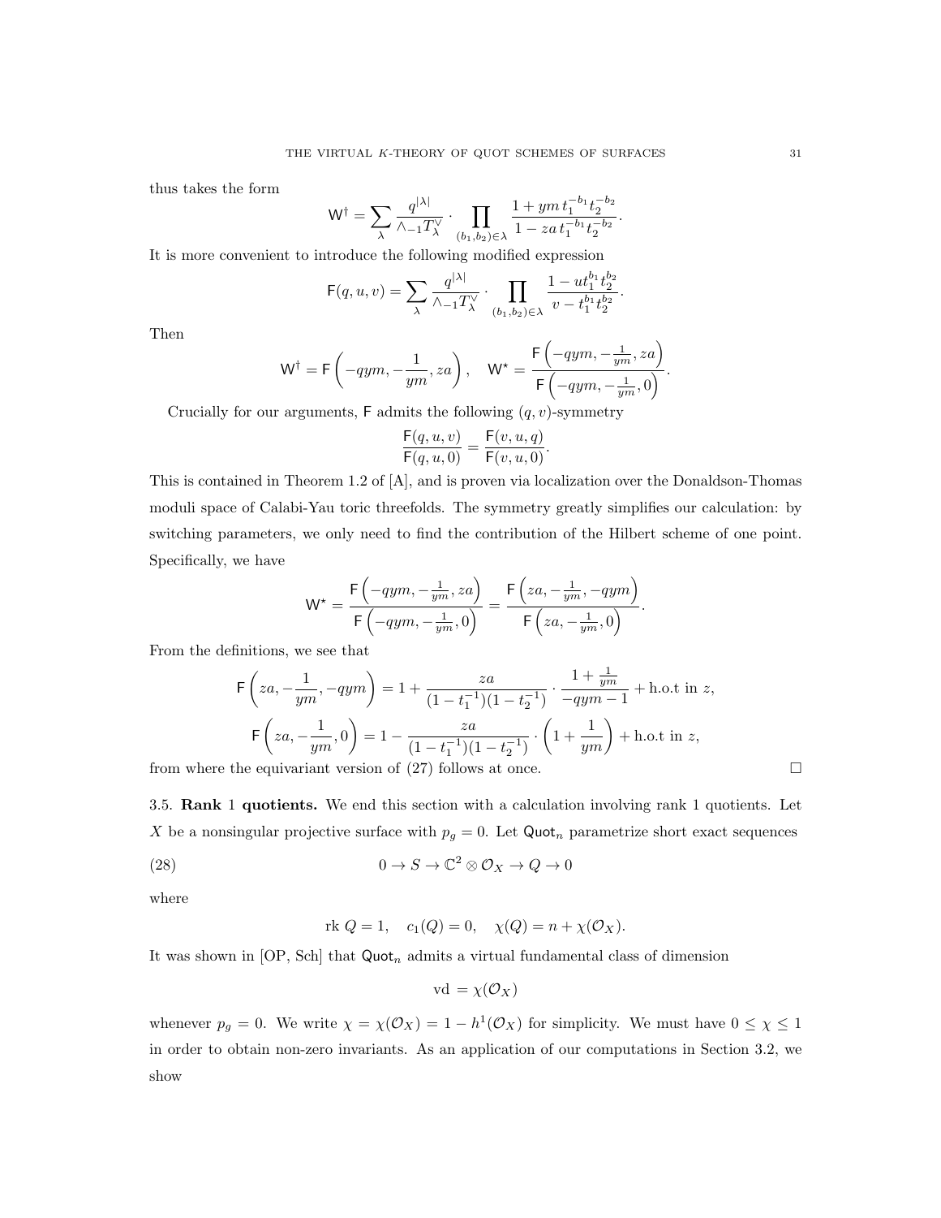thus takes the form

$$\mathsf{W}^{\dagger} = \sum_{\lambda} \frac{q^{|\lambda|}}{\wedge_{-1} T_{\lambda}^{\vee}} \cdot \prod_{(b_1, b_2) \in \lambda} \frac{1 + ym\, t_1^{-b_1} t_2^{-b_2}}{1 - za\, t_1^{-b_1} t_2^{-b_2}}.$$

It is more convenient to introduce the following modified expression

$$\mathsf{F}(q, u, v) = \sum_{\lambda} \frac{q^{|\lambda|}}{\wedge_{-1} T_{\lambda}^{\vee}} \cdot \prod_{(b_1, b_2) \in \lambda} \frac{1 - u t_1^{b_1} t_2^{b_2}}{v - t_1^{b_1} t_2^{b_2}}.$$

Then

$$\mathsf{W}^{\dagger} = \mathsf{F}\left(-qym, -\frac{1}{ym}, za\right), \quad \mathsf{W}^{\star} = \frac{\mathsf{F}\left(-qym, -\frac{1}{ym}, za\right)}{\mathsf{F}\left(-qym, -\frac{1}{ym}, 0\right)}.$$

Crucially for our arguments, $\mathsf{F}$ admits the following $(q, v)$-symmetry

$$\frac{\mathsf{F}(q, u, v)}{\mathsf{F}(q, u, 0)} = \frac{\mathsf{F}(v, u, q)}{\mathsf{F}(v, u, 0)}.$$

This is contained in Theorem 1.2 of [A], and is proven via localization over the Donaldson-Thomas moduli space of Calabi-Yau toric threefolds. The symmetry greatly simplifies our calculation: by switching parameters, we only need to find the contribution of the Hilbert scheme of one point. Specifically, we have

$$\mathsf{W}^{\star} = \frac{\mathsf{F}\left(-qym, -\frac{1}{ym}, za\right)}{\mathsf{F}\left(-qym, -\frac{1}{ym}, 0\right)} = \frac{\mathsf{F}\left(za, -\frac{1}{ym}, -qym\right)}{\mathsf{F}\left(za, -\frac{1}{ym}, 0\right)}.$$

From the definitions, we see that

$$\mathsf{F}\left(za, -\frac{1}{ym}, -qym\right) = 1 + \frac{za}{(1 - t_1^{-1})(1 - t_2^{-1})} \cdot \frac{1 + \frac{1}{ym}}{-qym - 1} + \text{h.o.t in } z,$$

$$\mathsf{F}\left(za, -\frac{1}{ym}, 0\right) = 1 - \frac{za}{(1 - t_1^{-1})(1 - t_2^{-1})} \cdot \left(1 + \frac{1}{ym}\right) + \text{h.o.t in } z,$$

from where the equivariant version of (27) follows at once. $\square$

### 3.5. **Rank 1 quotients.**

We end this section with a calculation involving rank 1 quotients. Let $X$ be a nonsingular projective surface with $p_g = 0$. Let $\mathsf{Quot}_n$ parametrize short exact sequences

$$0 \to S \to \mathbb{C}^2 \otimes \mathcal{O}_X \to Q \to 0 \tag{28}$$

where

$$\text{rk } Q = 1, \quad c_1(Q) = 0, \quad \chi(Q) = n + \chi(\mathcal{O}_X).$$

It was shown in [OP, Sch] that $\mathsf{Quot}_n$ admits a virtual fundamental class of dimension

$$\text{vd } = \chi(\mathcal{O}_X)$$

whenever $p_g = 0$. We write $\chi = \chi(\mathcal{O}_X) = 1 - h^1(\mathcal{O}_X)$ for simplicity. We must have $0 \leq \chi \leq 1$ in order to obtain non-zero invariants. As an application of our computations in Section 3.2, we show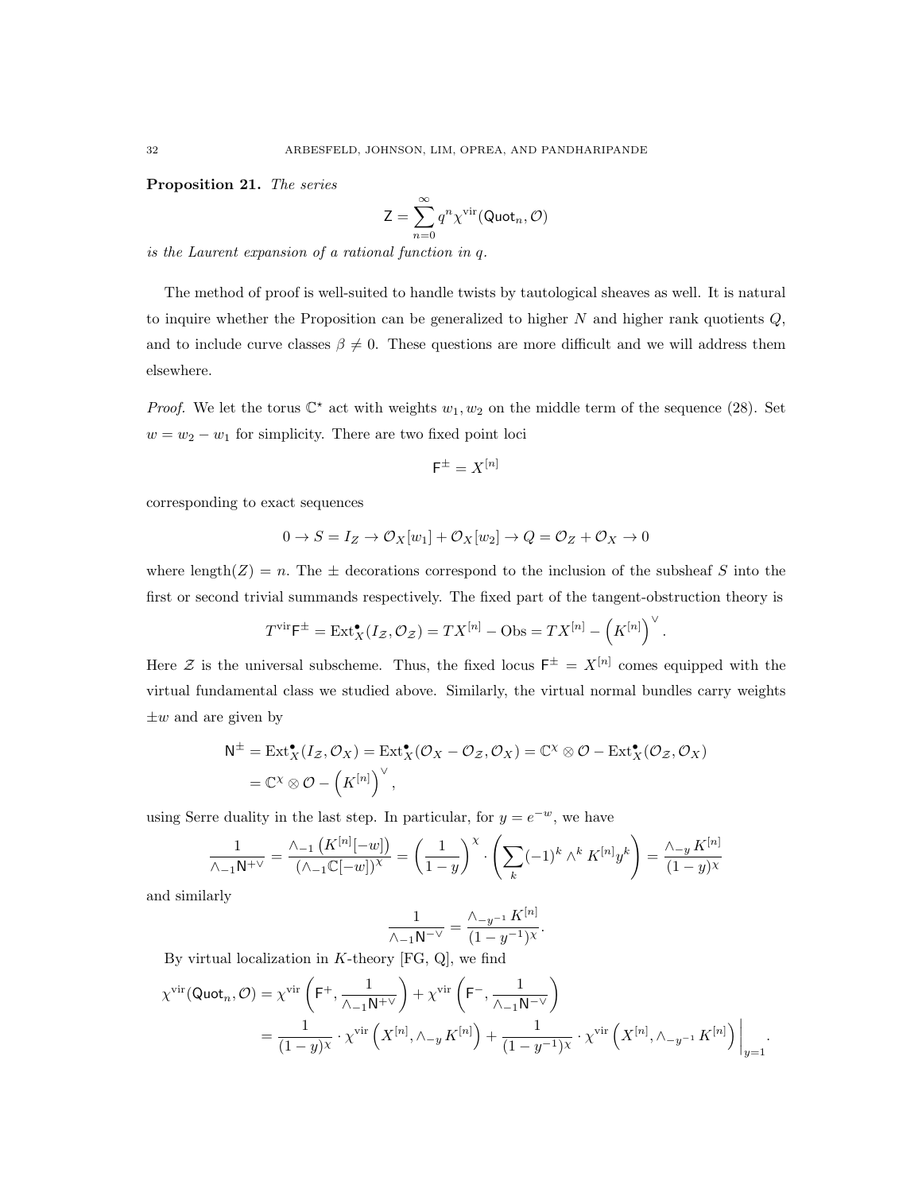**Proposition 21.** *The series*

$$\mathsf{Z} = \sum_{n=0}^{\infty} q^n \chi^{\mathrm{vir}}(\mathsf{Quot}_n, \mathcal{O})$$

*is the Laurent expansion of a rational function in* $q$.

The method of proof is well-suited to handle twists by tautological sheaves as well. It is natural to inquire whether the Proposition can be generalized to higher $N$ and higher rank quotients $Q$, and to include curve classes $\beta \neq 0$. These questions are more difficult and we will address them elsewhere.

*Proof.* We let the torus $\mathbb{C}^\star$ act with weights $w_1, w_2$ on the middle term of the sequence (28). Set $w = w_2 - w_1$ for simplicity. There are two fixed point loci

$$\mathsf{F}^{\pm} = X^{[n]}$$

corresponding to exact sequences

$$0 \to S = I_Z \to \mathcal{O}_X[w_1] + \mathcal{O}_X[w_2] \to Q = \mathcal{O}_Z + \mathcal{O}_X \to 0$$

where $\mathrm{length}(Z) = n$. The $\pm$ decorations correspond to the inclusion of the subsheaf $S$ into the first or second trivial summands respectively. The fixed part of the tangent-obstruction theory is

$$T^{\mathrm{vir}}\mathsf{F}^{\pm} = \mathrm{Ext}^\bullet_X(I_{\mathcal{Z}}, \mathcal{O}_{\mathcal{Z}}) = TX^{[n]} - \mathrm{Obs} = TX^{[n]} - \left(K^{[n]}\right)^\vee.$$

Here $\mathcal{Z}$ is the universal subscheme. Thus, the fixed locus $\mathsf{F}^{\pm} = X^{[n]}$ comes equipped with the virtual fundamental class we studied above. Similarly, the virtual normal bundles carry weights $\pm w$ and are given by

$$\begin{aligned}\mathsf{N}^{\pm} &= \mathrm{Ext}^\bullet_X(I_{\mathcal{Z}}, \mathcal{O}_X) = \mathrm{Ext}^\bullet_X(\mathcal{O}_X - \mathcal{O}_{\mathcal{Z}}, \mathcal{O}_X) = \mathbb{C}^\chi \otimes \mathcal{O} - \mathrm{Ext}^\bullet_X(\mathcal{O}_{\mathcal{Z}}, \mathcal{O}_X) \\ &= \mathbb{C}^\chi \otimes \mathcal{O} - \left(K^{[n]}\right)^\vee,\end{aligned}$$

using Serre duality in the last step. In particular, for $y = e^{-w}$, we have

$$\frac{1}{\wedge_{-1}\mathsf{N}^{+\vee}} = \frac{\wedge_{-1}\left(K^{[n]}[-w]\right)}{(\wedge_{-1}\mathbb{C}[-w])^\chi} = \left(\frac{1}{1-y}\right)^\chi \cdot \left(\sum_k (-1)^k \wedge^k K^{[n]} y^k\right) = \frac{\wedge_{-y} K^{[n]}}{(1-y)^\chi}$$

and similarly

$$\frac{1}{\wedge_{-1}\mathsf{N}^{-\vee}} = \frac{\wedge_{-y^{-1}} K^{[n]}}{(1-y^{-1})^\chi}.$$

By virtual localization in $K$-theory [FG, Q], we find

$$\begin{aligned}\chi^{\mathrm{vir}}(\mathsf{Quot}_n, \mathcal{O}) &= \chi^{\mathrm{vir}}\left(\mathsf{F}^+, \frac{1}{\wedge_{-1}\mathsf{N}^{+\vee}}\right) + \chi^{\mathrm{vir}}\left(\mathsf{F}^-, \frac{1}{\wedge_{-1}\mathsf{N}^{-\vee}}\right) \\ &= \frac{1}{(1-y)^\chi} \cdot \chi^{\mathrm{vir}}\left(X^{[n]}, \wedge_{-y} K^{[n]}\right) + \frac{1}{(1-y^{-1})^\chi} \cdot \chi^{\mathrm{vir}}\left(X^{[n]}, \wedge_{-y^{-1}} K^{[n]}\right)\bigg|_{y=1}.\end{aligned}$$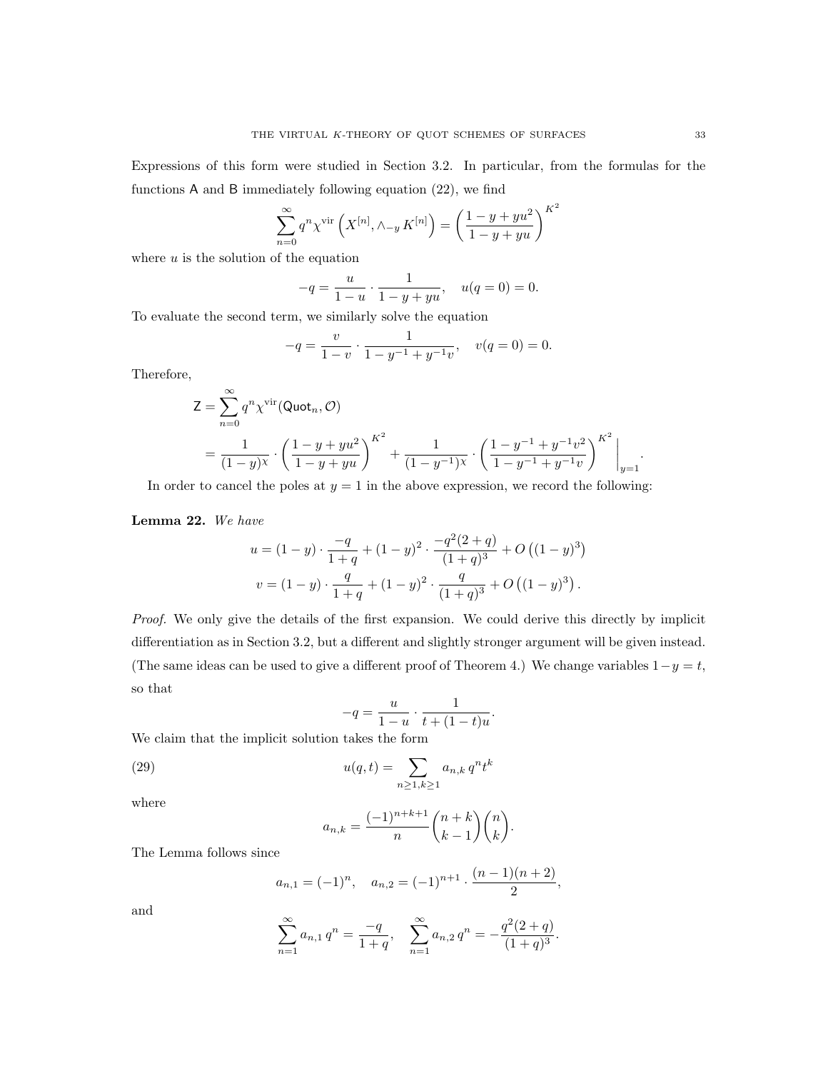Expressions of this form were studied in Section 3.2. In particular, from the formulas for the functions $\mathsf{A}$ and $\mathsf{B}$ immediately following equation (22), we find

$$\sum_{n=0}^{\infty} q^n \chi^{\mathrm{vir}}\left(X^{[n]}, \wedge_{-y} K^{[n]}\right) = \left(\frac{1-y+yu^2}{1-y+yu}\right)^{K^2}$$

where $u$ is the solution of the equation

$$-q = \frac{u}{1-u} \cdot \frac{1}{1-y+yu}, \quad u(q=0) = 0.$$

To evaluate the second term, we similarly solve the equation

$$-q = \frac{v}{1-v} \cdot \frac{1}{1-y^{-1}+y^{-1}v}, \quad v(q=0) = 0.$$

Therefore,

$$\begin{aligned}
\mathsf{Z} &= \sum_{n=0}^{\infty} q^n \chi^{\mathrm{vir}}(\mathsf{Quot}_n, \mathcal{O}) \\
&= \frac{1}{(1-y)^{\chi}} \cdot \left(\frac{1-y+yu^2}{1-y+yu}\right)^{K^2} + \frac{1}{(1-y^{-1})^{\chi}} \cdot \left(\frac{1-y^{-1}+y^{-1}v^2}{1-y^{-1}+y^{-1}v}\right)^{K^2} \Bigg|_{y=1}.
\end{aligned}$$

In order to cancel the poles at $y=1$ in the above expression, we record the following:

**Lemma 22.** *We have*

$$\begin{aligned}
u &= (1-y) \cdot \frac{-q}{1+q} + (1-y)^2 \cdot \frac{-q^2(2+q)}{(1+q)^3} + O\left((1-y)^3\right) \\
v &= (1-y) \cdot \frac{q}{1+q} + (1-y)^2 \cdot \frac{q}{(1+q)^3} + O\left((1-y)^3\right).
\end{aligned}$$

*Proof.* We only give the details of the first expansion. We could derive this directly by implicit differentiation as in Section 3.2, but a different and slightly stronger argument will be given instead. (The same ideas can be used to give a different proof of Theorem 4.) We change variables $1-y = t$, so that

$$-q = \frac{u}{1-u} \cdot \frac{1}{t+(1-t)u}.$$

We claim that the implicit solution takes the form

$$u(q,t) = \sum_{n \geq 1, k \geq 1} a_{n,k}\, q^n t^k \tag{29}$$

where

$$a_{n,k} = \frac{(-1)^{n+k+1}}{n} \binom{n+k}{k-1} \binom{n}{k}.$$

The Lemma follows since

$$a_{n,1} = (-1)^n, \quad a_{n,2} = (-1)^{n+1} \cdot \frac{(n-1)(n+2)}{2},$$

and

$$\sum_{n=1}^{\infty} a_{n,1}\, q^n = \frac{-q}{1+q}, \quad \sum_{n=1}^{\infty} a_{n,2}\, q^n = -\frac{q^2(2+q)}{(1+q)^3}.$$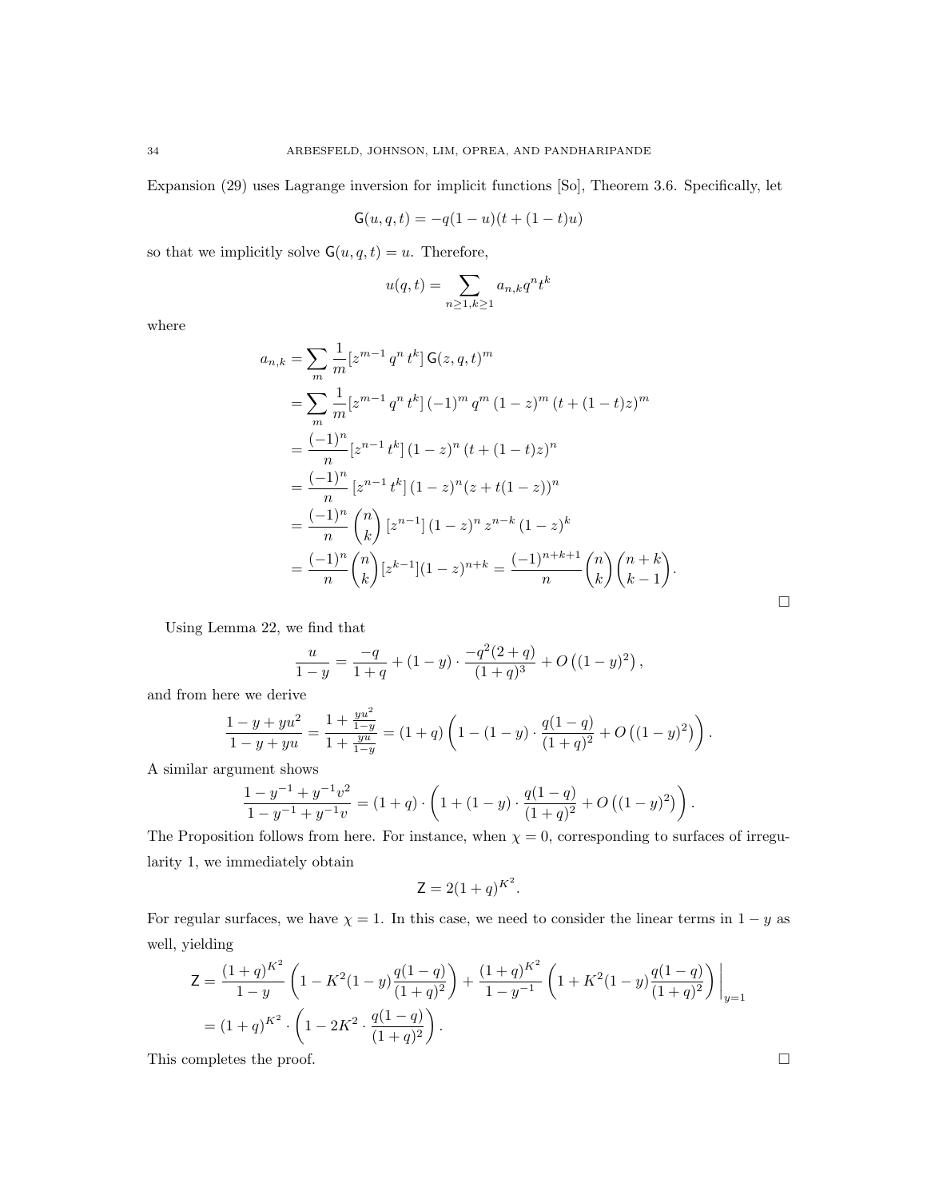Expansion (29) uses Lagrange inversion for implicit functions [So], Theorem 3.6. Specifically, let

$$\mathsf{G}(u, q, t) = -q(1-u)(t + (1-t)u)$$

so that we implicitly solve $\mathsf{G}(u, q, t) = u$. Therefore,

$$u(q,t) = \sum_{n\geq 1, k\geq 1} a_{n,k} q^n t^k$$

where

$$\begin{aligned}
a_{n,k} &= \sum_m \frac{1}{m} [z^{m-1}\, q^n\, t^k]\, \mathsf{G}(z, q, t)^m \\
&= \sum_m \frac{1}{m} [z^{m-1}\, q^n\, t^k]\, (-1)^m\, q^m\, (1-z)^m\, (t + (1-t)z)^m \\
&= \frac{(-1)^n}{n} [z^{n-1}\, t^k]\, (1-z)^n\, (t + (1-t)z)^n \\
&= \frac{(-1)^n}{n}\, [z^{n-1}\, t^k]\, (1-z)^n (z + t(1-z))^n \\
&= \frac{(-1)^n}{n} \binom{n}{k}\, [z^{n-1}]\, (1-z)^n\, z^{n-k}\, (1-z)^k \\
&= \frac{(-1)^n}{n} \binom{n}{k} [z^{k-1}] (1-z)^{n+k} = \frac{(-1)^{n+k+1}}{n} \binom{n}{k} \binom{n+k}{k-1}.
\end{aligned}$$

□

Using Lemma 22, we find that

$$\frac{u}{1-y} = \frac{-q}{1+q} + (1-y) \cdot \frac{-q^2(2+q)}{(1+q)^3} + O\left((1-y)^2\right),$$

and from here we derive

$$\frac{1-y+yu^2}{1-y+yu} = \frac{1 + \frac{yu^2}{1-y}}{1 + \frac{yu}{1-y}} = (1+q)\left(1 - (1-y) \cdot \frac{q(1-q)}{(1+q)^2} + O\left((1-y)^2\right)\right).$$

A similar argument shows

$$\frac{1 - y^{-1} + y^{-1}v^2}{1 - y^{-1} + y^{-1}v} = (1+q) \cdot \left(1 + (1-y) \cdot \frac{q(1-q)}{(1+q)^2} + O\left((1-y)^2\right)\right).$$

The Proposition follows from here. For instance, when $\chi = 0$, corresponding to surfaces of irregularity 1, we immediately obtain

$$\mathsf{Z} = 2(1+q)^{K^2}.$$

For regular surfaces, we have $\chi = 1$. In this case, we need to consider the linear terms in $1-y$ as well, yielding

$$\begin{aligned}
\mathsf{Z} &= \frac{(1+q)^{K^2}}{1-y} \left(1 - K^2(1-y)\frac{q(1-q)}{(1+q)^2}\right) + \frac{(1+q)^{K^2}}{1-y^{-1}} \left(1 + K^2(1-y)\frac{q(1-q)}{(1+q)^2}\right) \Bigg|_{y=1} \\
&= (1+q)^{K^2} \cdot \left(1 - 2K^2 \cdot \frac{q(1-q)}{(1+q)^2}\right).
\end{aligned}$$

This completes the proof. □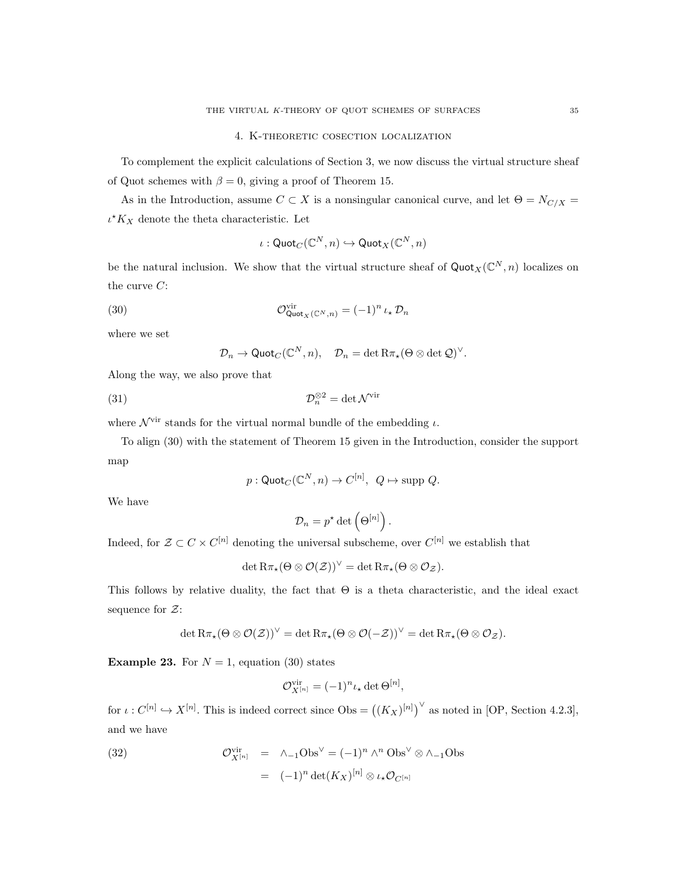## 4. K-theoretic cosection localization

To complement the explicit calculations of Section 3, we now discuss the virtual structure sheaf of Quot schemes with $\beta = 0$, giving a proof of Theorem 15.

As in the Introduction, assume $C \subset X$ is a nonsingular canonical curve, and let $\Theta = N_{C/X} = \iota^\star K_X$ denote the theta characteristic. Let

$$\iota : \mathsf{Quot}_C(\mathbb{C}^N, n) \hookrightarrow \mathsf{Quot}_X(\mathbb{C}^N, n)$$

be the natural inclusion. We show that the virtual structure sheaf of $\mathsf{Quot}_X(\mathbb{C}^N, n)$ localizes on the curve $C$:

$$\mathcal{O}^{\mathrm{vir}}_{\mathsf{Quot}_X(\mathbb{C}^N,n)} = (-1)^n \, \iota_\star \, \mathcal{D}_n \tag{30}$$

where we set

$$\mathcal{D}_n \to \mathsf{Quot}_C(\mathbb{C}^N, n), \quad \mathcal{D}_n = \det \mathrm{R}\pi_\star(\Theta \otimes \det \mathcal{Q})^\vee.$$

Along the way, we also prove that

$$\mathcal{D}_n^{\otimes 2} = \det \mathcal{N}^{\mathrm{vir}} \tag{31}$$

where $\mathcal{N}^{\mathrm{vir}}$ stands for the virtual normal bundle of the embedding $\iota$.

To align (30) with the statement of Theorem 15 given in the Introduction, consider the support map

$$p : \mathsf{Quot}_C(\mathbb{C}^N, n) \to C^{[n]}, \ \ Q \mapsto \mathrm{supp}\, Q.$$

We have

$$\mathcal{D}_n = p^\star \det\left(\Theta^{[n]}\right).$$

Indeed, for $\mathcal{Z} \subset C \times C^{[n]}$ denoting the universal subscheme, over $C^{[n]}$ we establish that

$$\det \mathrm{R}\pi_\star(\Theta \otimes \mathcal{O}(\mathcal{Z}))^\vee = \det \mathrm{R}\pi_\star(\Theta \otimes \mathcal{O}_{\mathcal{Z}}).$$

This follows by relative duality, the fact that $\Theta$ is a theta characteristic, and the ideal exact sequence for $\mathcal{Z}$:

$$\det \mathrm{R}\pi_\star(\Theta \otimes \mathcal{O}(\mathcal{Z}))^\vee = \det \mathrm{R}\pi_\star(\Theta \otimes \mathcal{O}(-\mathcal{Z}))^\vee = \det \mathrm{R}\pi_\star(\Theta \otimes \mathcal{O}_{\mathcal{Z}}).$$

**Example 23.** For $N = 1$, equation (30) states

$$\mathcal{O}^{\mathrm{vir}}_{X^{[n]}} = (-1)^n \iota_\star \det \Theta^{[n]},$$

for $\iota : C^{[n]} \hookrightarrow X^{[n]}$. This is indeed correct since $\mathrm{Obs} = \left((K_X)^{[n]}\right)^\vee$ as noted in [OP, Section 4.2.3], and we have

$$\begin{aligned} \mathcal{O}^{\mathrm{vir}}_{X^{[n]}} &= \wedge_{-1}\mathrm{Obs}^\vee = (-1)^n \wedge^n \mathrm{Obs}^\vee \otimes \wedge_{-1}\mathrm{Obs} \\ &= (-1)^n \det(K_X)^{[n]} \otimes \iota_\star \mathcal{O}_{C^{[n]}} \end{aligned} \tag{32}$$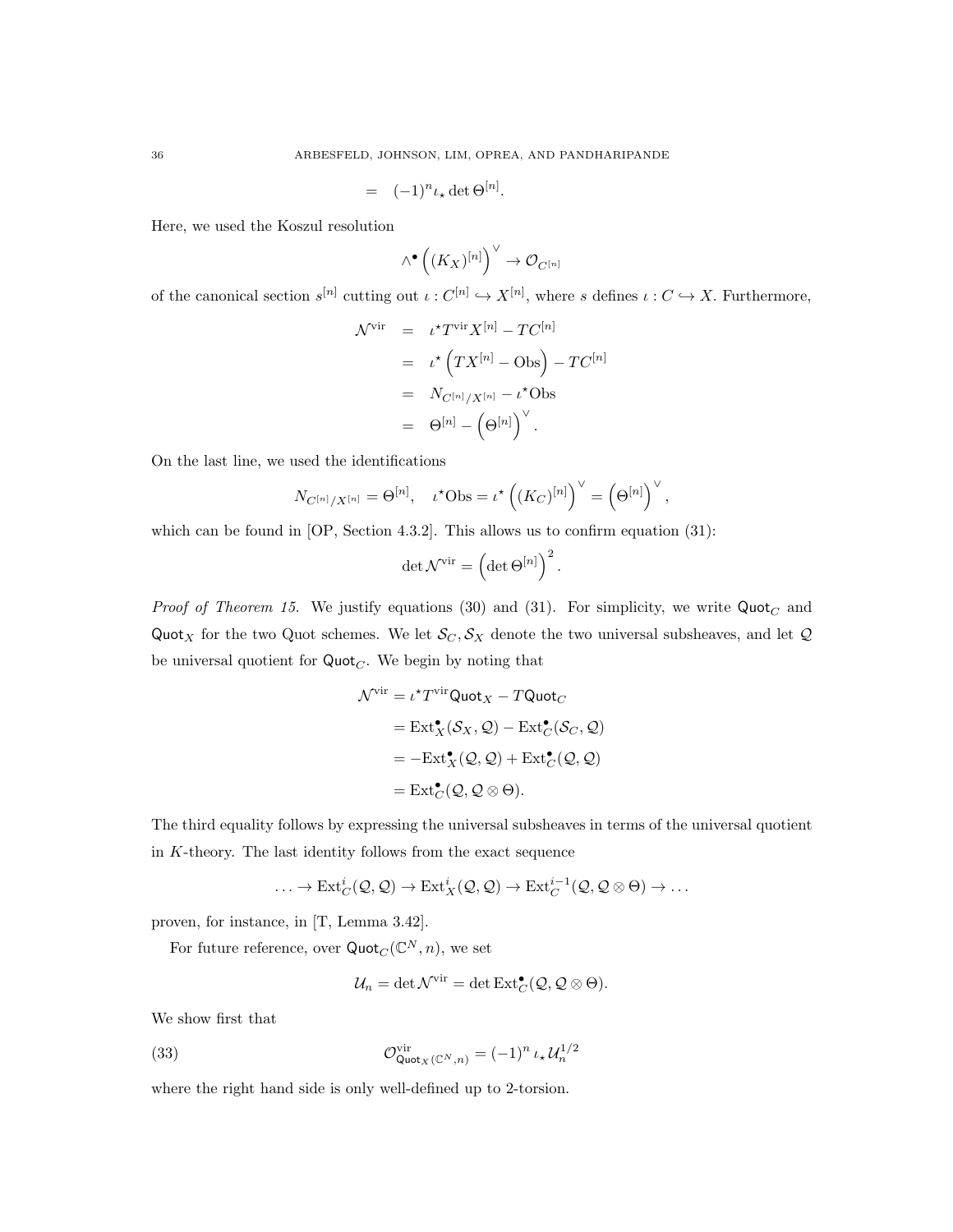$$= \quad (-1)^n \iota_\star \det \Theta^{[n]}.$$

Here, we used the Koszul resolution

$$\wedge^\bullet \left( (K_X)^{[n]} \right)^\vee \to \mathcal{O}_{C^{[n]}}$$

of the canonical section $s^{[n]}$ cutting out $\iota : C^{[n]} \hookrightarrow X^{[n]}$, where $s$ defines $\iota : C \hookrightarrow X$. Furthermore,

$$\begin{aligned}
\mathcal{N}^{\mathrm{vir}} &= \iota^\star T^{\mathrm{vir}} X^{[n]} - TC^{[n]} \\
&= \iota^\star \left( TX^{[n]} - \mathrm{Obs} \right) - TC^{[n]} \\
&= N_{C^{[n]}/X^{[n]}} - \iota^\star \mathrm{Obs} \\
&= \Theta^{[n]} - \left( \Theta^{[n]} \right)^\vee.
\end{aligned}$$

On the last line, we used the identifications

$$N_{C^{[n]}/X^{[n]}} = \Theta^{[n]}, \quad \iota^\star \mathrm{Obs} = \iota^\star \left( (K_C)^{[n]} \right)^\vee = \left( \Theta^{[n]} \right)^\vee,$$

which can be found in [OP, Section 4.3.2]. This allows us to confirm equation (31):

$$\det \mathcal{N}^{\mathrm{vir}} = \left( \det \Theta^{[n]} \right)^2.$$

*Proof of Theorem 15.* We justify equations (30) and (31). For simplicity, we write $\mathsf{Quot}_C$ and $\mathsf{Quot}_X$ for the two Quot schemes. We let $\mathcal{S}_C, \mathcal{S}_X$ denote the two universal subsheaves, and let $\mathcal{Q}$ be universal quotient for $\mathsf{Quot}_C$. We begin by noting that

$$\begin{aligned}
\mathcal{N}^{\mathrm{vir}} &= \iota^\star T^{\mathrm{vir}} \mathsf{Quot}_X - T\mathsf{Quot}_C \\
&= \mathrm{Ext}^\bullet_X(\mathcal{S}_X, \mathcal{Q}) - \mathrm{Ext}^\bullet_C(\mathcal{S}_C, \mathcal{Q}) \\
&= -\mathrm{Ext}^\bullet_X(\mathcal{Q}, \mathcal{Q}) + \mathrm{Ext}^\bullet_C(\mathcal{Q}, \mathcal{Q}) \\
&= \mathrm{Ext}^\bullet_C(\mathcal{Q}, \mathcal{Q} \otimes \Theta).
\end{aligned}$$

The third equality follows by expressing the universal subsheaves in terms of the universal quotient in $K$-theory. The last identity follows from the exact sequence

$$\ldots \to \mathrm{Ext}^i_C(\mathcal{Q}, \mathcal{Q}) \to \mathrm{Ext}^i_X(\mathcal{Q}, \mathcal{Q}) \to \mathrm{Ext}^{i-1}_C(\mathcal{Q}, \mathcal{Q} \otimes \Theta) \to \ldots$$

proven, for instance, in [T, Lemma 3.42].

For future reference, over $\mathsf{Quot}_C(\mathbb{C}^N, n)$, we set

$$\mathcal{U}_n = \det \mathcal{N}^{\mathrm{vir}} = \det \mathrm{Ext}^\bullet_C(\mathcal{Q}, \mathcal{Q} \otimes \Theta).$$

We show first that

$$\mathcal{O}^{\mathrm{vir}}_{\mathsf{Quot}_X(\mathbb{C}^N, n)} = (-1)^n \, \iota_\star \, \mathcal{U}_n^{1/2} \tag{33}$$

where the right hand side is only well-defined up to 2-torsion.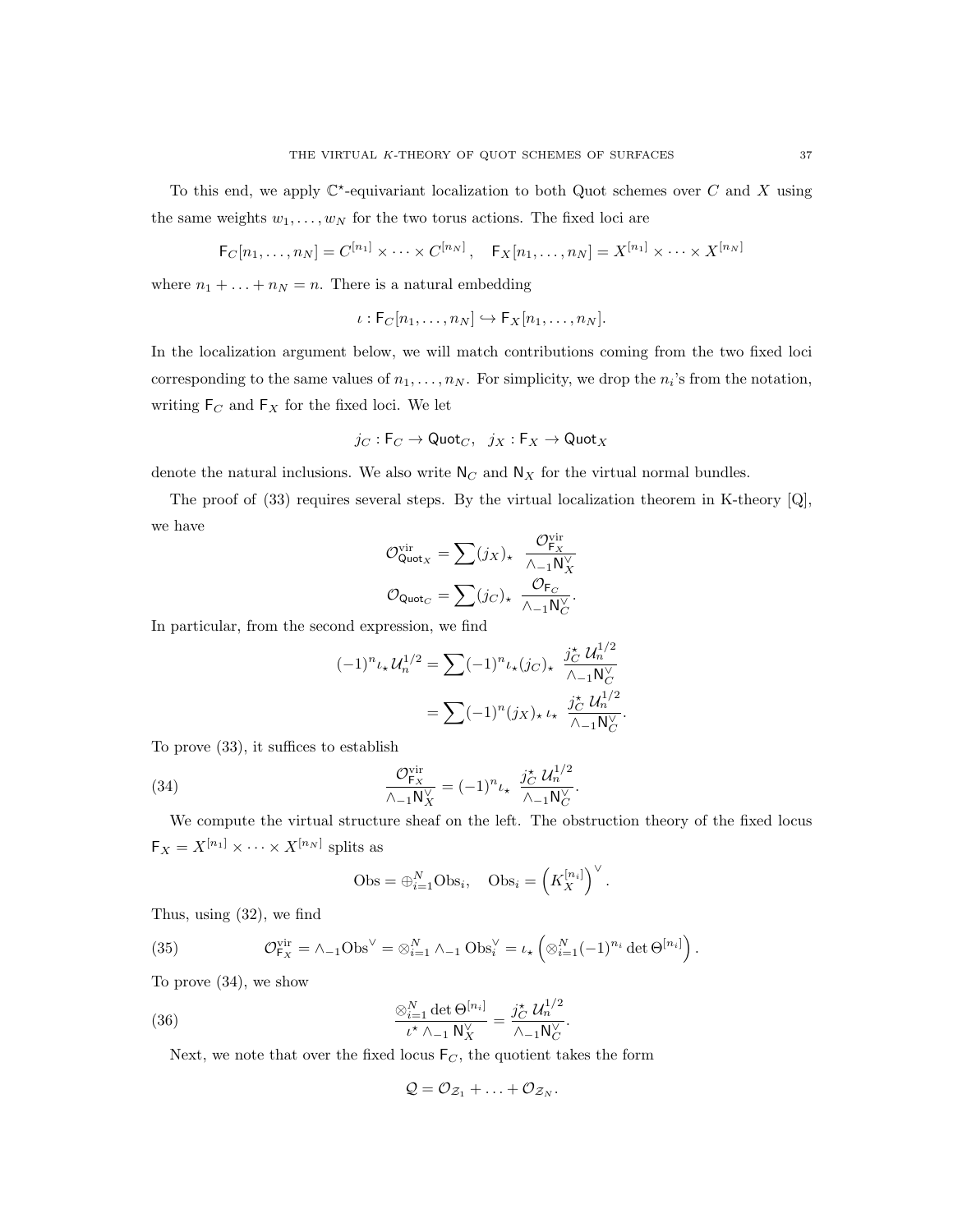To this end, we apply $\mathbb{C}^\star$-equivariant localization to both Quot schemes over $C$ and $X$ using the same weights $w_1, \ldots, w_N$ for the two torus actions. The fixed loci are

$$\mathsf{F}_C[n_1, \ldots, n_N] = C^{[n_1]} \times \cdots \times C^{[n_N]}, \quad \mathsf{F}_X[n_1, \ldots, n_N] = X^{[n_1]} \times \cdots \times X^{[n_N]}$$

where $n_1 + \ldots + n_N = n$. There is a natural embedding

$$\iota : \mathsf{F}_C[n_1, \ldots, n_N] \hookrightarrow \mathsf{F}_X[n_1, \ldots, n_N].$$

In the localization argument below, we will match contributions coming from the two fixed loci corresponding to the same values of $n_1, \ldots, n_N$. For simplicity, we drop the $n_i$'s from the notation, writing $\mathsf{F}_C$ and $\mathsf{F}_X$ for the fixed loci. We let

$$j_C : \mathsf{F}_C \to \mathsf{Quot}_C, \quad j_X : \mathsf{F}_X \to \mathsf{Quot}_X$$

denote the natural inclusions. We also write $\mathsf{N}_C$ and $\mathsf{N}_X$ for the virtual normal bundles.

The proof of (33) requires several steps. By the virtual localization theorem in K-theory [Q], we have

$$\mathcal{O}^{\mathrm{vir}}_{\mathsf{Quot}_X} = \sum (j_X)_\star \ \frac{\mathcal{O}^{\mathrm{vir}}_{\mathsf{F}_X}}{\wedge_{-1} \mathsf{N}_X^\vee}$$

$$\mathcal{O}_{\mathsf{Quot}_C} = \sum (j_C)_\star \ \frac{\mathcal{O}_{\mathsf{F}_C}}{\wedge_{-1} \mathsf{N}_C^\vee}.$$

In particular, from the second expression, we find

$$(-1)^n \iota_\star \mathcal{U}_n^{1/2} = \sum (-1)^n \iota_\star (j_C)_\star \ \frac{j_C^\star \, \mathcal{U}_n^{1/2}}{\wedge_{-1} \mathsf{N}_C^\vee}$$

$$= \sum (-1)^n (j_X)_\star \, \iota_\star \ \frac{j_C^\star \, \mathcal{U}_n^{1/2}}{\wedge_{-1} \mathsf{N}_C^\vee}.$$

To prove (33), it suffices to establish

$$\frac{\mathcal{O}^{\mathrm{vir}}_{\mathsf{F}_X}}{\wedge_{-1} \mathsf{N}_X^\vee} = (-1)^n \iota_\star \ \frac{j_C^\star \, \mathcal{U}_n^{1/2}}{\wedge_{-1} \mathsf{N}_C^\vee}. \tag{34}$$

We compute the virtual structure sheaf on the left. The obstruction theory of the fixed locus $\mathsf{F}_X = X^{[n_1]} \times \cdots \times X^{[n_N]}$ splits as

$$\mathrm{Obs} = \oplus_{i=1}^N \mathrm{Obs}_i, \quad \mathrm{Obs}_i = \left( K_X^{[n_i]} \right)^\vee.$$

Thus, using (32), we find

$$\mathcal{O}^{\mathrm{vir}}_{\mathsf{F}_X} = \wedge_{-1} \mathrm{Obs}^\vee = \otimes_{i=1}^N \wedge_{-1} \mathrm{Obs}_i^\vee = \iota_\star \left( \otimes_{i=1}^N (-1)^{n_i} \det \Theta^{[n_i]} \right). \tag{35}$$

To prove (34), we show

$$\frac{\otimes_{i=1}^N \det \Theta^{[n_i]}}{\iota^\star \wedge_{-1} \mathsf{N}_X^\vee} = \frac{j_C^\star \, \mathcal{U}_n^{1/2}}{\wedge_{-1} \mathsf{N}_C^\vee}. \tag{36}$$

Next, we note that over the fixed locus $\mathsf{F}_C$, the quotient takes the form

$$\mathcal{Q} = \mathcal{O}_{\mathcal{Z}_1} + \ldots + \mathcal{O}_{\mathcal{Z}_N}.$$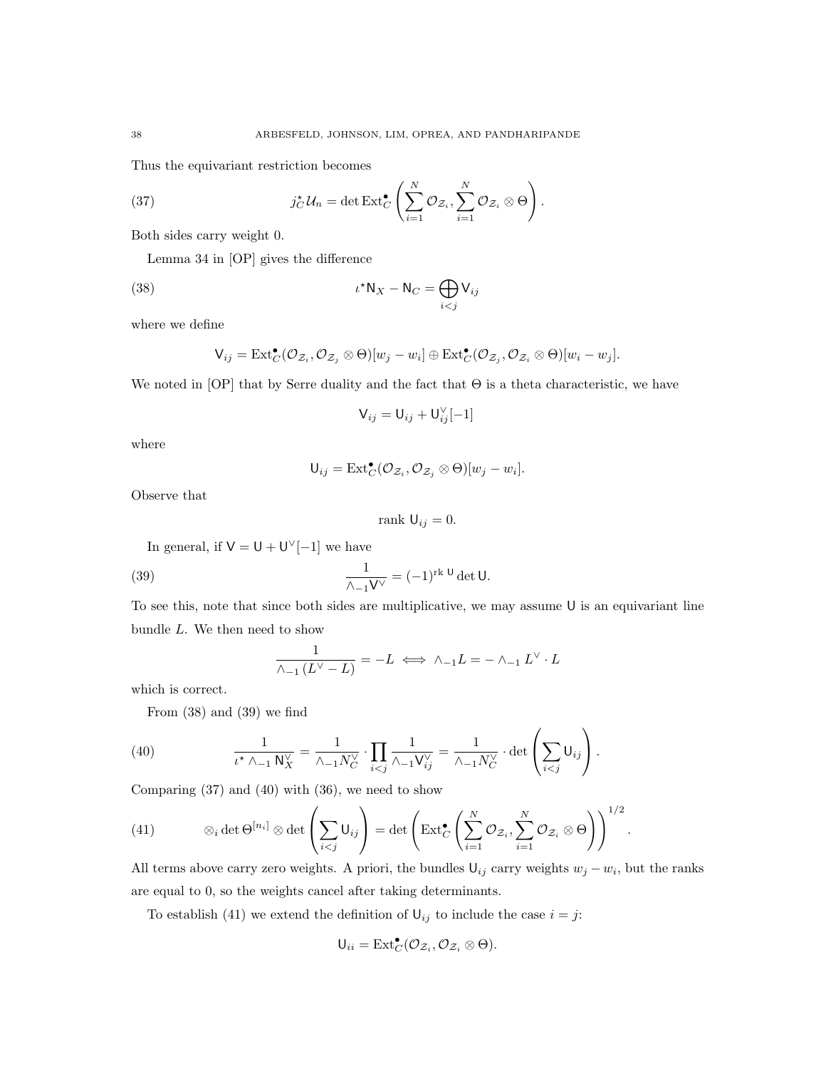Thus the equivariant restriction becomes

$$j_C^\star \mathcal{U}_n = \det \operatorname{Ext}^\bullet_C \left( \sum_{i=1}^N \mathcal{O}_{\mathcal{Z}_i}, \sum_{i=1}^N \mathcal{O}_{\mathcal{Z}_i} \otimes \Theta \right). \tag{37}$$

Both sides carry weight 0.

Lemma 34 in [OP] gives the difference

$$\iota^\star \mathsf{N}_X - \mathsf{N}_C = \bigoplus_{i<j} \mathsf{V}_{ij} \tag{38}$$

where we define

$$\mathsf{V}_{ij} = \operatorname{Ext}^\bullet_C(\mathcal{O}_{\mathcal{Z}_i}, \mathcal{O}_{\mathcal{Z}_j} \otimes \Theta)[w_j - w_i] \oplus \operatorname{Ext}^\bullet_C(\mathcal{O}_{\mathcal{Z}_j}, \mathcal{O}_{\mathcal{Z}_i} \otimes \Theta)[w_i - w_j].$$

We noted in [OP] that by Serre duality and the fact that $\Theta$ is a theta characteristic, we have

$$\mathsf{V}_{ij} = \mathsf{U}_{ij} + \mathsf{U}_{ij}^\vee[-1]$$

where

$$\mathsf{U}_{ij} = \operatorname{Ext}^\bullet_C(\mathcal{O}_{\mathcal{Z}_i}, \mathcal{O}_{\mathcal{Z}_j} \otimes \Theta)[w_j - w_i].$$

Observe that

$$\text{rank } \mathsf{U}_{ij} = 0.$$

In general, if $\mathsf{V} = \mathsf{U} + \mathsf{U}^\vee[-1]$ we have

$$\frac{1}{\wedge_{-1} \mathsf{V}^\vee} = (-1)^{\text{rk } \mathsf{U}} \det \mathsf{U}. \tag{39}$$

To see this, note that since both sides are multiplicative, we may assume $\mathsf{U}$ is an equivariant line bundle $L$. We then need to show

$$\frac{1}{\wedge_{-1} (L^\vee - L)} = -L \iff \wedge_{-1} L = - \wedge_{-1} L^\vee \cdot L$$

which is correct.

From (38) and (39) we find

$$\frac{1}{\iota^\star \wedge_{-1} \mathsf{N}_X^\vee} = \frac{1}{\wedge_{-1} N_C^\vee} \cdot \prod_{i<j} \frac{1}{\wedge_{-1} \mathsf{V}_{ij}^\vee} = \frac{1}{\wedge_{-1} N_C^\vee} \cdot \det \left( \sum_{i<j} \mathsf{U}_{ij} \right). \tag{40}$$

Comparing (37) and (40) with (36), we need to show

$$\otimes_i \det \Theta^{[n_i]} \otimes \det \left( \sum_{i<j} \mathsf{U}_{ij} \right) = \det \left( \operatorname{Ext}^\bullet_C \left( \sum_{i=1}^N \mathcal{O}_{\mathcal{Z}_i}, \sum_{i=1}^N \mathcal{O}_{\mathcal{Z}_i} \otimes \Theta \right) \right)^{1/2}. \tag{41}$$

All terms above carry zero weights. A priori, the bundles $\mathsf{U}_{ij}$ carry weights $w_j - w_i$, but the ranks are equal to 0, so the weights cancel after taking determinants.

To establish (41) we extend the definition of $\mathsf{U}_{ij}$ to include the case $i = j$:

$$\mathsf{U}_{ii} = \operatorname{Ext}^\bullet_C(\mathcal{O}_{\mathcal{Z}_i}, \mathcal{O}_{\mathcal{Z}_i} \otimes \Theta).$$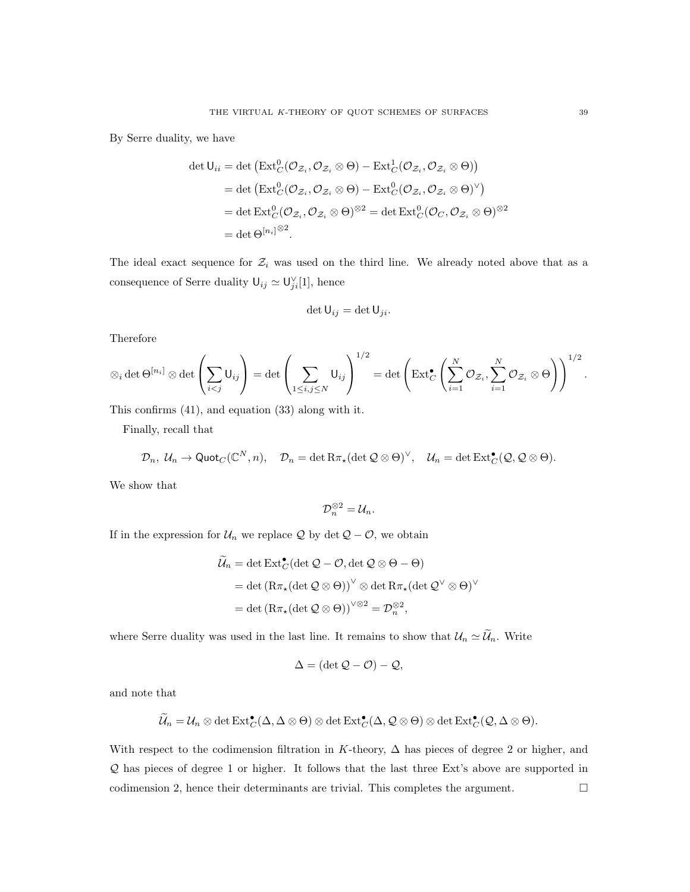By Serre duality, we have

$$
\begin{aligned}
\det \mathsf{U}_{ii} &= \det\left(\operatorname{Ext}^0_C(\mathcal{O}_{\mathcal{Z}_i}, \mathcal{O}_{\mathcal{Z}_i} \otimes \Theta) - \operatorname{Ext}^1_C(\mathcal{O}_{\mathcal{Z}_i}, \mathcal{O}_{\mathcal{Z}_i} \otimes \Theta)\right) \\
&= \det\left(\operatorname{Ext}^0_C(\mathcal{O}_{\mathcal{Z}_i}, \mathcal{O}_{\mathcal{Z}_i} \otimes \Theta) - \operatorname{Ext}^0_C(\mathcal{O}_{\mathcal{Z}_i}, \mathcal{O}_{\mathcal{Z}_i} \otimes \Theta)^\vee\right) \\
&= \det \operatorname{Ext}^0_C(\mathcal{O}_{\mathcal{Z}_i}, \mathcal{O}_{\mathcal{Z}_i} \otimes \Theta)^{\otimes 2} = \det \operatorname{Ext}^0_C(\mathcal{O}_C, \mathcal{O}_{\mathcal{Z}_i} \otimes \Theta)^{\otimes 2} \\
&= \det \Theta^{[n_i]\otimes 2}.
\end{aligned}
$$

The ideal exact sequence for $\mathcal{Z}_i$ was used on the third line. We already noted above that as a consequence of Serre duality $\mathsf{U}_{ij} \simeq \mathsf{U}_{ji}^\vee[1]$, hence

$$
\det \mathsf{U}_{ij} = \det \mathsf{U}_{ji}.
$$

Therefore

$$
\otimes_i \det \Theta^{[n_i]} \otimes \det\left(\sum_{i<j} \mathsf{U}_{ij}\right) = \det\left(\sum_{1 \le i,j \le N} \mathsf{U}_{ij}\right)^{1/2} = \det\left(\operatorname{Ext}^\bullet_C\left(\sum_{i=1}^N \mathcal{O}_{\mathcal{Z}_i}, \sum_{i=1}^N \mathcal{O}_{\mathcal{Z}_i} \otimes \Theta\right)\right)^{1/2}.
$$

This confirms (41), and equation (33) along with it.

Finally, recall that

$$
\mathcal{D}_n,\ \mathcal{U}_n \to \mathsf{Quot}_C(\mathbb{C}^N, n), \quad \mathcal{D}_n = \det \mathrm{R}\pi_\star(\det \mathcal{Q} \otimes \Theta)^\vee, \quad \mathcal{U}_n = \det \operatorname{Ext}^\bullet_C(\mathcal{Q}, \mathcal{Q} \otimes \Theta).
$$

We show that

$$
\mathcal{D}_n^{\otimes 2} = \mathcal{U}_n.
$$

If in the expression for $\mathcal{U}_n$ we replace $\mathcal{Q}$ by $\det \mathcal{Q} - \mathcal{O}$, we obtain

$$
\begin{aligned}
\widetilde{\mathcal{U}}_n &= \det \operatorname{Ext}^\bullet_C(\det \mathcal{Q} - \mathcal{O}, \det \mathcal{Q} \otimes \Theta - \Theta) \\
&= \det\left(\mathrm{R}\pi_\star(\det \mathcal{Q} \otimes \Theta)\right)^\vee \otimes \det \mathrm{R}\pi_\star(\det \mathcal{Q}^\vee \otimes \Theta)^\vee \\
&= \det\left(\mathrm{R}\pi_\star(\det \mathcal{Q} \otimes \Theta)\right)^{\vee \otimes 2} = \mathcal{D}_n^{\otimes 2},
\end{aligned}
$$

where Serre duality was used in the last line. It remains to show that $\mathcal{U}_n \simeq \widetilde{\mathcal{U}}_n$. Write

$$
\Delta = (\det \mathcal{Q} - \mathcal{O}) - \mathcal{Q},
$$

and note that

$$
\widetilde{\mathcal{U}}_n = \mathcal{U}_n \otimes \det \operatorname{Ext}^\bullet_C(\Delta, \Delta \otimes \Theta) \otimes \det \operatorname{Ext}^\bullet_C(\Delta, \mathcal{Q} \otimes \Theta) \otimes \det \operatorname{Ext}^\bullet_C(\mathcal{Q}, \Delta \otimes \Theta).
$$

With respect to the codimension filtration in $K$-theory, $\Delta$ has pieces of degree 2 or higher, and $\mathcal{Q}$ has pieces of degree 1 or higher. It follows that the last three Ext's above are supported in codimension 2, hence their determinants are trivial. This completes the argument. $\square$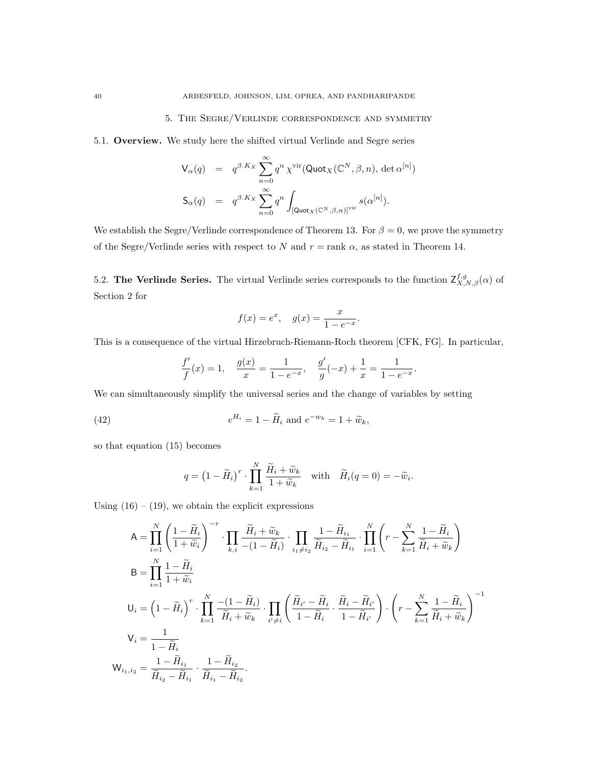## 5. The Segre/Verlinde correspondence and symmetry

**5.1. Overview.** We study here the shifted virtual Verlinde and Segre series

$$
\begin{aligned}
\mathsf{V}_\alpha(q) &= q^{\beta.K_X} \sum_{n=0}^\infty q^n \, \chi^{\mathrm{vir}}(\mathsf{Quot}_X(\mathbb{C}^N,\beta,n),\, \det \alpha^{[n]}) \\
\mathsf{S}_\alpha(q) &= q^{\beta.K_X} \sum_{n=0}^\infty q^n \int_{[\mathsf{Quot}_X(\mathbb{C}^N,\beta,n)]^{\mathrm{vir}}} s(\alpha^{[n]}).
\end{aligned}
$$

We establish the Segre/Verlinde correspondence of Theorem 13. For $\beta = 0$, we prove the symmetry of the Segre/Verlinde series with respect to $N$ and $r = \operatorname{rank} \alpha$, as stated in Theorem 14.

**5.2. The Verlinde Series.** The virtual Verlinde series corresponds to the function $\mathsf{Z}^{f,g}_{X,N,\beta}(\alpha)$ of Section 2 for

$$
f(x) = e^x, \quad g(x) = \frac{x}{1-e^{-x}}.
$$

This is a consequence of the virtual Hirzebruch-Riemann-Roch theorem [CFK, FG]. In particular,

$$
\frac{f'}{f}(x) = 1, \quad \frac{g(x)}{x} = \frac{1}{1-e^{-x}}, \quad \frac{g'}{g}(-x) + \frac{1}{x} = \frac{1}{1-e^{-x}}.
$$

We can simultaneously simplify the universal series and the change of variables by setting

$$
e^{H_i} = 1 - \widetilde{H}_i \text{ and } e^{-w_k} = 1 + \widetilde{w}_k, \tag{42}
$$

so that equation (15) becomes

$$
q = \left(1 - \widetilde{H}_i\right)^r \cdot \prod_{k=1}^N \frac{\widetilde{H}_i + \widetilde{w}_k}{1 + \widetilde{w}_k} \quad \text{with} \quad \widetilde{H}_i(q=0) = -\widetilde{w}_i.
$$

Using (16) – (19), we obtain the explicit expressions

$$
\begin{aligned}
\mathsf{A} &= \prod_{i=1}^N \left(\frac{1-\widetilde{H}_i}{1+\widetilde{w}_i}\right)^{-r} \cdot \prod_{k,i} \frac{\widetilde{H}_i + \widetilde{w}_k}{-(1-\widetilde{H}_i)} \cdot \prod_{i_1 \neq i_2} \frac{1-\widetilde{H}_{i_1}}{\widetilde{H}_{i_2} - \widetilde{H}_{i_1}} \cdot \prod_{i=1}^N \left( r - \sum_{k=1}^N \frac{1-\widetilde{H}_i}{\widetilde{H}_i + \widetilde{w}_k}\right) \\
\mathsf{B} &= \prod_{i=1}^N \frac{1-\widetilde{H}_i}{1+\widetilde{w}_i} \\
\mathsf{U}_i &= \left(1-\widetilde{H}_i\right)^r \cdot \prod_{k=1}^N \frac{-(1-\widetilde{H}_i)}{\widetilde{H}_i + \widetilde{w}_k} \cdot \prod_{i' \neq i} \left( \frac{\widetilde{H}_{i'} - \widetilde{H}_i}{1-\widetilde{H}_i} \cdot \frac{\widetilde{H}_i - \widetilde{H}_{i'}}{1-\widetilde{H}_{i'}}\right) \cdot \left( r - \sum_{k=1}^N \frac{1-\widetilde{H}_i}{\widetilde{H}_i + \widetilde{w}_k}\right)^{-1} \\
\mathsf{V}_i &= \frac{1}{1-\widetilde{H}_i} \\
\mathsf{W}_{i_1,i_2} &= \frac{1-\widetilde{H}_{i_1}}{\widetilde{H}_{i_2} - \widetilde{H}_{i_1}} \cdot \frac{1-\widetilde{H}_{i_2}}{\widetilde{H}_{i_1} - \widetilde{H}_{i_2}}.
\end{aligned}
$$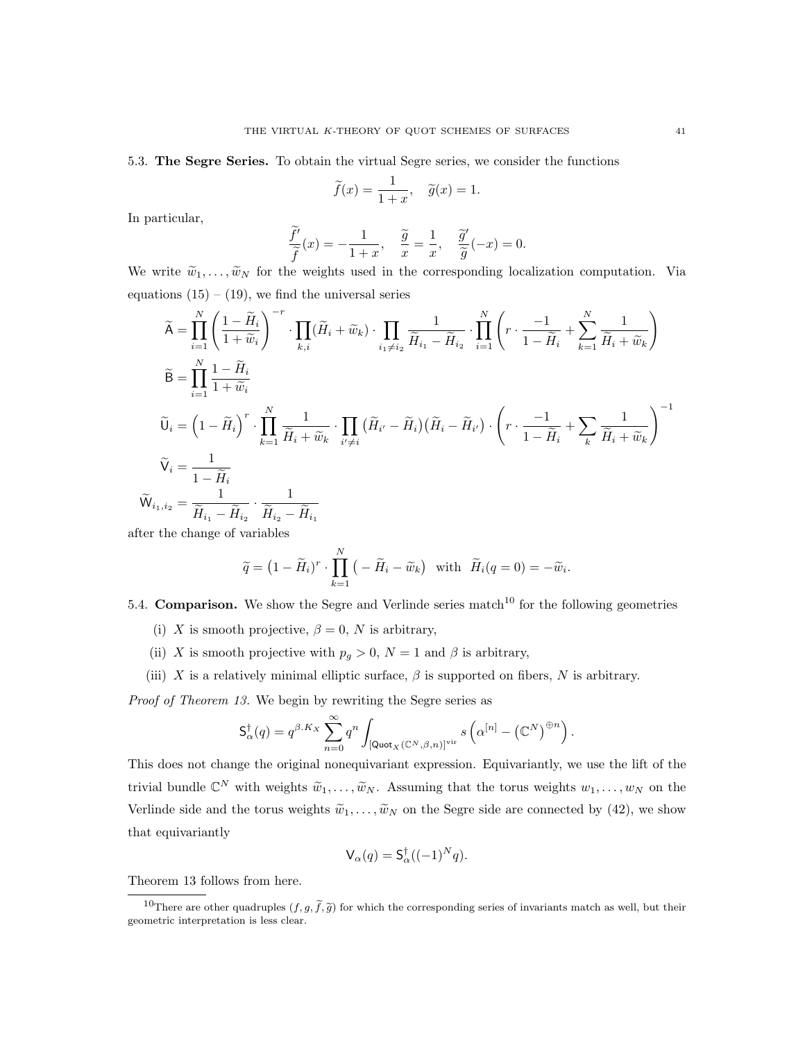5.3. **The Segre Series.** To obtain the virtual Segre series, we consider the functions

$$\widetilde{f}(x) = \frac{1}{1+x}, \quad \widetilde{g}(x) = 1.$$

In particular,

$$\frac{\widetilde{f}'}{\widetilde{f}}(x) = -\frac{1}{1+x}, \quad \frac{\widetilde{g}}{x} = \frac{1}{x}, \quad \frac{\widetilde{g}'}{\widetilde{g}}(-x) = 0.$$

We write $\widetilde{w}_1, \ldots, \widetilde{w}_N$ for the weights used in the corresponding localization computation. Via equations (15) – (19), we find the universal series

$$\widetilde{\mathsf{A}} = \prod_{i=1}^{N} \left( \frac{1-\widetilde{H}_i}{1+\widetilde{w}_i} \right)^{-r} \cdot \prod_{k,i} (\widetilde{H}_i + \widetilde{w}_k) \cdot \prod_{i_1 \neq i_2} \frac{1}{\widetilde{H}_{i_1} - \widetilde{H}_{i_2}} \cdot \prod_{i=1}^{N} \left( r \cdot \frac{-1}{1-\widetilde{H}_i} + \sum_{k=1}^{N} \frac{1}{\widetilde{H}_i + \widetilde{w}_k} \right)$$

$$\widetilde{\mathsf{B}} = \prod_{i=1}^{N} \frac{1-\widetilde{H}_i}{1+\widetilde{w}_i}$$

$$\widetilde{\mathsf{U}}_i = \left(1 - \widetilde{H}_i\right)^r \cdot \prod_{k=1}^{N} \frac{1}{\widetilde{H}_i + \widetilde{w}_k} \cdot \prod_{i' \neq i} \left(\widetilde{H}_{i'} - \widetilde{H}_i\right)\left(\widetilde{H}_i - \widetilde{H}_{i'}\right) \cdot \left( r \cdot \frac{-1}{1-\widetilde{H}_i} + \sum_{k} \frac{1}{\widetilde{H}_i + \widetilde{w}_k} \right)^{-1}$$

$$\widetilde{\mathsf{V}}_i = \frac{1}{1-\widetilde{H}_i}$$

$$\widetilde{\mathsf{W}}_{i_1,i_2} = \frac{1}{\widetilde{H}_{i_1} - \widetilde{H}_{i_2}} \cdot \frac{1}{\widetilde{H}_{i_2} - \widetilde{H}_{i_1}}$$

after the change of variables

$$\widetilde{q} = \left(1 - \widetilde{H}_i\right)^r \cdot \prod_{k=1}^{N} \left( -\widetilde{H}_i - \widetilde{w}_k \right) \quad \text{with} \quad \widetilde{H}_i(q=0) = -\widetilde{w}_i.$$

5.4. **Comparison.** We show the Segre and Verlinde series match[10] for the following geometries

(i) $X$ is smooth projective, $\beta = 0$, $N$ is arbitrary,

(ii) $X$ is smooth projective with $p_g > 0$, $N = 1$ and $\beta$ is arbitrary,

(iii) $X$ is a relatively minimal elliptic surface, $\beta$ is supported on fibers, $N$ is arbitrary.

*Proof of Theorem 13.* We begin by rewriting the Segre series as

$$\mathsf{S}^{\dagger}_{\alpha}(q) = q^{\beta.K_X} \sum_{n=0}^{\infty} q^n \int_{[\mathsf{Quot}_X(\mathbb{C}^N,\beta,n)]^{\mathrm{vir}}} s\left( \alpha^{[n]} - \left(\mathbb{C}^N\right)^{\oplus n} \right).$$

This does not change the original nonequivariant expression. Equivariantly, we use the lift of the trivial bundle $\mathbb{C}^N$ with weights $\widetilde{w}_1, \ldots, \widetilde{w}_N$. Assuming that the torus weights $w_1, \ldots, w_N$ on the Verlinde side and the torus weights $\widetilde{w}_1, \ldots, \widetilde{w}_N$ on the Segre side are connected by (42), we show that equivariantly

$$\mathsf{V}_{\alpha}(q) = \mathsf{S}^{\dagger}_{\alpha}((-1)^N q).$$

Theorem 13 follows from here.

---

[10] There are other quadruples $(f, g, \widetilde{f}, \widetilde{g})$ for which the corresponding series of invariants match as well, but their geometric interpretation is less clear.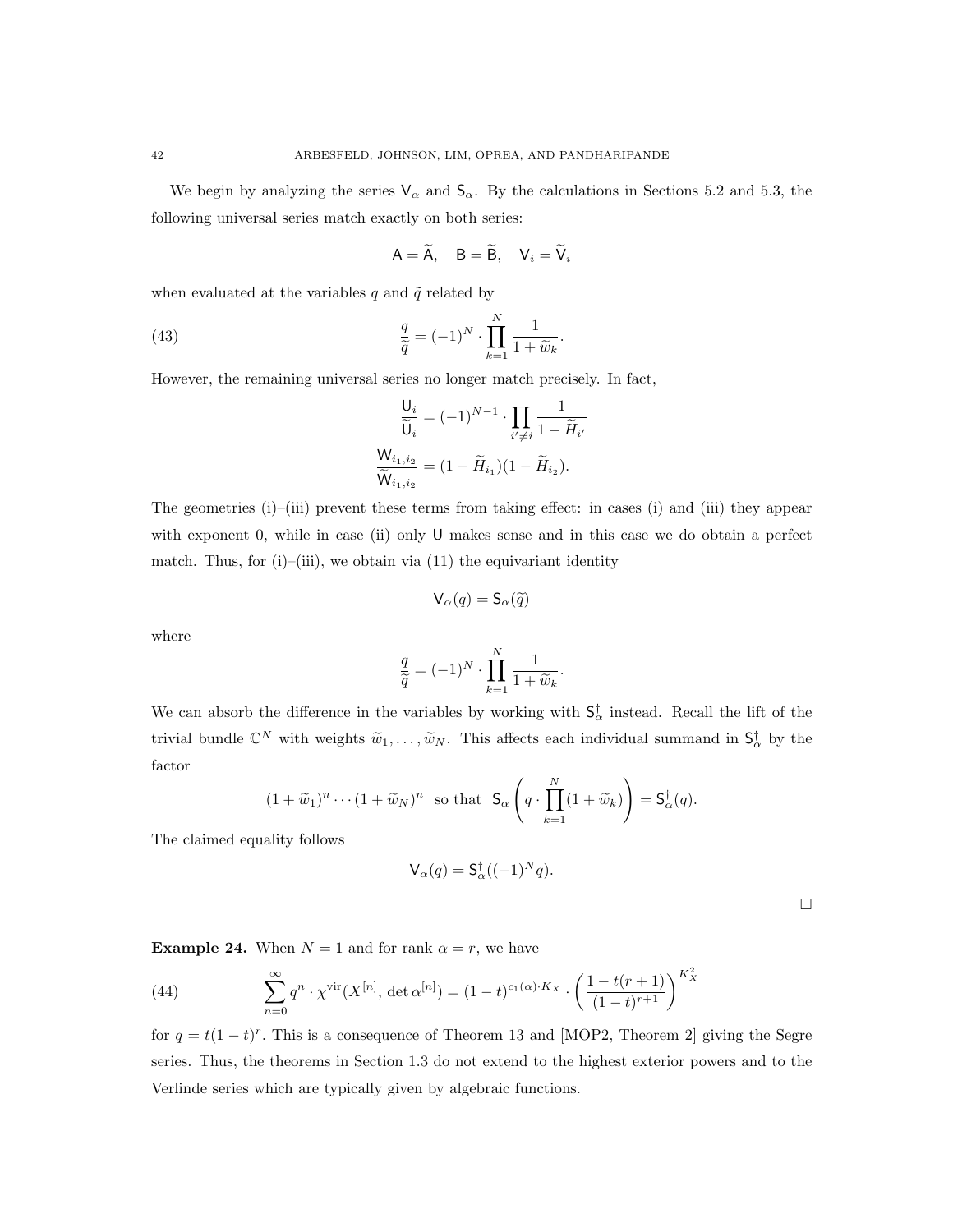We begin by analyzing the series $\mathsf{V}_\alpha$ and $\mathsf{S}_\alpha$. By the calculations in Sections 5.2 and 5.3, the following universal series match exactly on both series:

$$\mathsf{A} = \widetilde{\mathsf{A}}, \quad \mathsf{B} = \widetilde{\mathsf{B}}, \quad \mathsf{V}_i = \widetilde{\mathsf{V}}_i$$

when evaluated at the variables $q$ and $\tilde{q}$ related by

$$\frac{q}{\widetilde{q}} = (-1)^N \cdot \prod_{k=1}^{N} \frac{1}{1+\widetilde{w}_k}. \tag{43}$$

However, the remaining universal series no longer match precisely. In fact,

$$\frac{\mathsf{U}_i}{\widetilde{\mathsf{U}}_i} = (-1)^{N-1} \cdot \prod_{i' \neq i} \frac{1}{1-\widetilde{H}_{i'}}$$

$$\frac{\mathsf{W}_{i_1,i_2}}{\widetilde{\mathsf{W}}_{i_1,i_2}} = (1-\widetilde{H}_{i_1})(1-\widetilde{H}_{i_2}).$$

The geometries (i)–(iii) prevent these terms from taking effect: in cases (i) and (iii) they appear with exponent 0, while in case (ii) only $\mathsf{U}$ makes sense and in this case we do obtain a perfect match. Thus, for (i)–(iii), we obtain via (11) the equivariant identity

$$\mathsf{V}_\alpha(q) = \mathsf{S}_\alpha(\widetilde{q})$$

where

$$\frac{q}{\widetilde{q}} = (-1)^N \cdot \prod_{k=1}^{N} \frac{1}{1+\widetilde{w}_k}.$$

We can absorb the difference in the variables by working with $\mathsf{S}^\dagger_\alpha$ instead. Recall the lift of the trivial bundle $\mathbb{C}^N$ with weights $\widetilde{w}_1, \ldots, \widetilde{w}_N$. This affects each individual summand in $\mathsf{S}^\dagger_\alpha$ by the factor

$$(1+\widetilde{w}_1)^n \cdots (1+\widetilde{w}_N)^n \;\text{ so that }\; \mathsf{S}_\alpha\left(q \cdot \prod_{k=1}^{N}(1+\widetilde{w}_k)\right) = \mathsf{S}^\dagger_\alpha(q).$$

The claimed equality follows

$$\mathsf{V}_\alpha(q) = \mathsf{S}^\dagger_\alpha((-1)^N q).$$

$\square$

**Example 24.** When $N = 1$ and for rank $\alpha = r$, we have

$$\sum_{n=0}^{\infty} q^n \cdot \chi^{\mathrm{vir}}(X^{[n]}, \det \alpha^{[n]}) = (1-t)^{c_1(\alpha)\cdot K_X} \cdot \left(\frac{1-t(r+1)}{(1-t)^{r+1}}\right)^{K_X^2} \tag{44}$$

for $q = t(1-t)^r$. This is a consequence of Theorem 13 and [MOP2, Theorem 2] giving the Segre series. Thus, the theorems in Section 1.3 do not extend to the highest exterior powers and to the Verlinde series which are typically given by algebraic functions.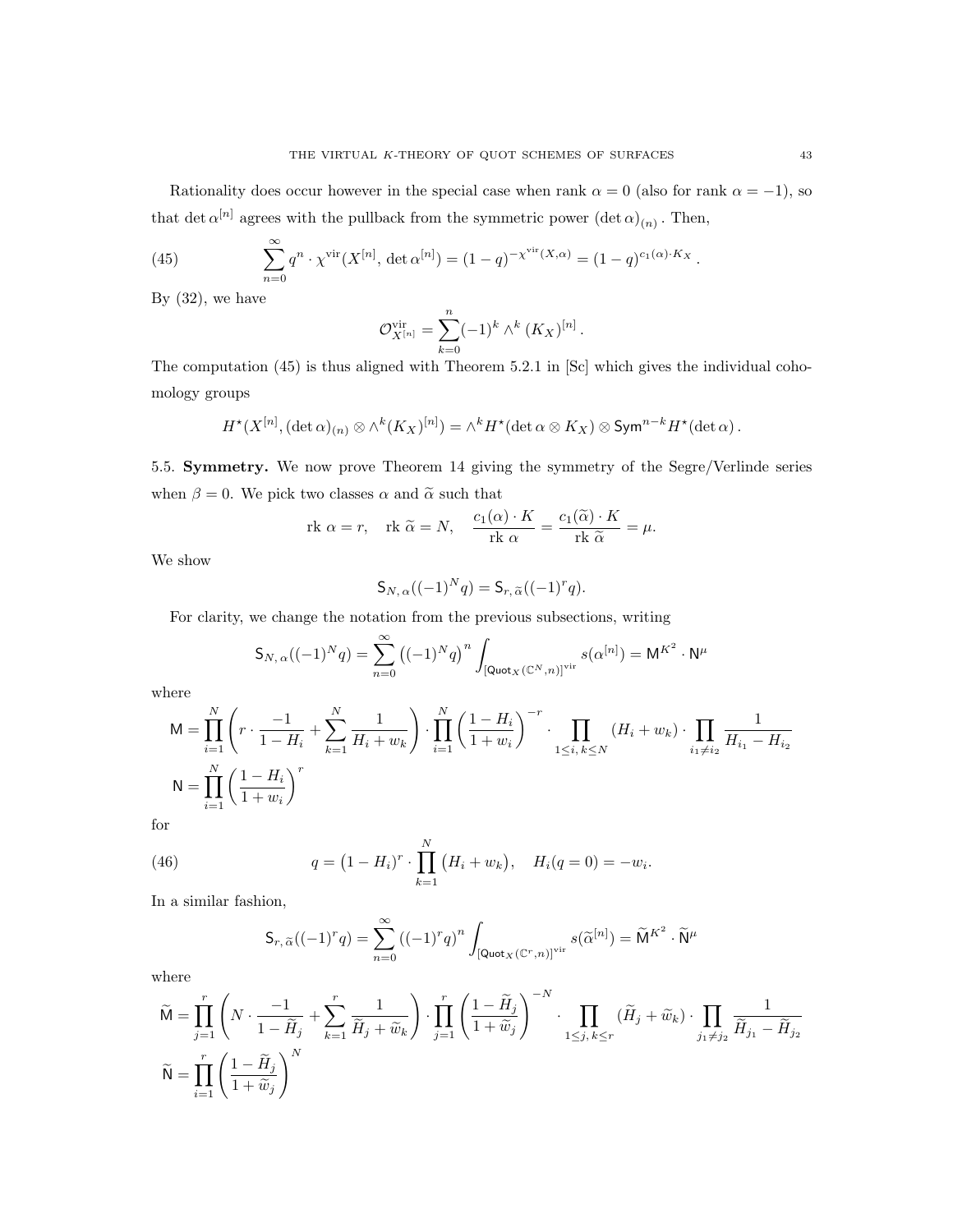Rationality does occur however in the special case when rank $\alpha = 0$ (also for rank $\alpha = -1$), so that $\det \alpha^{[n]}$ agrees with the pullback from the symmetric power $(\det \alpha)_{(n)}$. Then,

$$\sum_{n=0}^{\infty} q^n \cdot \chi^{\mathrm{vir}}(X^{[n]}, \det \alpha^{[n]}) = (1-q)^{-\chi^{\mathrm{vir}}(X,\alpha)} = (1-q)^{c_1(\alpha)\cdot K_X}. \tag{45}$$

By (32), we have

$$\mathcal{O}^{\mathrm{vir}}_{X^{[n]}} = \sum_{k=0}^{n} (-1)^k \wedge^k (K_X)^{[n]}.$$

The computation (45) is thus aligned with Theorem 5.2.1 in [Sc] which gives the individual cohomology groups

$$H^\star(X^{[n]}, (\det \alpha)_{(n)} \otimes \wedge^k (K_X)^{[n]}) = \wedge^k H^\star(\det \alpha \otimes K_X) \otimes \mathsf{Sym}^{n-k} H^\star(\det \alpha).$$

**5.5. Symmetry.** We now prove Theorem 14 giving the symmetry of the Segre/Verlinde series when $\beta = 0$. We pick two classes $\alpha$ and $\widetilde{\alpha}$ such that

$$\mathrm{rk}\ \alpha = r, \quad \mathrm{rk}\ \widetilde{\alpha} = N, \quad \frac{c_1(\alpha)\cdot K}{\mathrm{rk}\ \alpha} = \frac{c_1(\widetilde{\alpha})\cdot K}{\mathrm{rk}\ \widetilde{\alpha}} = \mu.$$

We show

$$\mathsf{S}_{N,\alpha}((-1)^N q) = \mathsf{S}_{r,\widetilde{\alpha}}((-1)^r q).$$

For clarity, we change the notation from the previous subsections, writing

$$\mathsf{S}_{N,\alpha}((-1)^N q) = \sum_{n=0}^{\infty} \left((-1)^N q\right)^n \int_{[\mathsf{Quot}_X(\mathbb{C}^N, n)]^{\mathrm{vir}}} s(\alpha^{[n]}) = \mathsf{M}^{K^2} \cdot \mathsf{N}^{\mu}$$

where

$$\mathsf{M} = \prod_{i=1}^{N} \left( r \cdot \frac{-1}{1-H_i} + \sum_{k=1}^{N} \frac{1}{H_i + w_k} \right) \cdot \prod_{i=1}^{N} \left( \frac{1-H_i}{1+w_i} \right)^{-r} \cdot \prod_{1 \le i,\, k \le N} (H_i + w_k) \cdot \prod_{i_1 \ne i_2} \frac{1}{H_{i_1} - H_{i_2}}$$

$$\mathsf{N} = \prod_{i=1}^{N} \left( \frac{1-H_i}{1+w_i} \right)^{r}$$

for

$$q = \left(1 - H_i\right)^r \cdot \prod_{k=1}^{N} \left(H_i + w_k\right), \quad H_i(q=0) = -w_i. \tag{46}$$

In a similar fashion,

$$\mathsf{S}_{r,\widetilde{\alpha}}((-1)^r q) = \sum_{n=0}^{\infty} ((-1)^r q)^n \int_{[\mathsf{Quot}_X(\mathbb{C}^r, n)]^{\mathrm{vir}}} s(\widetilde{\alpha}^{[n]}) = \widetilde{\mathsf{M}}^{K^2} \cdot \widetilde{\mathsf{N}}^{\mu}$$

where

$$\widetilde{\mathsf{M}} = \prod_{j=1}^{r} \left( N \cdot \frac{-1}{1-\widetilde{H}_j} + \sum_{k=1}^{r} \frac{1}{\widetilde{H}_j + \widetilde{w}_k} \right) \cdot \prod_{j=1}^{r} \left( \frac{1-\widetilde{H}_j}{1+\widetilde{w}_j} \right)^{-N} \cdot \prod_{1 \le j,\, k \le r} (\widetilde{H}_j + \widetilde{w}_k) \cdot \prod_{j_1 \ne j_2} \frac{1}{\widetilde{H}_{j_1} - \widetilde{H}_{j_2}}$$

$$\widetilde{\mathsf{N}} = \prod_{i=1}^{r} \left( \frac{1-\widetilde{H}_j}{1+\widetilde{w}_j} \right)^{N}$$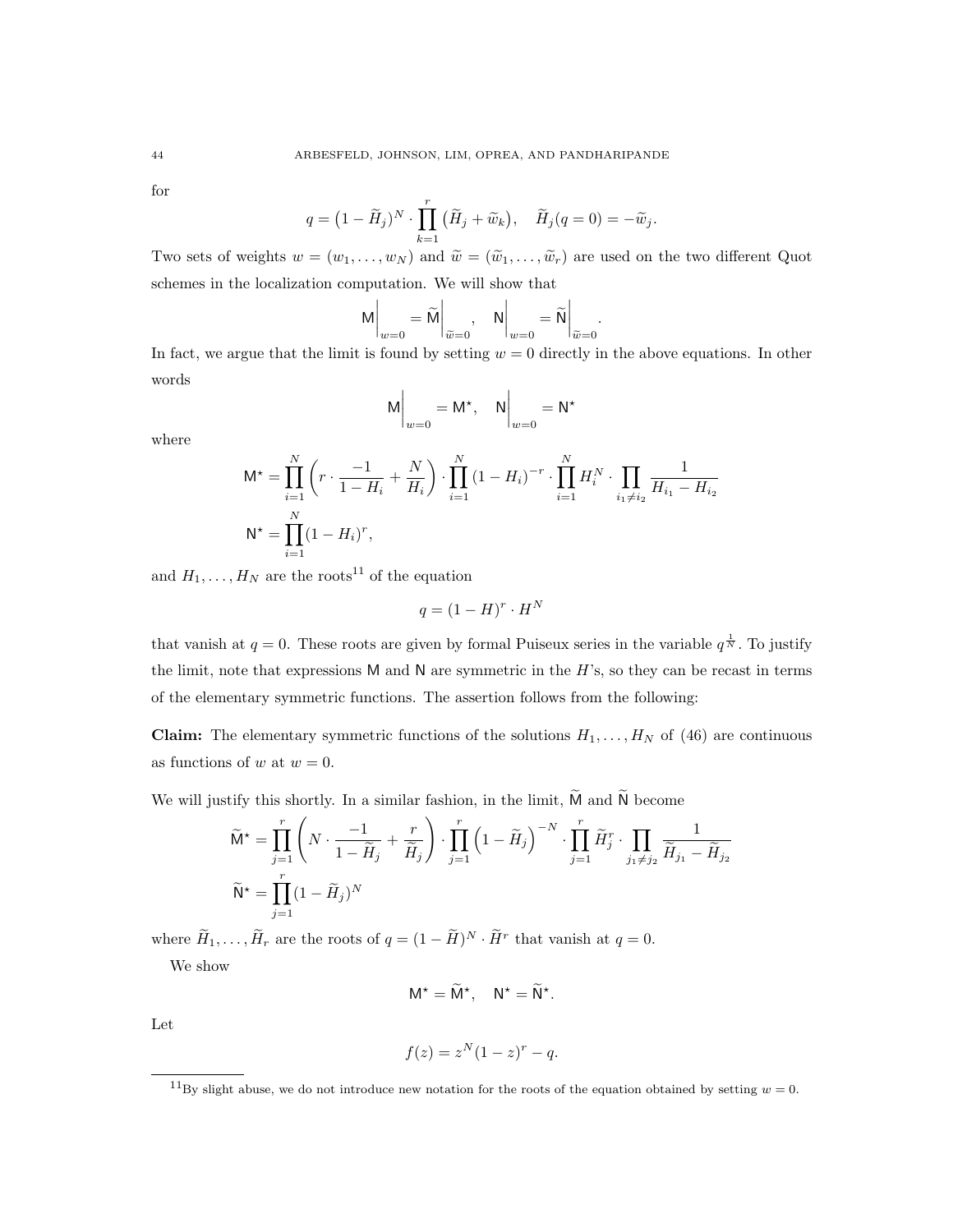for

$$q = (1 - \widetilde{H}_j)^N \cdot \prod_{k=1}^{r} \left(\widetilde{H}_j + \widetilde{w}_k\right), \quad \widetilde{H}_j(q = 0) = -\widetilde{w}_j.$$

Two sets of weights $w = (w_1, \ldots, w_N)$ and $\widetilde{w} = (\widetilde{w}_1, \ldots, \widetilde{w}_r)$ are used on the two different Quot schemes in the localization computation. We will show that

$$\mathsf{M}\Big|_{w=0} = \widetilde{\mathsf{M}}\Big|_{\widetilde{w}=0}, \quad \mathsf{N}\Big|_{w=0} = \widetilde{\mathsf{N}}\Big|_{\widetilde{w}=0}.$$

In fact, we argue that the limit is found by setting $w = 0$ directly in the above equations. In other words

$$\mathsf{M}\Big|_{w=0} = \mathsf{M}^\star, \quad \mathsf{N}\Big|_{w=0} = \mathsf{N}^\star$$

where

$$\mathsf{M}^\star = \prod_{i=1}^{N} \left( r \cdot \frac{-1}{1 - H_i} + \frac{N}{H_i} \right) \cdot \prod_{i=1}^{N} (1 - H_i)^{-r} \cdot \prod_{i=1}^{N} H_i^N \cdot \prod_{i_1 \neq i_2} \frac{1}{H_{i_1} - H_{i_2}}$$

$$\mathsf{N}^\star = \prod_{i=1}^{N} (1 - H_i)^r,$$

and $H_1, \ldots, H_N$ are the roots[11] of the equation

$$q = (1 - H)^r \cdot H^N$$

that vanish at $q = 0$. These roots are given by formal Puiseux series in the variable $q^{\frac{1}{N}}$. To justify the limit, note that expressions $\mathsf{M}$ and $\mathsf{N}$ are symmetric in the $H$'s, so they can be recast in terms of the elementary symmetric functions. The assertion follows from the following:

**Claim:** The elementary symmetric functions of the solutions $H_1, \ldots, H_N$ of (46) are continuous as functions of $w$ at $w = 0$.

We will justify this shortly. In a similar fashion, in the limit, $\widetilde{\mathsf{M}}$ and $\widetilde{\mathsf{N}}$ become

$$\widetilde{\mathsf{M}}^\star = \prod_{j=1}^{r} \left( N \cdot \frac{-1}{1 - \widetilde{H}_j} + \frac{r}{\widetilde{H}_j} \right) \cdot \prod_{j=1}^{r} \left(1 - \widetilde{H}_j\right)^{-N} \cdot \prod_{j=1}^{r} \widetilde{H}_j^r \cdot \prod_{j_1 \neq j_2} \frac{1}{\widetilde{H}_{j_1} - \widetilde{H}_{j_2}}$$

$$\widetilde{\mathsf{N}}^\star = \prod_{j=1}^{r} (1 - \widetilde{H}_j)^N$$

where $\widetilde{H}_1, \ldots, \widetilde{H}_r$ are the roots of $q = (1 - \widetilde{H})^N \cdot \widetilde{H}^r$ that vanish at $q = 0$.

We show

$$\mathsf{M}^\star = \widetilde{\mathsf{M}}^\star, \quad \mathsf{N}^\star = \widetilde{\mathsf{N}}^\star.$$

Let

$$f(z) = z^N (1 - z)^r - q.$$

[11] By slight abuse, we do not introduce new notation for the roots of the equation obtained by setting $w = 0$.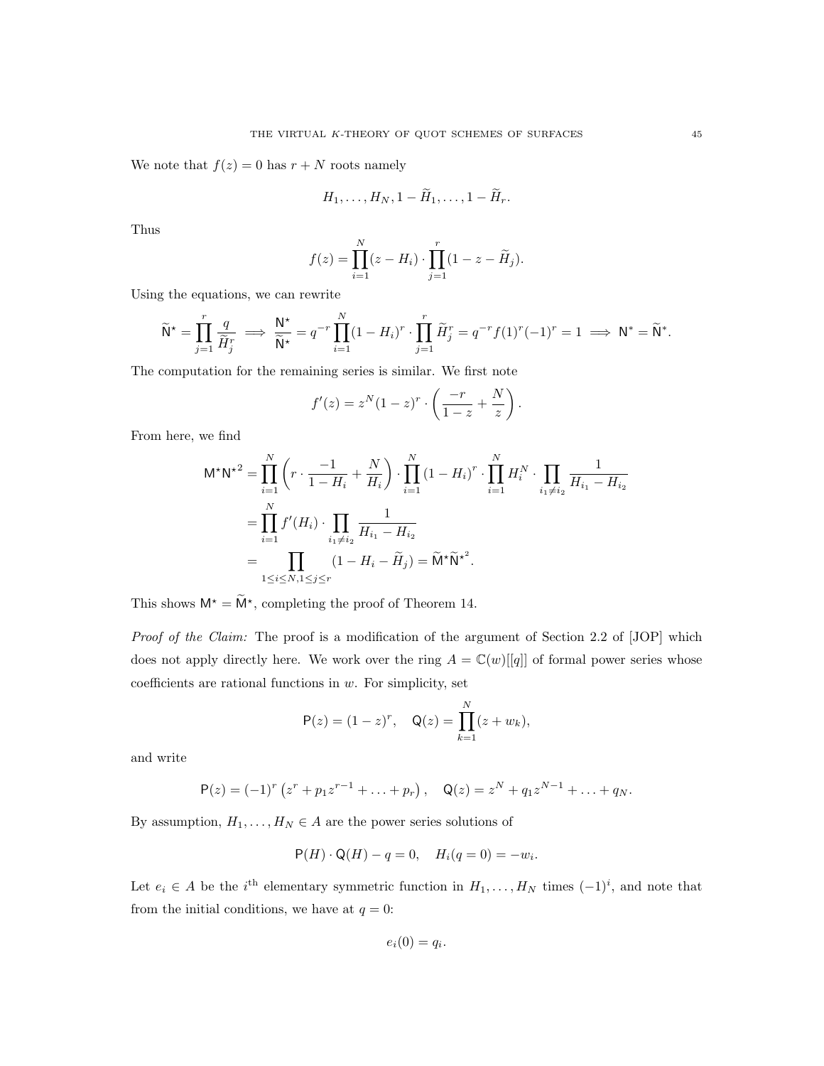We note that $f(z) = 0$ has $r + N$ roots namely

$$H_1, \ldots, H_N, 1 - \widetilde{H}_1, \ldots, 1 - \widetilde{H}_r.$$

Thus

$$f(z) = \prod_{i=1}^{N} (z - H_i) \cdot \prod_{j=1}^{r} (1 - z - \widetilde{H}_j).$$

Using the equations, we can rewrite

$$\widetilde{\mathsf{N}}^\star = \prod_{j=1}^{r} \frac{q}{\widetilde{H}_j^r} \implies \frac{\mathsf{N}^\star}{\widetilde{\mathsf{N}}^\star} = q^{-r} \prod_{i=1}^{N} (1 - H_i)^r \cdot \prod_{j=1}^{r} \widetilde{H}_j^r = q^{-r} f(1)^r (-1)^r = 1 \implies \mathsf{N}^* = \widetilde{\mathsf{N}}^*.$$

The computation for the remaining series is similar. We first note

$$f'(z) = z^N (1 - z)^r \cdot \left( \frac{-r}{1 - z} + \frac{N}{z} \right).$$

From here, we find

$$\begin{aligned}
\mathsf{M}^\star {\mathsf{N}^\star}^2 &= \prod_{i=1}^{N} \left( r \cdot \frac{-1}{1 - H_i} + \frac{N}{H_i} \right) \cdot \prod_{i=1}^{N} (1 - H_i)^r \cdot \prod_{i=1}^{N} H_i^N \cdot \prod_{i_1 \neq i_2} \frac{1}{H_{i_1} - H_{i_2}} \\
&= \prod_{i=1}^{N} f'(H_i) \cdot \prod_{i_1 \neq i_2} \frac{1}{H_{i_1} - H_{i_2}} \\
&= \prod_{1 \leq i \leq N, 1 \leq j \leq r} (1 - H_i - \widetilde{H}_j) = \widetilde{\mathsf{M}}^\star {\widetilde{\mathsf{N}}^\star}^2.
\end{aligned}$$

This shows $\mathsf{M}^\star = \widetilde{\mathsf{M}}^\star$, completing the proof of Theorem 14.

*Proof of the Claim:* The proof is a modification of the argument of Section 2.2 of [JOP] which does not apply directly here. We work over the ring $A = \mathbb{C}(w)[[q]]$ of formal power series whose coefficients are rational functions in $w$. For simplicity, set

$$\mathsf{P}(z) = (1 - z)^r, \quad \mathsf{Q}(z) = \prod_{k=1}^{N} (z + w_k),$$

and write

$$\mathsf{P}(z) = (-1)^r \left( z^r + p_1 z^{r-1} + \ldots + p_r \right), \quad \mathsf{Q}(z) = z^N + q_1 z^{N-1} + \ldots + q_N.$$

By assumption, $H_1, \ldots, H_N \in A$ are the power series solutions of

$$\mathsf{P}(H) \cdot \mathsf{Q}(H) - q = 0, \quad H_i(q = 0) = -w_i.$$

Let $e_i \in A$ be the $i^{\text{th}}$ elementary symmetric function in $H_1, \ldots, H_N$ times $(-1)^i$, and note that from the initial conditions, we have at $q = 0$:

$$e_i(0) = q_i.$$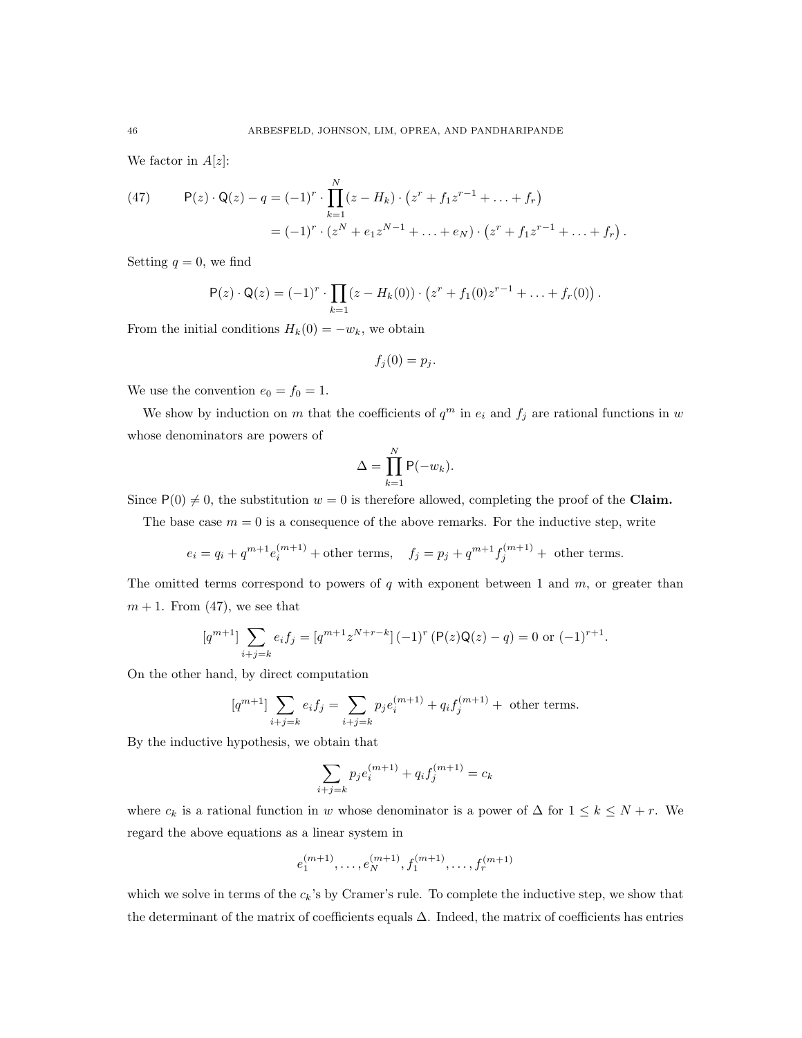We factor in $A[z]$:

$$
\begin{aligned}
(47) \qquad \mathsf{P}(z) \cdot \mathsf{Q}(z) - q &= (-1)^r \cdot \prod_{k=1}^{N} (z - H_k) \cdot \left(z^r + f_1 z^{r-1} + \ldots + f_r\right) \\
&= (-1)^r \cdot (z^N + e_1 z^{N-1} + \ldots + e_N) \cdot \left(z^r + f_1 z^{r-1} + \ldots + f_r\right).
\end{aligned}
$$

Setting $q = 0$, we find

$$
\mathsf{P}(z) \cdot \mathsf{Q}(z) = (-1)^r \cdot \prod_{k=1} (z - H_k(0)) \cdot \left(z^r + f_1(0) z^{r-1} + \ldots + f_r(0)\right).
$$

From the initial conditions $H_k(0) = -w_k$, we obtain

$$
f_j(0) = p_j.
$$

We use the convention $e_0 = f_0 = 1$.

We show by induction on $m$ that the coefficients of $q^m$ in $e_i$ and $f_j$ are rational functions in $w$ whose denominators are powers of

$$
\Delta = \prod_{k=1}^{N} \mathsf{P}(-w_k).
$$

Since $\mathsf{P}(0) \neq 0$, the substitution $w = 0$ is therefore allowed, completing the proof of the **Claim.**

The base case $m = 0$ is a consequence of the above remarks. For the inductive step, write

$$
e_i = q_i + q^{m+1} e_i^{(m+1)} + \text{other terms}, \quad f_j = p_j + q^{m+1} f_j^{(m+1)} + \text{ other terms.}
$$

The omitted terms correspond to powers of $q$ with exponent between 1 and $m$, or greater than $m+1$. From (47), we see that

$$
[q^{m+1}] \sum_{i+j=k} e_i f_j = [q^{m+1} z^{N+r-k}] \, (-1)^r \left(\mathsf{P}(z) \mathsf{Q}(z) - q\right) = 0 \text{ or } (-1)^{r+1}.
$$

On the other hand, by direct computation

$$
[q^{m+1}] \sum_{i+j=k} e_i f_j = \sum_{i+j=k} p_j e_i^{(m+1)} + q_i f_j^{(m+1)} + \text{ other terms.}
$$

By the inductive hypothesis, we obtain that

$$
\sum_{i+j=k} p_j e_i^{(m+1)} + q_i f_j^{(m+1)} = c_k
$$

where $c_k$ is a rational function in $w$ whose denominator is a power of $\Delta$ for $1 \leq k \leq N + r$. We regard the above equations as a linear system in

$$
e_1^{(m+1)}, \ldots, e_N^{(m+1)}, f_1^{(m+1)}, \ldots, f_r^{(m+1)}
$$

which we solve in terms of the $c_k$'s by Cramer's rule. To complete the inductive step, we show that the determinant of the matrix of coefficients equals $\Delta$. Indeed, the matrix of coefficients has entries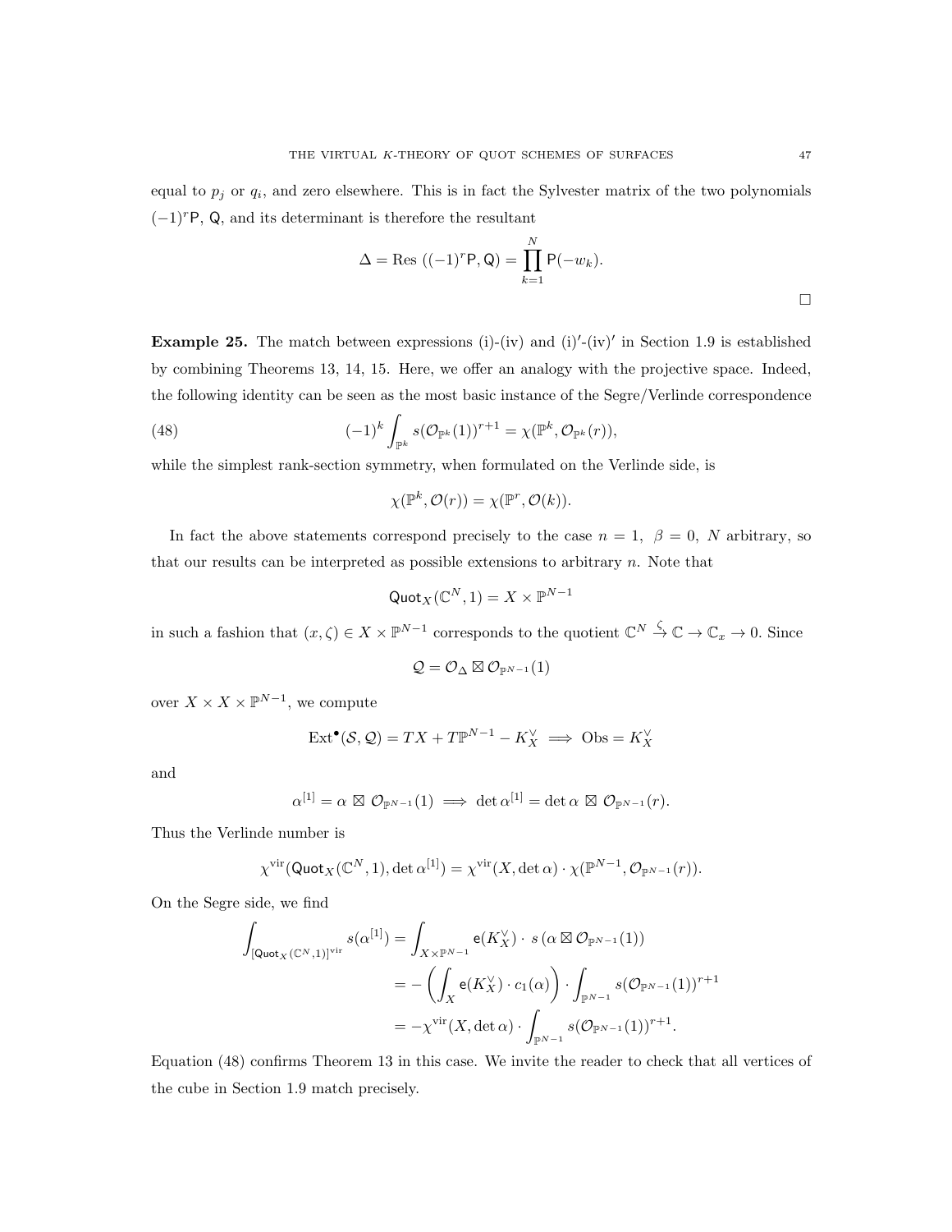equal to $p_j$ or $q_i$, and zero elsewhere. This is in fact the Sylvester matrix of the two polynomials $(-1)^r\mathsf{P}$, $\mathsf{Q}$, and its determinant is therefore the resultant

$$\Delta = \mathrm{Res}\ ((-1)^r\mathsf{P},\mathsf{Q}) = \prod_{k=1}^{N} \mathsf{P}(-w_k).$$

$\square$

**Example 25.** The match between expressions (i)-(iv) and (i)$'$-(iv)$'$ in Section 1.9 is established by combining Theorems 13, 14, 15. Here, we offer an analogy with the projective space. Indeed, the following identity can be seen as the most basic instance of the Segre/Verlinde correspondence

$$(-1)^k \int_{\mathbb{P}^k} s(\mathcal{O}_{\mathbb{P}^k}(1))^{r+1} = \chi(\mathbb{P}^k, \mathcal{O}_{\mathbb{P}^k}(r)), \tag{48}$$

while the simplest rank-section symmetry, when formulated on the Verlinde side, is

$$\chi(\mathbb{P}^k, \mathcal{O}(r)) = \chi(\mathbb{P}^r, \mathcal{O}(k)).$$

In fact the above statements correspond precisely to the case $n = 1,\ \beta = 0,\ N$ arbitrary, so that our results can be interpreted as possible extensions to arbitrary $n$. Note that

$$\mathsf{Quot}_X(\mathbb{C}^N, 1) = X \times \mathbb{P}^{N-1}$$

in such a fashion that $(x, \zeta) \in X \times \mathbb{P}^{N-1}$ corresponds to the quotient $\mathbb{C}^N \xrightarrow{\zeta} \mathbb{C} \to \mathbb{C}_x \to 0$. Since

$$\mathcal{Q} = \mathcal{O}_\Delta \boxtimes \mathcal{O}_{\mathbb{P}^{N-1}}(1)$$

over $X \times X \times \mathbb{P}^{N-1}$, we compute

$$\mathrm{Ext}^\bullet(\mathcal{S}, \mathcal{Q}) = TX + T\mathbb{P}^{N-1} - K_X^\vee \implies \mathrm{Obs} = K_X^\vee$$

and

$$\alpha^{[1]} = \alpha \boxtimes \mathcal{O}_{\mathbb{P}^{N-1}}(1) \implies \det \alpha^{[1]} = \det \alpha \boxtimes \mathcal{O}_{\mathbb{P}^{N-1}}(r).$$

Thus the Verlinde number is

$$\chi^{\mathrm{vir}}(\mathsf{Quot}_X(\mathbb{C}^N, 1), \det \alpha^{[1]}) = \chi^{\mathrm{vir}}(X, \det \alpha) \cdot \chi(\mathbb{P}^{N-1}, \mathcal{O}_{\mathbb{P}^{N-1}}(r)).$$

On the Segre side, we find

$$\begin{aligned}
\int_{[\mathsf{Quot}_X(\mathbb{C}^N,1)]^{\mathrm{vir}}} s(\alpha^{[1]}) &= \int_{X\times\mathbb{P}^{N-1}} \mathsf{e}(K_X^\vee) \cdot\ s\left(\alpha \boxtimes \mathcal{O}_{\mathbb{P}^{N-1}}(1)\right) \\
&= -\left(\int_X \mathsf{e}(K_X^\vee)\cdot c_1(\alpha)\right) \cdot \int_{\mathbb{P}^{N-1}} s(\mathcal{O}_{\mathbb{P}^{N-1}}(1))^{r+1} \\
&= -\chi^{\mathrm{vir}}(X, \det\alpha) \cdot \int_{\mathbb{P}^{N-1}} s(\mathcal{O}_{\mathbb{P}^{N-1}}(1))^{r+1}.
\end{aligned}$$

Equation (48) confirms Theorem 13 in this case. We invite the reader to check that all vertices of the cube in Section 1.9 match precisely.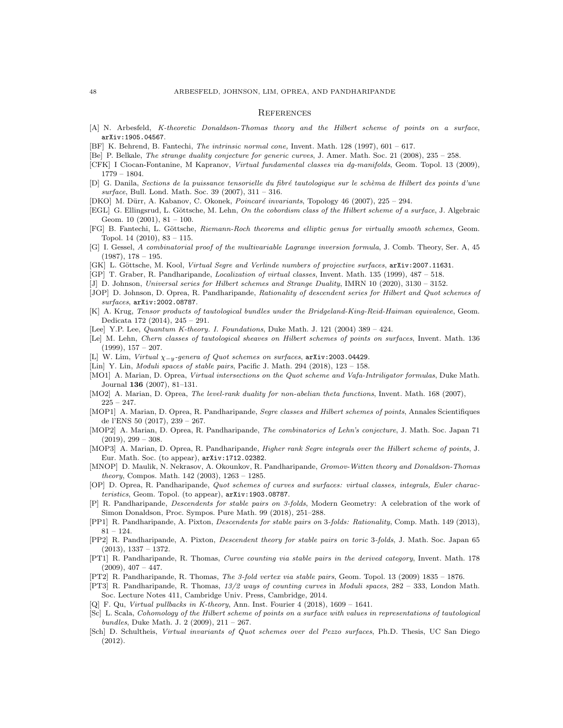## References

[A] N. Arbesfeld, *K-theoretic Donaldson-Thomas theory and the Hilbert scheme of points on a surface*, arXiv:1905.04567.

[BF] K. Behrend, B. Fantechi, *The intrinsic normal cone,* Invent. Math. 128 (1997), 601 – 617.

[Be] P. Belkale, *The strange duality conjecture for generic curves*, J. Amer. Math. Soc. 21 (2008), 235 – 258.

[CFK] I Ciocan-Fontanine, M Kapranov, *Virtual fundamental classes via dg-manifolds*, Geom. Topol. 13 (2009), 1779 – 1804.

[D] G. Danila, *Sections de la puissance tensorielle du fibré tautologique sur le schèma de Hilbert des points d'une surface*, Bull. Lond. Math. Soc. 39 (2007), 311 – 316.

[DKO] M. Dürr, A. Kabanov, C. Okonek, *Poincaré invariants*, Topology 46 (2007), 225 – 294.

[EGL] G. Ellingsrud, L. Göttsche, M. Lehn, *On the cobordism class of the Hilbert scheme of a surface*, J. Algebraic Geom. 10 (2001), 81 – 100.

[FG] B. Fantechi, L. Göttsche, *Riemann-Roch theorems and elliptic genus for virtually smooth schemes*, Geom. Topol. 14 (2010), 83 – 115.

[G] I. Gessel, *A combinatorial proof of the multivariable Lagrange inversion formula*, J. Comb. Theory, Ser. A, 45 (1987), 178 – 195.

[GK] L. Göttsche, M. Kool, *Virtual Segre and Verlinde numbers of projective surfaces*, arXiv:2007.11631.

[GP] T. Graber, R. Pandharipande, *Localization of virtual classes*, Invent. Math. 135 (1999), 487 – 518.

[J] D. Johnson, *Universal series for Hilbert schemes and Strange Duality*, IMRN 10 (2020), 3130 – 3152.

[JOP] D. Johnson, D. Oprea, R. Pandharipande, *Rationality of descendent series for Hilbert and Quot schemes of surfaces*, arXiv:2002.08787.

[K] A. Krug, *Tensor products of tautological bundles under the Bridgeland-King-Reid-Haiman equivalence*, Geom. Dedicata 172 (2014), 245 – 291.

[Lee] Y.P. Lee, *Quantum K-theory. I. Foundations*, Duke Math. J. 121 (2004) 389 – 424.

[Le] M. Lehn, *Chern classes of tautological sheaves on Hilbert schemes of points on surfaces*, Invent. Math. 136 (1999), 157 – 207.

[L] W. Lim, *Virtual $\chi_{-y}$-genera of Quot schemes on surfaces*, arXiv:2003.04429.

[Lin] Y. Lin, *Moduli spaces of stable pairs*, Pacific J. Math. 294 (2018), 123 – 158.

[MO1] A. Marian, D. Oprea, *Virtual intersections on the Quot scheme and Vafa-Intriligator formulas*, Duke Math. Journal **136** (2007), 81–131.

[MO2] A. Marian, D. Oprea, *The level-rank duality for non-abelian theta functions*, Invent. Math. 168 (2007), 225 – 247.

[MOP1] A. Marian, D. Oprea, R. Pandharipande, *Segre classes and Hilbert schemes of points*, Annales Scientifiques de l'ENS 50 (2017), 239 – 267.

[MOP2] A. Marian, D. Oprea, R. Pandharipande, *The combinatorics of Lehn's conjecture*, J. Math. Soc. Japan 71 (2019), 299 – 308.

[MOP3] A. Marian, D. Oprea, R. Pandharipande, *Higher rank Segre integrals over the Hilbert scheme of points*, J. Eur. Math. Soc. (to appear), arXiv:1712.02382.

[MNOP] D. Maulik, N. Nekrasov, A. Okounkov, R. Pandharipande, *Gromov-Witten theory and Donaldson-Thomas theory*, Compos. Math. 142 (2003), 1263 – 1285.

[OP] D. Oprea, R. Pandharipande, *Quot schemes of curves and surfaces: virtual classes, integrals, Euler characteristics*, Geom. Topol. (to appear), arXiv:1903.08787.

[P] R. Pandharipande, *Descendents for stable pairs on 3-folds*, Modern Geometry: A celebration of the work of Simon Donaldson, Proc. Sympos. Pure Math. 99 (2018), 251–288.

[PP1] R. Pandharipande, A. Pixton, *Descendents for stable pairs on* 3*-folds: Rationality*, Comp. Math. 149 (2013), 81 – 124.

[PP2] R. Pandharipande, A. Pixton, *Descendent theory for stable pairs on toric* 3*-folds*, J. Math. Soc. Japan 65 (2013), 1337 – 1372.

[PT1] R. Pandharipande, R. Thomas, *Curve counting via stable pairs in the derived category*, Invent. Math. 178 (2009), 407 – 447.

[PT2] R. Pandharipande, R. Thomas, *The 3-fold vertex via stable pairs*, Geom. Topol. 13 (2009) 1835 – 1876.

[PT3] R. Pandharipande, R. Thomas, *13/2 ways of counting curves* in *Moduli spaces*, 282 – 333, London Math. Soc. Lecture Notes 411, Cambridge Univ. Press, Cambridge, 2014.

[Q] F. Qu, *Virtual pullbacks in K-theory*, Ann. Inst. Fourier 4 (2018), 1609 – 1641.

[Sc] L. Scala, *Cohomology of the Hilbert scheme of points on a surface with values in representations of tautological bundles*, Duke Math. J. 2 (2009), 211 – 267.

[Sch] D. Schultheis, *Virtual invariants of Quot schemes over del Pezzo surfaces*, Ph.D. Thesis, UC San Diego (2012).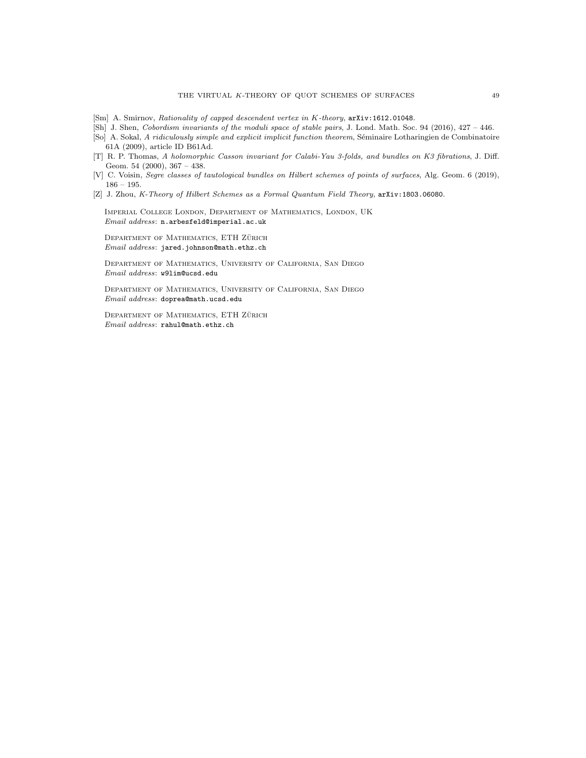[Sm] A. Smirnov, *Rationality of capped descendent vertex in $K$-theory*, arXiv:1612.01048.

[Sh] J. Shen, *Cobordism invariants of the moduli space of stable pairs*, J. Lond. Math. Soc. 94 (2016), 427 – 446.

[So] A. Sokal, *A ridiculously simple and explicit implicit function theorem*, Séminaire Lotharingien de Combinatoire 61A (2009), article ID B61Ad.

[T] R. P. Thomas, *A holomorphic Casson invariant for Calabi-Yau 3-folds, and bundles on K3 fibrations*, J. Diff. Geom. 54 (2000), 367 – 438.

[V] C. Voisin, *Segre classes of tautological bundles on Hilbert schemes of points of surfaces*, Alg. Geom. 6 (2019), 186 – 195.

[Z] J. Zhou, *K-Theory of Hilbert Schemes as a Formal Quantum Field Theory*, arXiv:1803.06080.

Imperial College London, Department of Mathematics, London, UK
*Email address*: n.arbesfeld@imperial.ac.uk

Department of Mathematics, ETH Zürich
*Email address*: jared.johnson@math.ethz.ch

Department of Mathematics, University of California, San Diego
*Email address*: w9lim@ucsd.edu

Department of Mathematics, University of California, San Diego
*Email address*: doprea@math.ucsd.edu

Department of Mathematics, ETH Zürich
*Email address*: rahul@math.ethz.ch